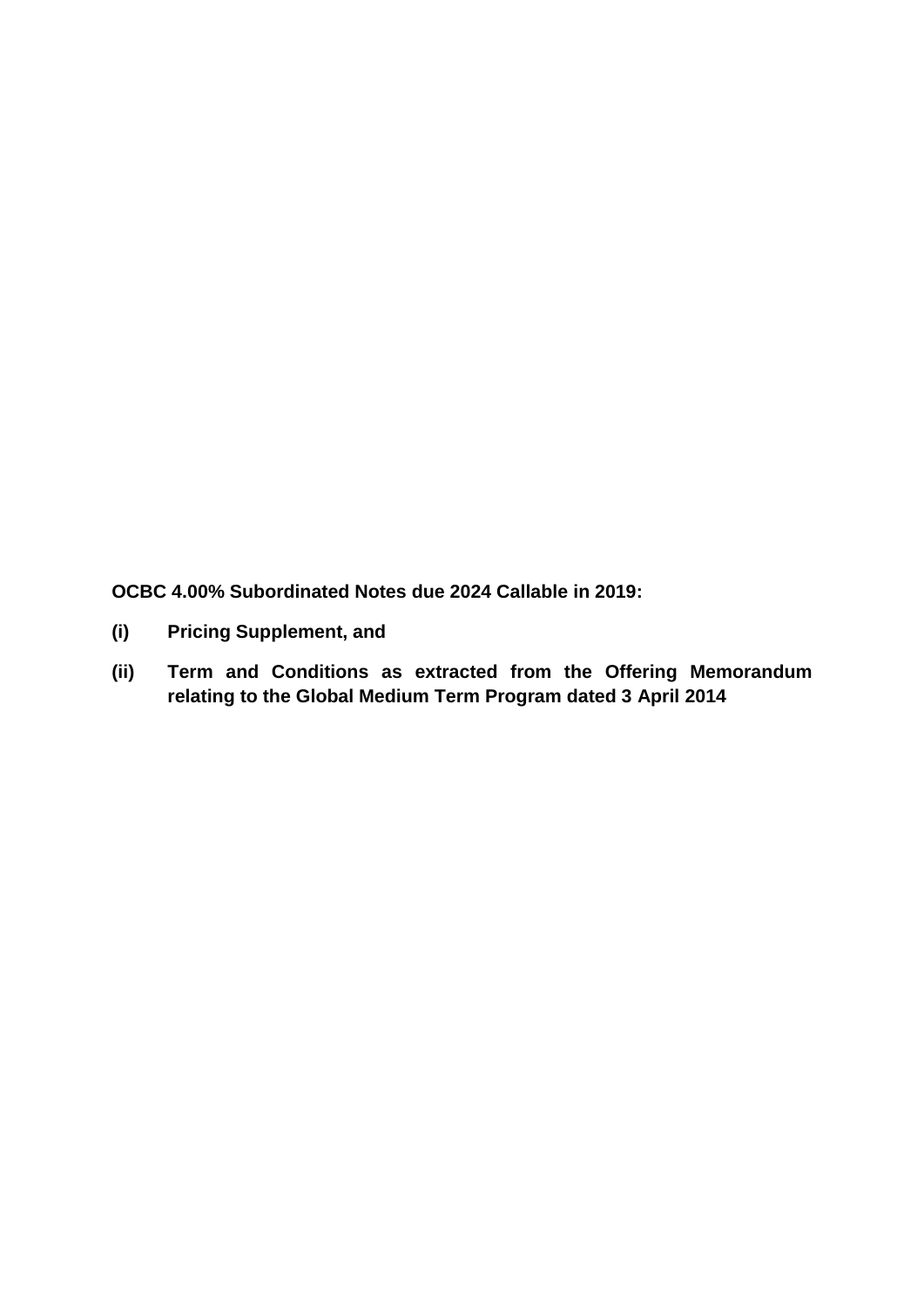**OCBC 4.00% Subordinated Notes due 2024 Callable in 2019:**

**(i) Pricing Supplement, and**

**(ii) Term and Conditions as extracted from the Offering Memorandum relating to the Global Medium Term Program dated 3 April 2014**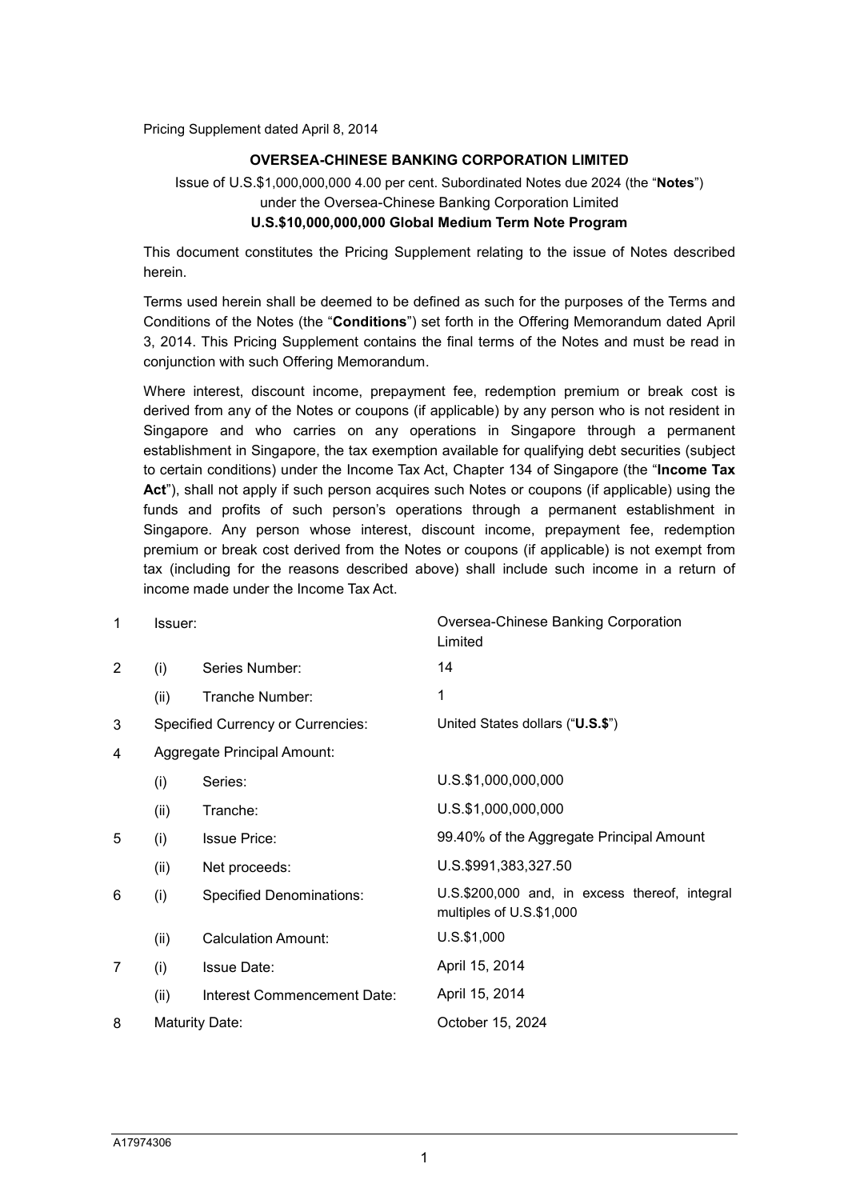Pricing Supplement dated April 8, 2014

**OVERSEA-CHINESE BANKING CORPORATION LIMITED**

Issue of U.S.$1,000,000,000 4.00 per cent. Subordinated Notes due 2024 (the "**Notes**") under the Oversea-Chinese Banking Corporation Limited

**U.S.$10,000,000,000 Global Medium Term Note Program**

This document constitutes the Pricing Supplement relating to the issue of Notes described herein.

Terms used herein shall be deemed to be defined as such for the purposes of the Terms and Conditions of the Notes (the "**Conditions**") set forth in the Offering Memorandum dated April 3, 2014. This Pricing Supplement contains the final terms of the Notes and must be read in conjunction with such Offering Memorandum.

Where interest, discount income, prepayment fee, redemption premium or break cost is derived from any of the Notes or coupons (if applicable) by any person who is not resident in Singapore and who carries on any operations in Singapore through a permanent establishment in Singapore, the tax exemption available for qualifying debt securities (subject to certain conditions) under the Income Tax Act, Chapter 134 of Singapore (the "**Income Tax Act**"), shall not apply if such person acquires such Notes or coupons (if applicable) using the funds and profits of such person's operations through a permanent establishment in Singapore. Any person whose interest, discount income, prepayment fee, redemption premium or break cost derived from the Notes or coupons (if applicable) is not exempt from tax (including for the reasons described above) shall include such income in a return of income made under the Income Tax Act.

| | | | |
|---|---|---|---|
| 1 | Issuer: | | Oversea-Chinese Banking Corporation Limited |
| 2 | (i) | Series Number: | 14 |
| | (ii) | Tranche Number: | 1 |
| 3 | Specified Currency or Currencies: | | United States dollars ("**U.S.$**") |
| 4 | Aggregate Principal Amount: | | |
| | (i) | Series: | U.S.$1,000,000,000 |
| | (ii) | Tranche: | U.S.$1,000,000,000 |
| 5 | (i) | Issue Price: | 99.40% of the Aggregate Principal Amount |
| | (ii) | Net proceeds: | U.S.$991,383,327.50 |
| 6 | (i) | Specified Denominations: | U.S.$200,000 and, in excess thereof, integral multiples of U.S.$1,000 |
| | (ii) | Calculation Amount: | U.S.$1,000 |
| 7 | (i) | Issue Date: | April 15, 2014 |
| | (ii) | Interest Commencement Date: | April 15, 2014 |
| 8 | Maturity Date: | | October 15, 2024 |

A17974306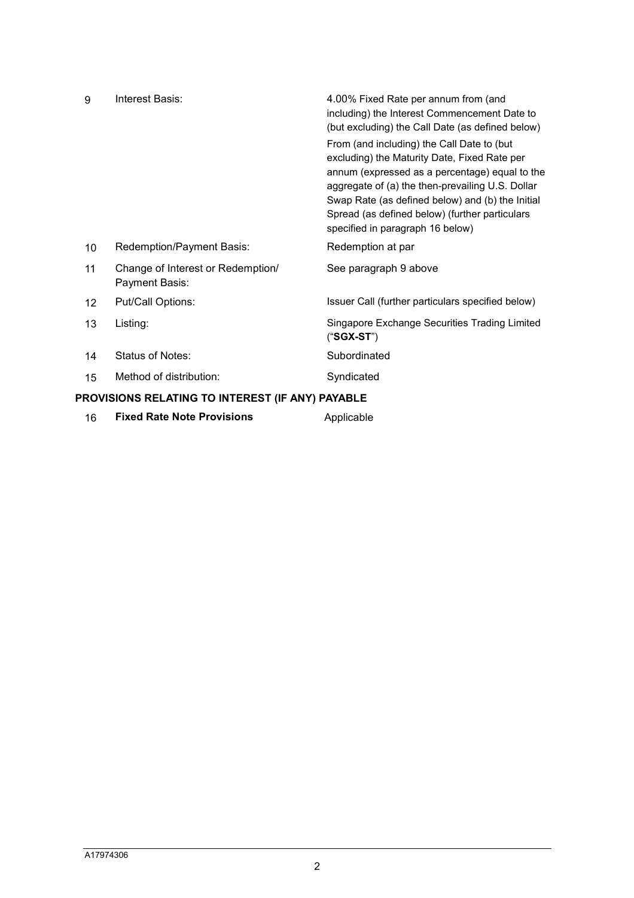| | | |
|---|---|---|
| 9 | Interest Basis: | 4.00% Fixed Rate per annum from (and including) the Interest Commencement Date to (but excluding) the Call Date (as defined below)<br><br>From (and including) the Call Date to (but excluding) the Maturity Date, Fixed Rate per annum (expressed as a percentage) equal to the aggregate of (a) the then-prevailing U.S. Dollar Swap Rate (as defined below) and (b) the Initial Spread (as defined below) (further particulars specified in paragraph 16 below) |
| 10 | Redemption/Payment Basis: | Redemption at par |
| 11 | Change of Interest or Redemption/ Payment Basis: | See paragraph 9 above |
| 12 | Put/Call Options: | Issuer Call (further particulars specified below) |
| 13 | Listing: | Singapore Exchange Securities Trading Limited ("**SGX-ST**") |
| 14 | Status of Notes: | Subordinated |
| 15 | Method of distribution: | Syndicated |

**PROVISIONS RELATING TO INTEREST (IF ANY) PAYABLE**

| | | |
|---|---|---|
| 16 | **Fixed Rate Note Provisions** | Applicable |

A17974306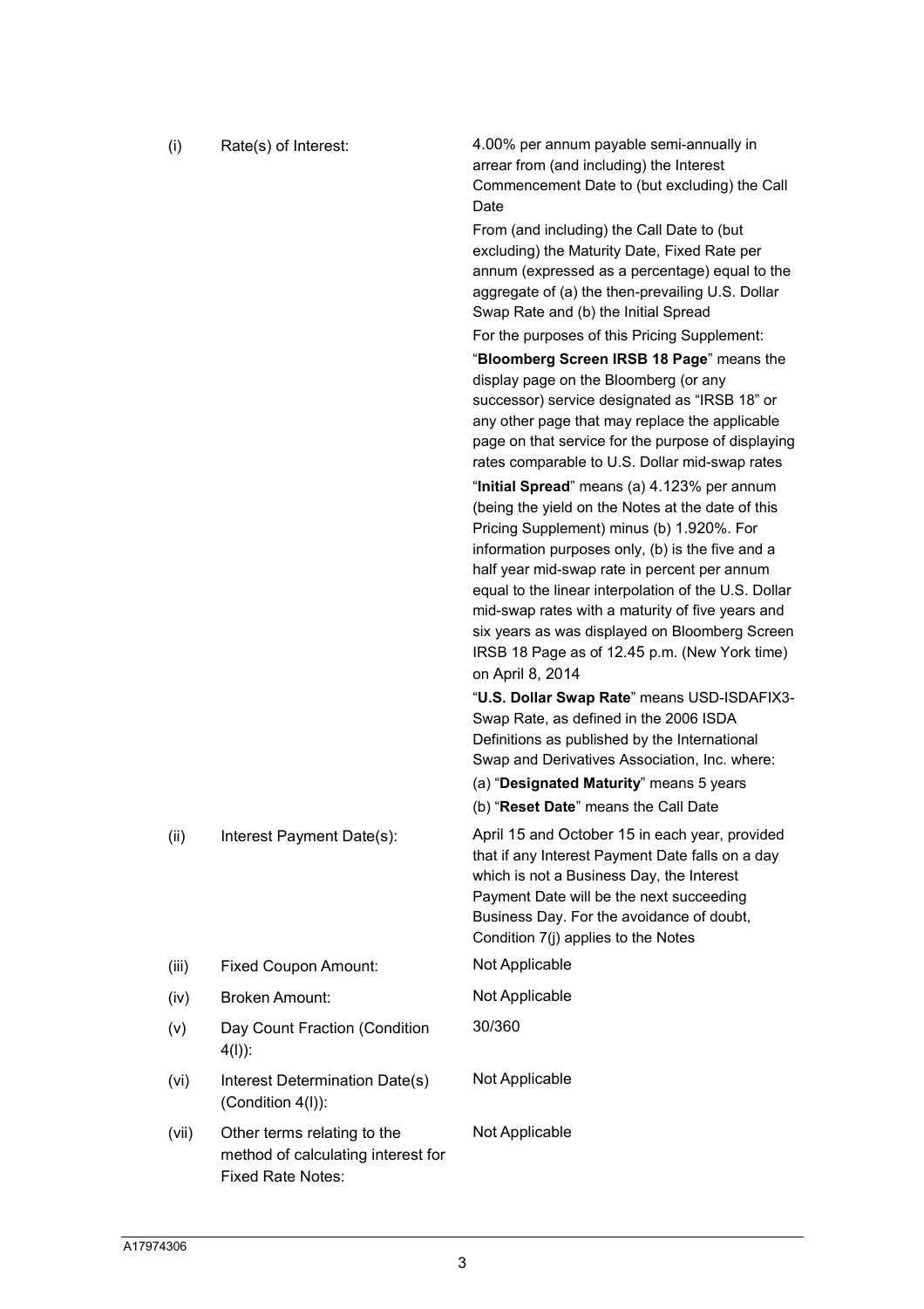| | | |
|---|---|---|
| (i) | Rate(s) of Interest: | 4.00% per annum payable semi-annually in arrear from (and including) the Interest Commencement Date to (but excluding) the Call Date<br><br>From (and including) the Call Date to (but excluding) the Maturity Date, Fixed Rate per annum (expressed as a percentage) equal to the aggregate of (a) the then-prevailing U.S. Dollar Swap Rate and (b) the Initial Spread<br><br>For the purposes of this Pricing Supplement:<br><br>"**Bloomberg Screen IRSB 18 Page**" means the display page on the Bloomberg (or any successor) service designated as "IRSB 18" or any other page that may replace the applicable page on that service for the purpose of displaying rates comparable to U.S. Dollar mid-swap rates<br><br>"**Initial Spread**" means (a) 4.123% per annum (being the yield on the Notes at the date of this Pricing Supplement) minus (b) 1.920%. For information purposes only, (b) is the five and a half year mid-swap rate in percent per annum equal to the linear interpolation of the U.S. Dollar mid-swap rates with a maturity of five years and six years as was displayed on Bloomberg Screen IRSB 18 Page as of 12.45 p.m. (New York time) on April 8, 2014<br><br>"**U.S. Dollar Swap Rate**" means USD-ISDAFIX3-Swap Rate, as defined in the 2006 ISDA Definitions as published by the International Swap and Derivatives Association, Inc. where:<br><br>(a) "**Designated Maturity**" means 5 years<br><br>(b) "**Reset Date**" means the Call Date |
| (ii) | Interest Payment Date(s): | April 15 and October 15 in each year, provided that if any Interest Payment Date falls on a day which is not a Business Day, the Interest Payment Date will be the next succeeding Business Day. For the avoidance of doubt, Condition 7(j) applies to the Notes |
| (iii) | Fixed Coupon Amount: | Not Applicable |
| (iv) | Broken Amount: | Not Applicable |
| (v) | Day Count Fraction (Condition 4(l)): | 30/360 |
| (vi) | Interest Determination Date(s) (Condition 4(l)): | Not Applicable |
| (vii) | Other terms relating to the method of calculating interest for Fixed Rate Notes: | Not Applicable |

A17974306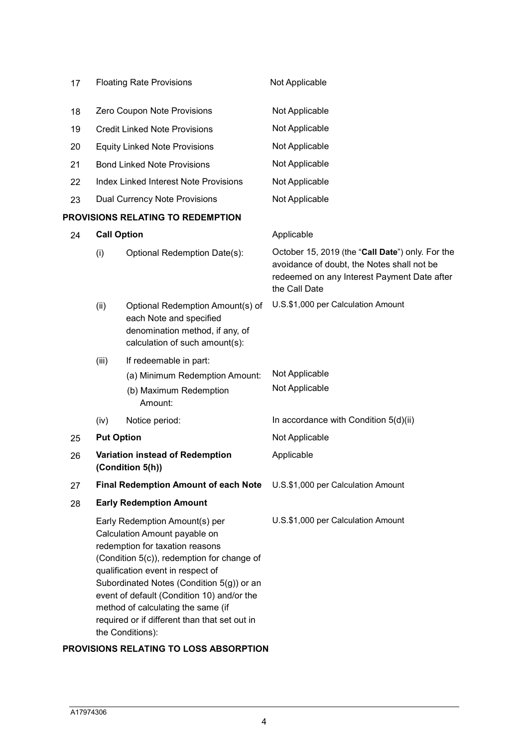| | | | |
|---|---|---|---|
| 17 | Floating Rate Provisions | | Not Applicable |
| 18 | Zero Coupon Note Provisions | | Not Applicable |
| 19 | Credit Linked Note Provisions | | Not Applicable |
| 20 | Equity Linked Note Provisions | | Not Applicable |
| 21 | Bond Linked Note Provisions | | Not Applicable |
| 22 | Index Linked Interest Note Provisions | | Not Applicable |
| 23 | Dual Currency Note Provisions | | Not Applicable |

**PROVISIONS RELATING TO REDEMPTION**

| | | | |
|---|---|---|---|
| 24 | **Call Option** | | Applicable |
| | (i) | Optional Redemption Date(s): | October 15, 2019 (the "**Call Date**") only. For the avoidance of doubt, the Notes shall not be redeemed on any Interest Payment Date after the Call Date |
| | (ii) | Optional Redemption Amount(s) of each Note and specified denomination method, if any, of calculation of such amount(s): | U.S.$1,000 per Calculation Amount |
| | (iii) | If redeemable in part: | |
| | | (a) Minimum Redemption Amount: | Not Applicable |
| | | (b) Maximum Redemption Amount: | Not Applicable |
| | (iv) | Notice period: | In accordance with Condition 5(d)(ii) |
| 25 | **Put Option** | | Not Applicable |
| 26 | **Variation instead of Redemption (Condition 5(h))** | | Applicable |
| 27 | **Final Redemption Amount of each Note** | | U.S.$1,000 per Calculation Amount |
| 28 | **Early Redemption Amount** | | |
| | Early Redemption Amount(s) per Calculation Amount payable on redemption for taxation reasons (Condition 5(c)), redemption for change of qualification event in respect of Subordinated Notes (Condition 5(g)) or an event of default (Condition 10) and/or the method of calculating the same (if required or if different than that set out in the Conditions): | | U.S.$1,000 per Calculation Amount |

**PROVISIONS RELATING TO LOSS ABSORPTION**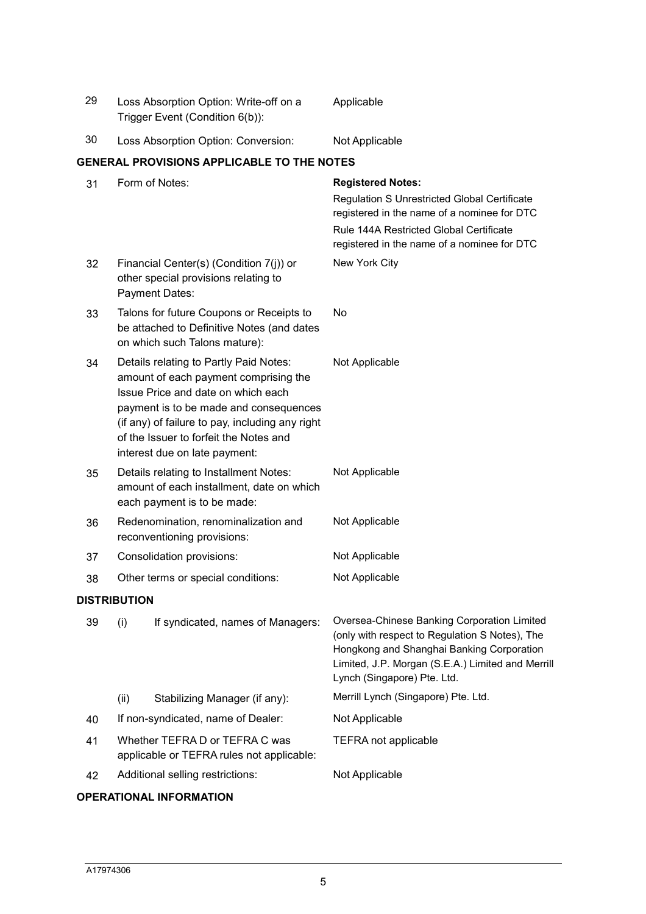| | | |
|---|---|---|
| 29 | Loss Absorption Option: Write-off on a Trigger Event (Condition 6(b)): | Applicable |
| 30 | Loss Absorption Option: Conversion: | Not Applicable |

**GENERAL PROVISIONS APPLICABLE TO THE NOTES**

| | | |
|---|---|---|
| 31 | Form of Notes: | **Registered Notes:**<br>Regulation S Unrestricted Global Certificate registered in the name of a nominee for DTC<br>Rule 144A Restricted Global Certificate registered in the name of a nominee for DTC |
| 32 | Financial Center(s) (Condition 7(j)) or other special provisions relating to Payment Dates: | New York City |
| 33 | Talons for future Coupons or Receipts to be attached to Definitive Notes (and dates on which such Talons mature): | No |
| 34 | Details relating to Partly Paid Notes: amount of each payment comprising the Issue Price and date on which each payment is to be made and consequences (if any) of failure to pay, including any right of the Issuer to forfeit the Notes and interest due on late payment: | Not Applicable |
| 35 | Details relating to Installment Notes: amount of each installment, date on which each payment is to be made: | Not Applicable |
| 36 | Redenomination, renominalization and reconventioning provisions: | Not Applicable |
| 37 | Consolidation provisions: | Not Applicable |
| 38 | Other terms or special conditions: | Not Applicable |

**DISTRIBUTION**

| | | |
|---|---|---|
| 39 | (i) If syndicated, names of Managers: | Oversea-Chinese Banking Corporation Limited (only with respect to Regulation S Notes), The Hongkong and Shanghai Banking Corporation Limited, J.P. Morgan (S.E.A.) Limited and Merrill Lynch (Singapore) Pte. Ltd. |
| | (ii) Stabilizing Manager (if any): | Merrill Lynch (Singapore) Pte. Ltd. |
| 40 | If non-syndicated, name of Dealer: | Not Applicable |
| 41 | Whether TEFRA D or TEFRA C was applicable or TEFRA rules not applicable: | TEFRA not applicable |
| 42 | Additional selling restrictions: | Not Applicable |

**OPERATIONAL INFORMATION**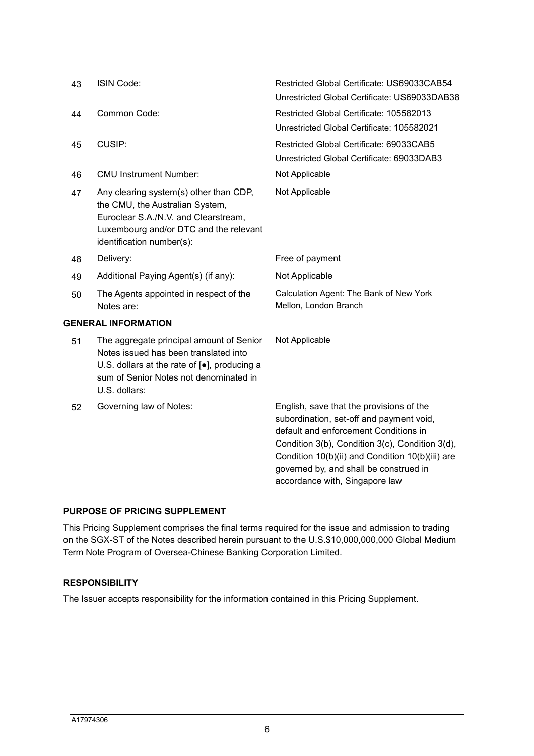| | | |
|---|---|---|
| 43 | ISIN Code: | Restricted Global Certificate: US69033CAB54<br>Unrestricted Global Certificate: US69033DAB38 |
| 44 | Common Code: | Restricted Global Certificate: 105582013<br>Unrestricted Global Certificate: 105582021 |
| 45 | CUSIP: | Restricted Global Certificate: 69033CAB5<br>Unrestricted Global Certificate: 69033DAB3 |
| 46 | CMU Instrument Number: | Not Applicable |
| 47 | Any clearing system(s) other than CDP, the CMU, the Australian System, Euroclear S.A./N.V. and Clearstream, Luxembourg and/or DTC and the relevant identification number(s): | Not Applicable |
| 48 | Delivery: | Free of payment |
| 49 | Additional Paying Agent(s) (if any): | Not Applicable |
| 50 | The Agents appointed in respect of the Notes are: | Calculation Agent: The Bank of New York Mellon, London Branch |

**GENERAL INFORMATION**

| | | |
|---|---|---|
| 51 | The aggregate principal amount of Senior Notes issued has been translated into U.S. dollars at the rate of [●], producing a sum of Senior Notes not denominated in U.S. dollars: | Not Applicable |
| 52 | Governing law of Notes: | English, save that the provisions of the subordination, set-off and payment void, default and enforcement Conditions in Condition 3(b), Condition 3(c), Condition 3(d), Condition 10(b)(ii) and Condition 10(b)(iii) are governed by, and shall be construed in accordance with, Singapore law |

**PURPOSE OF PRICING SUPPLEMENT**

This Pricing Supplement comprises the final terms required for the issue and admission to trading on the SGX-ST of the Notes described herein pursuant to the U.S.$10,000,000,000 Global Medium Term Note Program of Oversea-Chinese Banking Corporation Limited.

**RESPONSIBILITY**

The Issuer accepts responsibility for the information contained in this Pricing Supplement.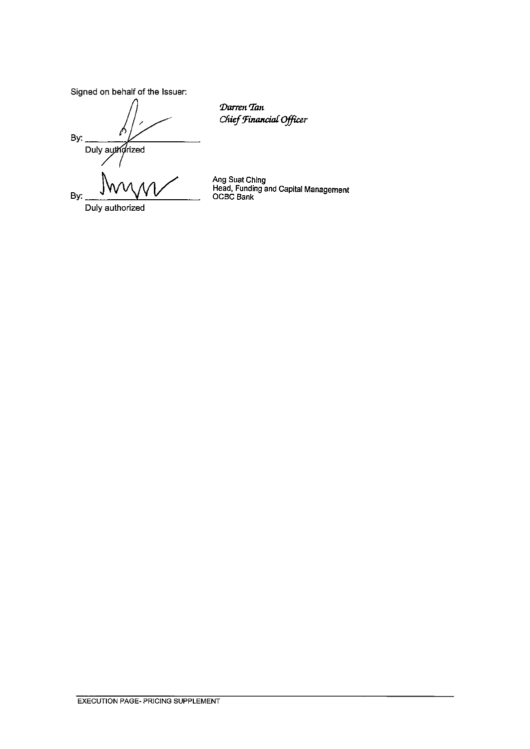Signed on behalf of the Issuer:

By: ______________________
Duly authorized

*Darren Tan*
*Chief Financial Officer*

By: ______________________
Duly authorized

Ang Suat Ching
Head, Funding and Capital Management
OCBC Bank

EXECUTION PAGE- PRICING SUPPLEMENT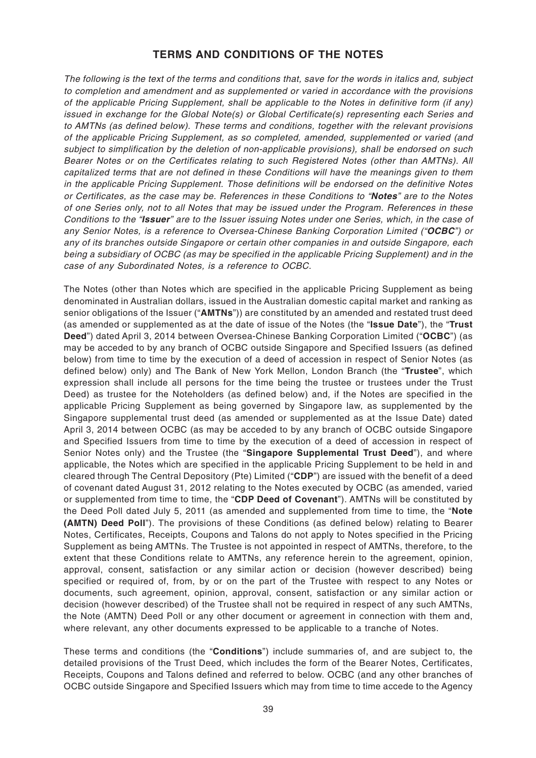## TERMS AND CONDITIONS OF THE NOTES

*The following is the text of the terms and conditions that, save for the words in italics and, subject to completion and amendment and as supplemented or varied in accordance with the provisions of the applicable Pricing Supplement, shall be applicable to the Notes in definitive form (if any) issued in exchange for the Global Note(s) or Global Certificate(s) representing each Series and to AMTNs (as defined below). These terms and conditions, together with the relevant provisions of the applicable Pricing Supplement, as so completed, amended, supplemented or varied (and subject to simplification by the deletion of non-applicable provisions), shall be endorsed on such Bearer Notes or on the Certificates relating to such Registered Notes (other than AMTNs). All capitalized terms that are not defined in these Conditions will have the meanings given to them in the applicable Pricing Supplement. Those definitions will be endorsed on the definitive Notes or Certificates, as the case may be. References in these Conditions to "**Notes**" are to the Notes of one Series only, not to all Notes that may be issued under the Program. References in these Conditions to the "**Issuer**" are to the Issuer issuing Notes under one Series, which, in the case of any Senior Notes, is a reference to Oversea-Chinese Banking Corporation Limited ("**OCBC**") or any of its branches outside Singapore or certain other companies in and outside Singapore, each being a subsidiary of OCBC (as may be specified in the applicable Pricing Supplement) and in the case of any Subordinated Notes, is a reference to OCBC.*

The Notes (other than Notes which are specified in the applicable Pricing Supplement as being denominated in Australian dollars, issued in the Australian domestic capital market and ranking as senior obligations of the Issuer ("**AMTNs**")) are constituted by an amended and restated trust deed (as amended or supplemented as at the date of issue of the Notes (the "**Issue Date**"), the "**Trust Deed**") dated April 3, 2014 between Oversea-Chinese Banking Corporation Limited ("**OCBC**") (as may be acceded to by any branch of OCBC outside Singapore and Specified Issuers (as defined below) from time to time by the execution of a deed of accession in respect of Senior Notes (as defined below) only) and The Bank of New York Mellon, London Branch (the "**Trustee**", which expression shall include all persons for the time being the trustee or trustees under the Trust Deed) as trustee for the Noteholders (as defined below) and, if the Notes are specified in the applicable Pricing Supplement as being governed by Singapore law, as supplemented by the Singapore supplemental trust deed (as amended or supplemented as at the Issue Date) dated April 3, 2014 between OCBC (as may be acceded to by any branch of OCBC outside Singapore and Specified Issuers from time to time by the execution of a deed of accession in respect of Senior Notes only) and the Trustee (the "**Singapore Supplemental Trust Deed**"), and where applicable, the Notes which are specified in the applicable Pricing Supplement to be held in and cleared through The Central Depository (Pte) Limited ("**CDP**") are issued with the benefit of a deed of covenant dated August 31, 2012 relating to the Notes executed by OCBC (as amended, varied or supplemented from time to time, the "**CDP Deed of Covenant**"). AMTNs will be constituted by the Deed Poll dated July 5, 2011 (as amended and supplemented from time to time, the "**Note (AMTN) Deed Poll**"). The provisions of these Conditions (as defined below) relating to Bearer Notes, Certificates, Receipts, Coupons and Talons do not apply to Notes specified in the Pricing Supplement as being AMTNs. The Trustee is not appointed in respect of AMTNs, therefore, to the extent that these Conditions relate to AMTNs, any reference herein to the agreement, opinion, approval, consent, satisfaction or any similar action or decision (however described) being specified or required of, from, by or on the part of the Trustee with respect to any Notes or documents, such agreement, opinion, approval, consent, satisfaction or any similar action or decision (however described) of the Trustee shall not be required in respect of any such AMTNs, the Note (AMTN) Deed Poll or any other document or agreement in connection with them and, where relevant, any other documents expressed to be applicable to a tranche of Notes.

These terms and conditions (the "**Conditions**") include summaries of, and are subject to, the detailed provisions of the Trust Deed, which includes the form of the Bearer Notes, Certificates, Receipts, Coupons and Talons defined and referred to below. OCBC (and any other branches of OCBC outside Singapore and Specified Issuers which may from time to time accede to the Agency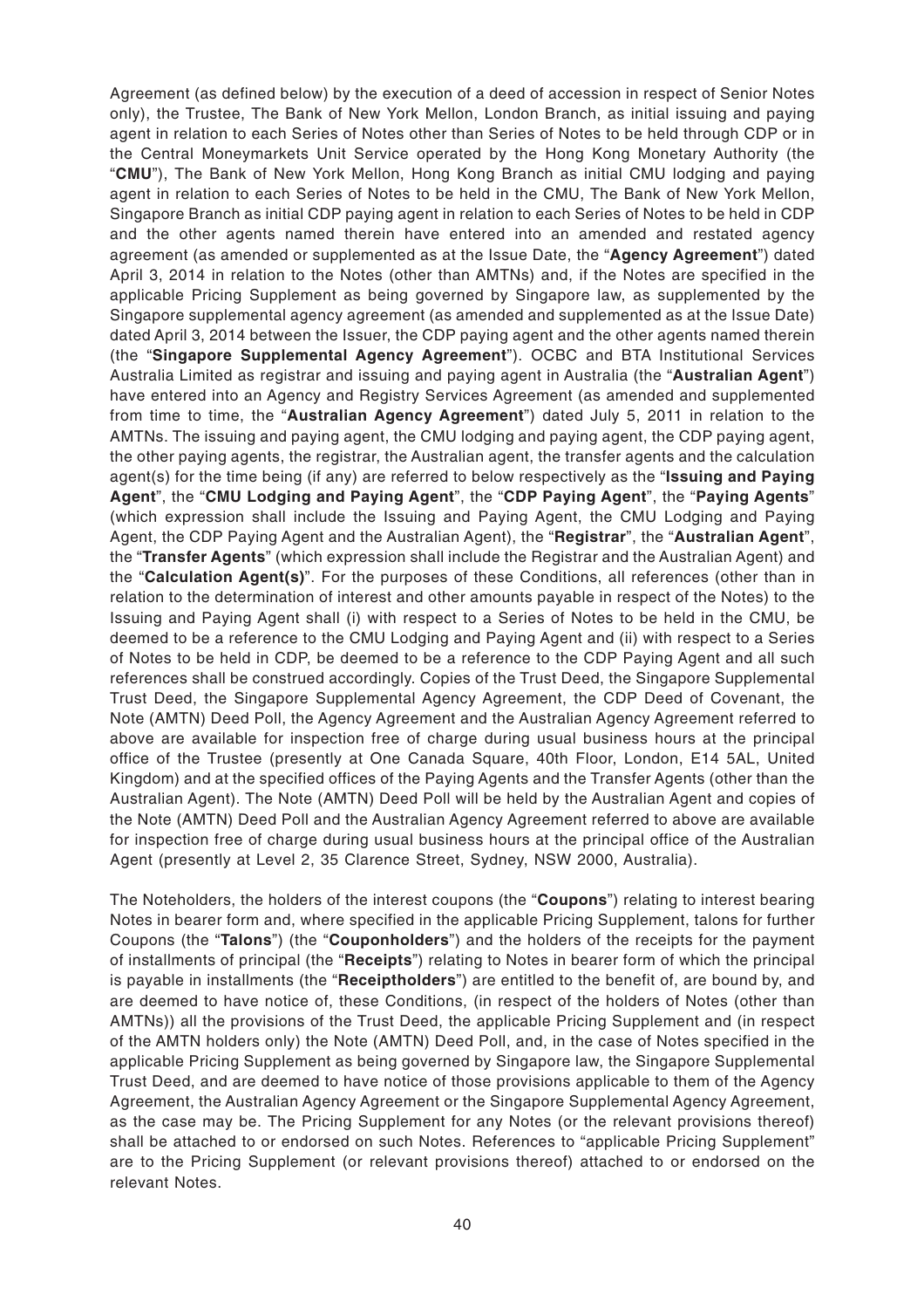Agreement (as defined below) by the execution of a deed of accession in respect of Senior Notes only), the Trustee, The Bank of New York Mellon, London Branch, as initial issuing and paying agent in relation to each Series of Notes other than Series of Notes to be held through CDP or in the Central Moneymarkets Unit Service operated by the Hong Kong Monetary Authority (the "**CMU**"), The Bank of New York Mellon, Hong Kong Branch as initial CMU lodging and paying agent in relation to each Series of Notes to be held in the CMU, The Bank of New York Mellon, Singapore Branch as initial CDP paying agent in relation to each Series of Notes to be held in CDP and the other agents named therein have entered into an amended and restated agency agreement (as amended or supplemented as at the Issue Date, the "**Agency Agreement**") dated April 3, 2014 in relation to the Notes (other than AMTNs) and, if the Notes are specified in the applicable Pricing Supplement as being governed by Singapore law, as supplemented by the Singapore supplemental agency agreement (as amended and supplemented as at the Issue Date) dated April 3, 2014 between the Issuer, the CDP paying agent and the other agents named therein (the "**Singapore Supplemental Agency Agreement**"). OCBC and BTA Institutional Services Australia Limited as registrar and issuing and paying agent in Australia (the "**Australian Agent**") have entered into an Agency and Registry Services Agreement (as amended and supplemented from time to time, the "**Australian Agency Agreement**") dated July 5, 2011 in relation to the AMTNs. The issuing and paying agent, the CMU lodging and paying agent, the CDP paying agent, the other paying agents, the registrar, the Australian agent, the transfer agents and the calculation agent(s) for the time being (if any) are referred to below respectively as the "**Issuing and Paying Agent**", the "**CMU Lodging and Paying Agent**", the "**CDP Paying Agent**", the "**Paying Agents**" (which expression shall include the Issuing and Paying Agent, the CMU Lodging and Paying Agent, the CDP Paying Agent and the Australian Agent), the "**Registrar**", the "**Australian Agent**", the "**Transfer Agents**" (which expression shall include the Registrar and the Australian Agent) and the "**Calculation Agent(s)**". For the purposes of these Conditions, all references (other than in relation to the determination of interest and other amounts payable in respect of the Notes) to the Issuing and Paying Agent shall (i) with respect to a Series of Notes to be held in the CMU, be deemed to be a reference to the CMU Lodging and Paying Agent and (ii) with respect to a Series of Notes to be held in CDP, be deemed to be a reference to the CDP Paying Agent and all such references shall be construed accordingly. Copies of the Trust Deed, the Singapore Supplemental Trust Deed, the Singapore Supplemental Agency Agreement, the CDP Deed of Covenant, the Note (AMTN) Deed Poll, the Agency Agreement and the Australian Agency Agreement referred to above are available for inspection free of charge during usual business hours at the principal office of the Trustee (presently at One Canada Square, 40th Floor, London, E14 5AL, United Kingdom) and at the specified offices of the Paying Agents and the Transfer Agents (other than the Australian Agent). The Note (AMTN) Deed Poll will be held by the Australian Agent and copies of the Note (AMTN) Deed Poll and the Australian Agency Agreement referred to above are available for inspection free of charge during usual business hours at the principal office of the Australian Agent (presently at Level 2, 35 Clarence Street, Sydney, NSW 2000, Australia).

The Noteholders, the holders of the interest coupons (the "**Coupons**") relating to interest bearing Notes in bearer form and, where specified in the applicable Pricing Supplement, talons for further Coupons (the "**Talons**") (the "**Couponholders**") and the holders of the receipts for the payment of installments of principal (the "**Receipts**") relating to Notes in bearer form of which the principal is payable in installments (the "**Receiptholders**") are entitled to the benefit of, are bound by, and are deemed to have notice of, these Conditions, (in respect of the holders of Notes (other than AMTNs)) all the provisions of the Trust Deed, the applicable Pricing Supplement and (in respect of the AMTN holders only) the Note (AMTN) Deed Poll, and, in the case of Notes specified in the applicable Pricing Supplement as being governed by Singapore law, the Singapore Supplemental Trust Deed, and are deemed to have notice of those provisions applicable to them of the Agency Agreement, the Australian Agency Agreement or the Singapore Supplemental Agency Agreement, as the case may be. The Pricing Supplement for any Notes (or the relevant provisions thereof) shall be attached to or endorsed on such Notes. References to "applicable Pricing Supplement" are to the Pricing Supplement (or relevant provisions thereof) attached to or endorsed on the relevant Notes.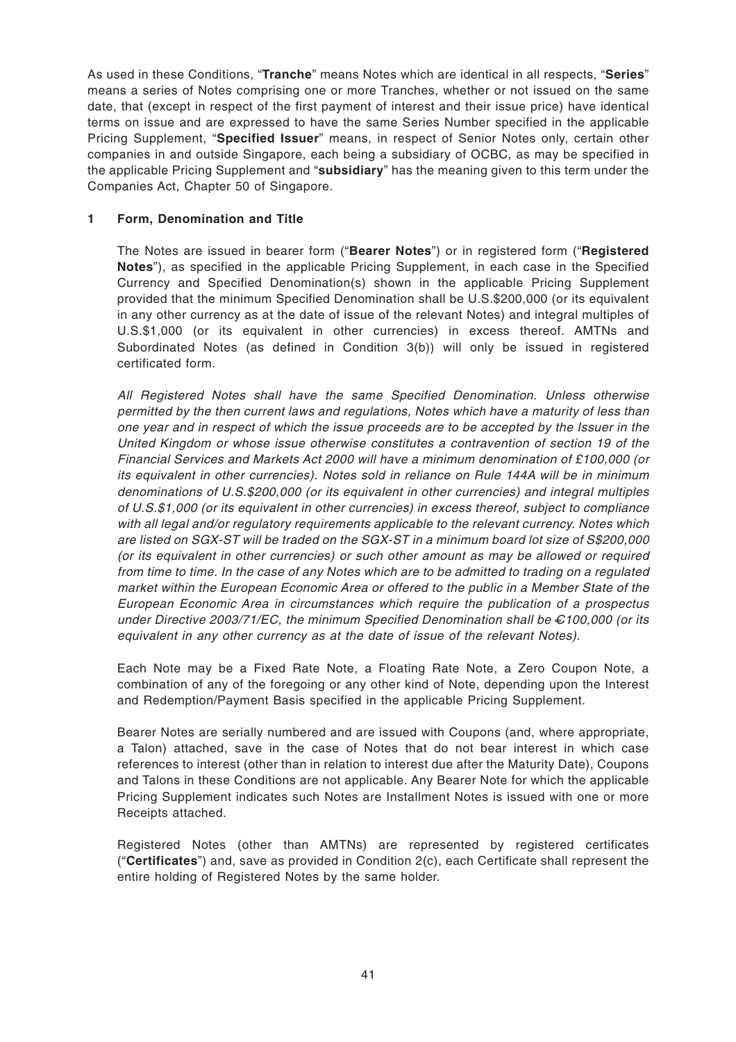As used in these Conditions, "**Tranche**" means Notes which are identical in all respects, "**Series**" means a series of Notes comprising one or more Tranches, whether or not issued on the same date, that (except in respect of the first payment of interest and their issue price) have identical terms on issue and are expressed to have the same Series Number specified in the applicable Pricing Supplement, "**Specified Issuer**" means, in respect of Senior Notes only, certain other companies in and outside Singapore, each being a subsidiary of OCBC, as may be specified in the applicable Pricing Supplement and "**subsidiary**" has the meaning given to this term under the Companies Act, Chapter 50 of Singapore.

## 1 Form, Denomination and Title

The Notes are issued in bearer form ("**Bearer Notes**") or in registered form ("**Registered Notes**"), as specified in the applicable Pricing Supplement, in each case in the Specified Currency and Specified Denomination(s) shown in the applicable Pricing Supplement provided that the minimum Specified Denomination shall be U.S.$200,000 (or its equivalent in any other currency as at the date of issue of the relevant Notes) and integral multiples of U.S.$1,000 (or its equivalent in other currencies) in excess thereof. AMTNs and Subordinated Notes (as defined in Condition 3(b)) will only be issued in registered certificated form.

*All Registered Notes shall have the same Specified Denomination. Unless otherwise permitted by the then current laws and regulations, Notes which have a maturity of less than one year and in respect of which the issue proceeds are to be accepted by the Issuer in the United Kingdom or whose issue otherwise constitutes a contravention of section 19 of the Financial Services and Markets Act 2000 will have a minimum denomination of £100,000 (or its equivalent in other currencies). Notes sold in reliance on Rule 144A will be in minimum denominations of U.S.$200,000 (or its equivalent in other currencies) and integral multiples of U.S.$1,000 (or its equivalent in other currencies) in excess thereof, subject to compliance with all legal and/or regulatory requirements applicable to the relevant currency. Notes which are listed on SGX-ST will be traded on the SGX-ST in a minimum board lot size of S$200,000 (or its equivalent in other currencies) or such other amount as may be allowed or required from time to time. In the case of any Notes which are to be admitted to trading on a regulated market within the European Economic Area or offered to the public in a Member State of the European Economic Area in circumstances which require the publication of a prospectus under Directive 2003/71/EC, the minimum Specified Denomination shall be €100,000 (or its equivalent in any other currency as at the date of issue of the relevant Notes).*

Each Note may be a Fixed Rate Note, a Floating Rate Note, a Zero Coupon Note, a combination of any of the foregoing or any other kind of Note, depending upon the Interest and Redemption/Payment Basis specified in the applicable Pricing Supplement.

Bearer Notes are serially numbered and are issued with Coupons (and, where appropriate, a Talon) attached, save in the case of Notes that do not bear interest in which case references to interest (other than in relation to interest due after the Maturity Date), Coupons and Talons in these Conditions are not applicable. Any Bearer Note for which the applicable Pricing Supplement indicates such Notes are Installment Notes is issued with one or more Receipts attached.

Registered Notes (other than AMTNs) are represented by registered certificates ("**Certificates**") and, save as provided in Condition 2(c), each Certificate shall represent the entire holding of Registered Notes by the same holder.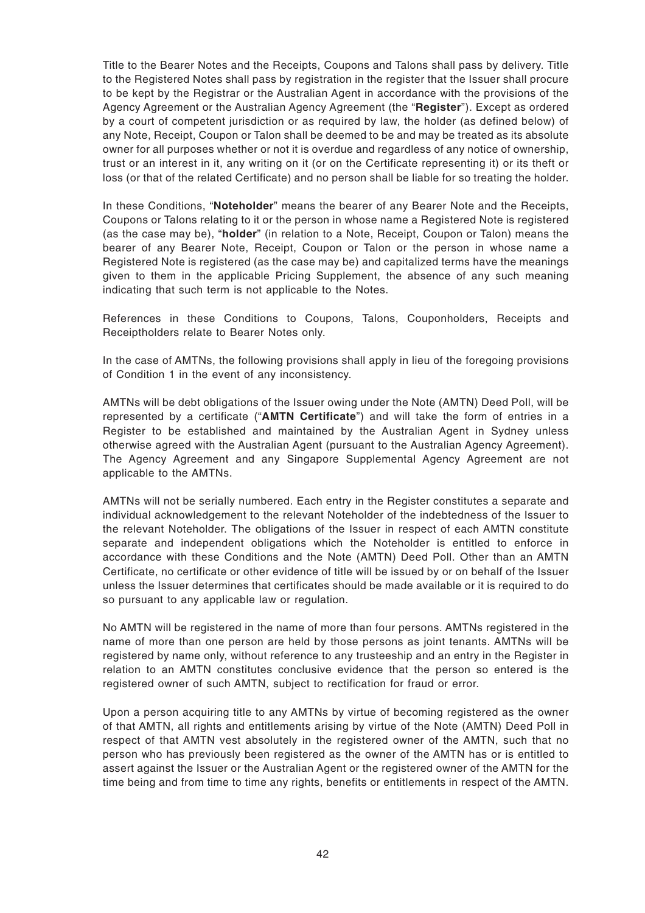Title to the Bearer Notes and the Receipts, Coupons and Talons shall pass by delivery. Title to the Registered Notes shall pass by registration in the register that the Issuer shall procure to be kept by the Registrar or the Australian Agent in accordance with the provisions of the Agency Agreement or the Australian Agency Agreement (the "**Register**"). Except as ordered by a court of competent jurisdiction or as required by law, the holder (as defined below) of any Note, Receipt, Coupon or Talon shall be deemed to be and may be treated as its absolute owner for all purposes whether or not it is overdue and regardless of any notice of ownership, trust or an interest in it, any writing on it (or on the Certificate representing it) or its theft or loss (or that of the related Certificate) and no person shall be liable for so treating the holder.

In these Conditions, "**Noteholder**" means the bearer of any Bearer Note and the Receipts, Coupons or Talons relating to it or the person in whose name a Registered Note is registered (as the case may be), "**holder**" (in relation to a Note, Receipt, Coupon or Talon) means the bearer of any Bearer Note, Receipt, Coupon or Talon or the person in whose name a Registered Note is registered (as the case may be) and capitalized terms have the meanings given to them in the applicable Pricing Supplement, the absence of any such meaning indicating that such term is not applicable to the Notes.

References in these Conditions to Coupons, Talons, Couponholders, Receipts and Receiptholders relate to Bearer Notes only.

In the case of AMTNs, the following provisions shall apply in lieu of the foregoing provisions of Condition 1 in the event of any inconsistency.

AMTNs will be debt obligations of the Issuer owing under the Note (AMTN) Deed Poll, will be represented by a certificate ("**AMTN Certificate**") and will take the form of entries in a Register to be established and maintained by the Australian Agent in Sydney unless otherwise agreed with the Australian Agent (pursuant to the Australian Agency Agreement). The Agency Agreement and any Singapore Supplemental Agency Agreement are not applicable to the AMTNs.

AMTNs will not be serially numbered. Each entry in the Register constitutes a separate and individual acknowledgement to the relevant Noteholder of the indebtedness of the Issuer to the relevant Noteholder. The obligations of the Issuer in respect of each AMTN constitute separate and independent obligations which the Noteholder is entitled to enforce in accordance with these Conditions and the Note (AMTN) Deed Poll. Other than an AMTN Certificate, no certificate or other evidence of title will be issued by or on behalf of the Issuer unless the Issuer determines that certificates should be made available or it is required to do so pursuant to any applicable law or regulation.

No AMTN will be registered in the name of more than four persons. AMTNs registered in the name of more than one person are held by those persons as joint tenants. AMTNs will be registered by name only, without reference to any trusteeship and an entry in the Register in relation to an AMTN constitutes conclusive evidence that the person so entered is the registered owner of such AMTN, subject to rectification for fraud or error.

Upon a person acquiring title to any AMTNs by virtue of becoming registered as the owner of that AMTN, all rights and entitlements arising by virtue of the Note (AMTN) Deed Poll in respect of that AMTN vest absolutely in the registered owner of the AMTN, such that no person who has previously been registered as the owner of the AMTN has or is entitled to assert against the Issuer or the Australian Agent or the registered owner of the AMTN for the time being and from time to time any rights, benefits or entitlements in respect of the AMTN.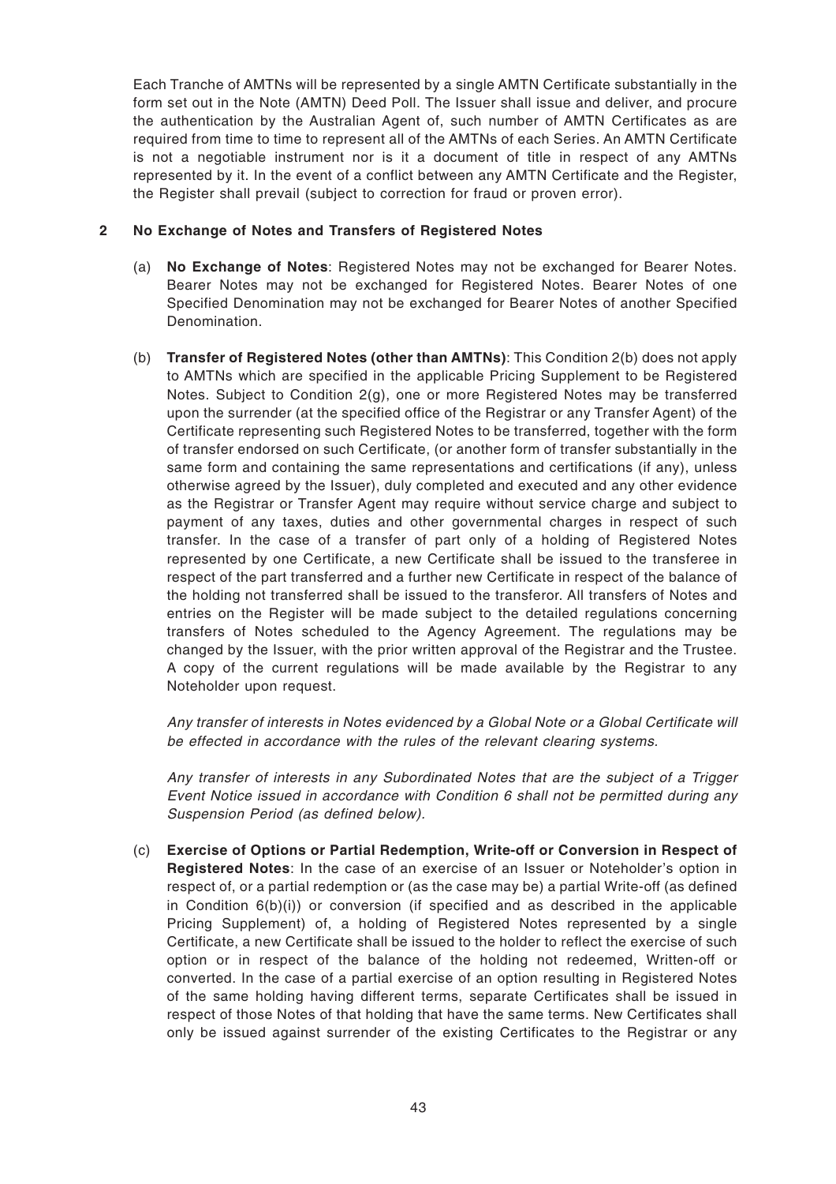Each Tranche of AMTNs will be represented by a single AMTN Certificate substantially in the form set out in the Note (AMTN) Deed Poll. The Issuer shall issue and deliver, and procure the authentication by the Australian Agent of, such number of AMTN Certificates as are required from time to time to represent all of the AMTNs of each Series. An AMTN Certificate is not a negotiable instrument nor is it a document of title in respect of any AMTNs represented by it. In the event of a conflict between any AMTN Certificate and the Register, the Register shall prevail (subject to correction for fraud or proven error).

## 2 No Exchange of Notes and Transfers of Registered Notes

(a) **No Exchange of Notes**: Registered Notes may not be exchanged for Bearer Notes. Bearer Notes may not be exchanged for Registered Notes. Bearer Notes of one Specified Denomination may not be exchanged for Bearer Notes of another Specified Denomination.

(b) **Transfer of Registered Notes (other than AMTNs)**: This Condition 2(b) does not apply to AMTNs which are specified in the applicable Pricing Supplement to be Registered Notes. Subject to Condition 2(g), one or more Registered Notes may be transferred upon the surrender (at the specified office of the Registrar or any Transfer Agent) of the Certificate representing such Registered Notes to be transferred, together with the form of transfer endorsed on such Certificate, (or another form of transfer substantially in the same form and containing the same representations and certifications (if any), unless otherwise agreed by the Issuer), duly completed and executed and any other evidence as the Registrar or Transfer Agent may require without service charge and subject to payment of any taxes, duties and other governmental charges in respect of such transfer. In the case of a transfer of part only of a holding of Registered Notes represented by one Certificate, a new Certificate shall be issued to the transferee in respect of the part transferred and a further new Certificate in respect of the balance of the holding not transferred shall be issued to the transferor. All transfers of Notes and entries on the Register will be made subject to the detailed regulations concerning transfers of Notes scheduled to the Agency Agreement. The regulations may be changed by the Issuer, with the prior written approval of the Registrar and the Trustee. A copy of the current regulations will be made available by the Registrar to any Noteholder upon request.

*Any transfer of interests in Notes evidenced by a Global Note or a Global Certificate will be effected in accordance with the rules of the relevant clearing systems.*

*Any transfer of interests in any Subordinated Notes that are the subject of a Trigger Event Notice issued in accordance with Condition 6 shall not be permitted during any Suspension Period (as defined below).*

(c) **Exercise of Options or Partial Redemption, Write-off or Conversion in Respect of Registered Notes**: In the case of an exercise of an Issuer or Noteholder's option in respect of, or a partial redemption or (as the case may be) a partial Write-off (as defined in Condition 6(b)(i)) or conversion (if specified and as described in the applicable Pricing Supplement) of, a holding of Registered Notes represented by a single Certificate, a new Certificate shall be issued to the holder to reflect the exercise of such option or in respect of the balance of the holding not redeemed, Written-off or converted. In the case of a partial exercise of an option resulting in Registered Notes of the same holding having different terms, separate Certificates shall be issued in respect of those Notes of that holding that have the same terms. New Certificates shall only be issued against surrender of the existing Certificates to the Registrar or any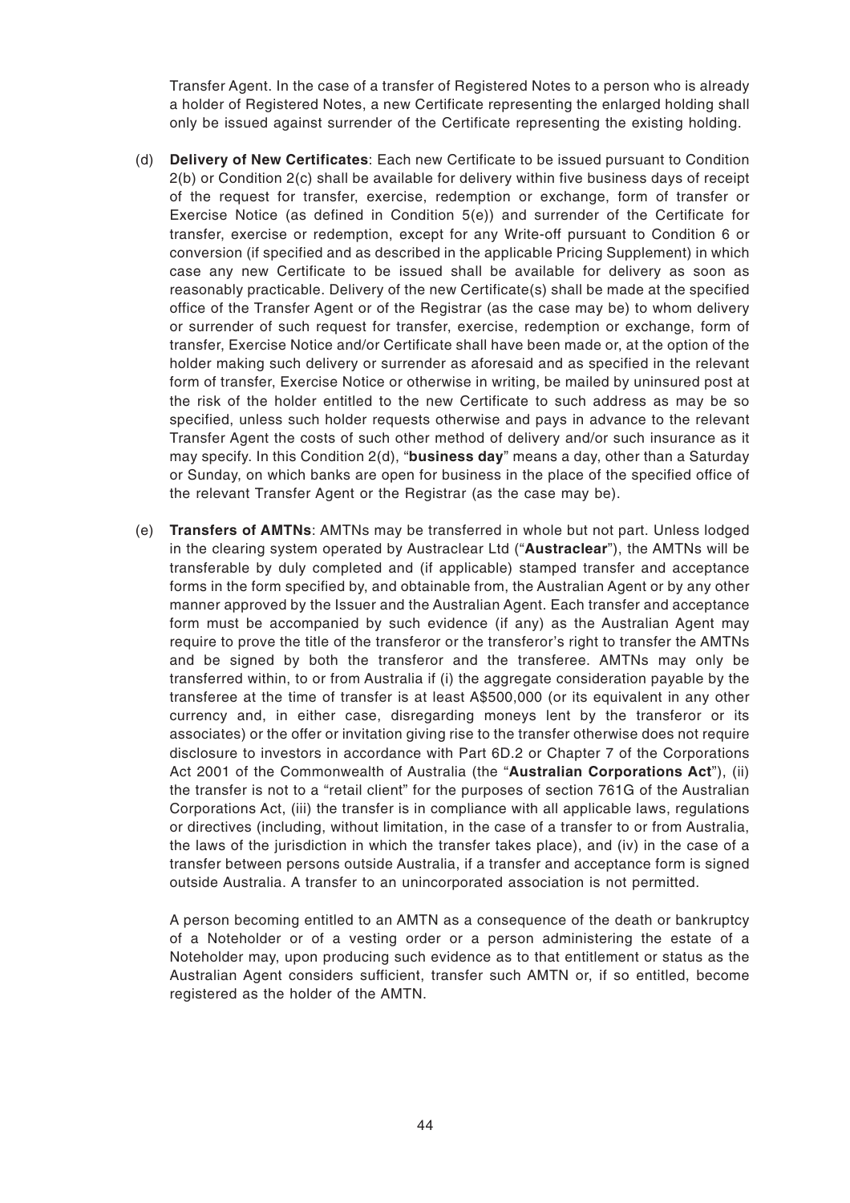Transfer Agent. In the case of a transfer of Registered Notes to a person who is already a holder of Registered Notes, a new Certificate representing the enlarged holding shall only be issued against surrender of the Certificate representing the existing holding.

(d) **Delivery of New Certificates**: Each new Certificate to be issued pursuant to Condition 2(b) or Condition 2(c) shall be available for delivery within five business days of receipt of the request for transfer, exercise, redemption or exchange, form of transfer or Exercise Notice (as defined in Condition 5(e)) and surrender of the Certificate for transfer, exercise or redemption, except for any Write-off pursuant to Condition 6 or conversion (if specified and as described in the applicable Pricing Supplement) in which case any new Certificate to be issued shall be available for delivery as soon as reasonably practicable. Delivery of the new Certificate(s) shall be made at the specified office of the Transfer Agent or of the Registrar (as the case may be) to whom delivery or surrender of such request for transfer, exercise, redemption or exchange, form of transfer, Exercise Notice and/or Certificate shall have been made or, at the option of the holder making such delivery or surrender as aforesaid and as specified in the relevant form of transfer, Exercise Notice or otherwise in writing, be mailed by uninsured post at the risk of the holder entitled to the new Certificate to such address as may be so specified, unless such holder requests otherwise and pays in advance to the relevant Transfer Agent the costs of such other method of delivery and/or such insurance as it may specify. In this Condition 2(d), "**business day**" means a day, other than a Saturday or Sunday, on which banks are open for business in the place of the specified office of the relevant Transfer Agent or the Registrar (as the case may be).

(e) **Transfers of AMTNs**: AMTNs may be transferred in whole but not part. Unless lodged in the clearing system operated by Austraclear Ltd ("**Austraclear**"), the AMTNs will be transferable by duly completed and (if applicable) stamped transfer and acceptance forms in the form specified by, and obtainable from, the Australian Agent or by any other manner approved by the Issuer and the Australian Agent. Each transfer and acceptance form must be accompanied by such evidence (if any) as the Australian Agent may require to prove the title of the transferor or the transferor's right to transfer the AMTNs and be signed by both the transferor and the transferee. AMTNs may only be transferred within, to or from Australia if (i) the aggregate consideration payable by the transferee at the time of transfer is at least A$500,000 (or its equivalent in any other currency and, in either case, disregarding moneys lent by the transferor or its associates) or the offer or invitation giving rise to the transfer otherwise does not require disclosure to investors in accordance with Part 6D.2 or Chapter 7 of the Corporations Act 2001 of the Commonwealth of Australia (the "**Australian Corporations Act**"), (ii) the transfer is not to a "retail client" for the purposes of section 761G of the Australian Corporations Act, (iii) the transfer is in compliance with all applicable laws, regulations or directives (including, without limitation, in the case of a transfer to or from Australia, the laws of the jurisdiction in which the transfer takes place), and (iv) in the case of a transfer between persons outside Australia, if a transfer and acceptance form is signed outside Australia. A transfer to an unincorporated association is not permitted.

A person becoming entitled to an AMTN as a consequence of the death or bankruptcy of a Noteholder or of a vesting order or a person administering the estate of a Noteholder may, upon producing such evidence as to that entitlement or status as the Australian Agent considers sufficient, transfer such AMTN or, if so entitled, become registered as the holder of the AMTN.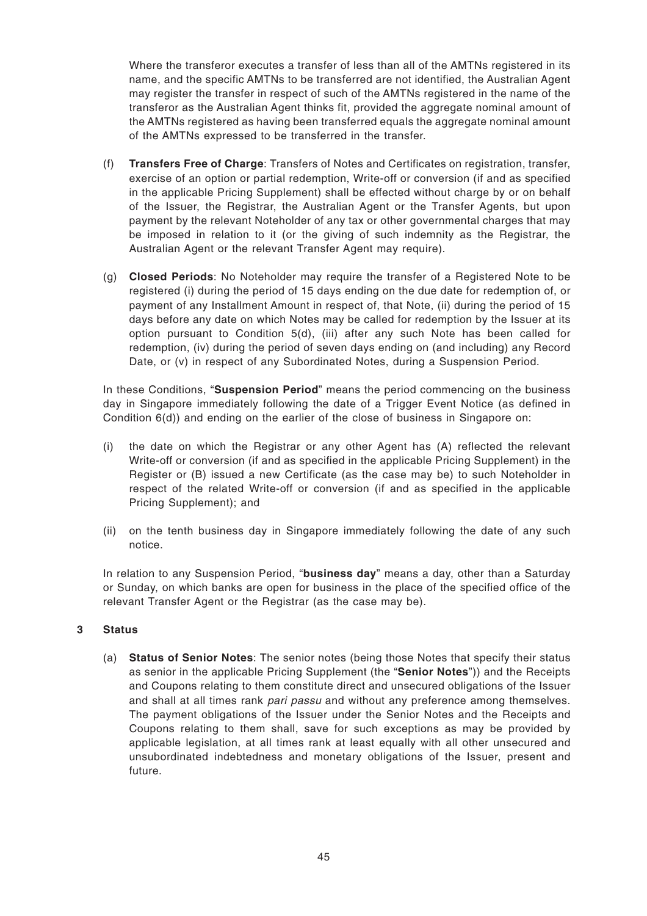Where the transferor executes a transfer of less than all of the AMTNs registered in its name, and the specific AMTNs to be transferred are not identified, the Australian Agent may register the transfer in respect of such of the AMTNs registered in the name of the transferor as the Australian Agent thinks fit, provided the aggregate nominal amount of the AMTNs registered as having been transferred equals the aggregate nominal amount of the AMTNs expressed to be transferred in the transfer.

(f) **Transfers Free of Charge**: Transfers of Notes and Certificates on registration, transfer, exercise of an option or partial redemption, Write-off or conversion (if and as specified in the applicable Pricing Supplement) shall be effected without charge by or on behalf of the Issuer, the Registrar, the Australian Agent or the Transfer Agents, but upon payment by the relevant Noteholder of any tax or other governmental charges that may be imposed in relation to it (or the giving of such indemnity as the Registrar, the Australian Agent or the relevant Transfer Agent may require).

(g) **Closed Periods**: No Noteholder may require the transfer of a Registered Note to be registered (i) during the period of 15 days ending on the due date for redemption of, or payment of any Installment Amount in respect of, that Note, (ii) during the period of 15 days before any date on which Notes may be called for redemption by the Issuer at its option pursuant to Condition 5(d), (iii) after any such Note has been called for redemption, (iv) during the period of seven days ending on (and including) any Record Date, or (v) in respect of any Subordinated Notes, during a Suspension Period.

In these Conditions, "**Suspension Period**" means the period commencing on the business day in Singapore immediately following the date of a Trigger Event Notice (as defined in Condition 6(d)) and ending on the earlier of the close of business in Singapore on:

(i) the date on which the Registrar or any other Agent has (A) reflected the relevant Write-off or conversion (if and as specified in the applicable Pricing Supplement) in the Register or (B) issued a new Certificate (as the case may be) to such Noteholder in respect of the related Write-off or conversion (if and as specified in the applicable Pricing Supplement); and

(ii) on the tenth business day in Singapore immediately following the date of any such notice.

In relation to any Suspension Period, "**business day**" means a day, other than a Saturday or Sunday, on which banks are open for business in the place of the specified office of the relevant Transfer Agent or the Registrar (as the case may be).

## 3 Status

(a) **Status of Senior Notes**: The senior notes (being those Notes that specify their status as senior in the applicable Pricing Supplement (the "**Senior Notes**")) and the Receipts and Coupons relating to them constitute direct and unsecured obligations of the Issuer and shall at all times rank *pari passu* and without any preference among themselves. The payment obligations of the Issuer under the Senior Notes and the Receipts and Coupons relating to them shall, save for such exceptions as may be provided by applicable legislation, at all times rank at least equally with all other unsecured and unsubordinated indebtedness and monetary obligations of the Issuer, present and future.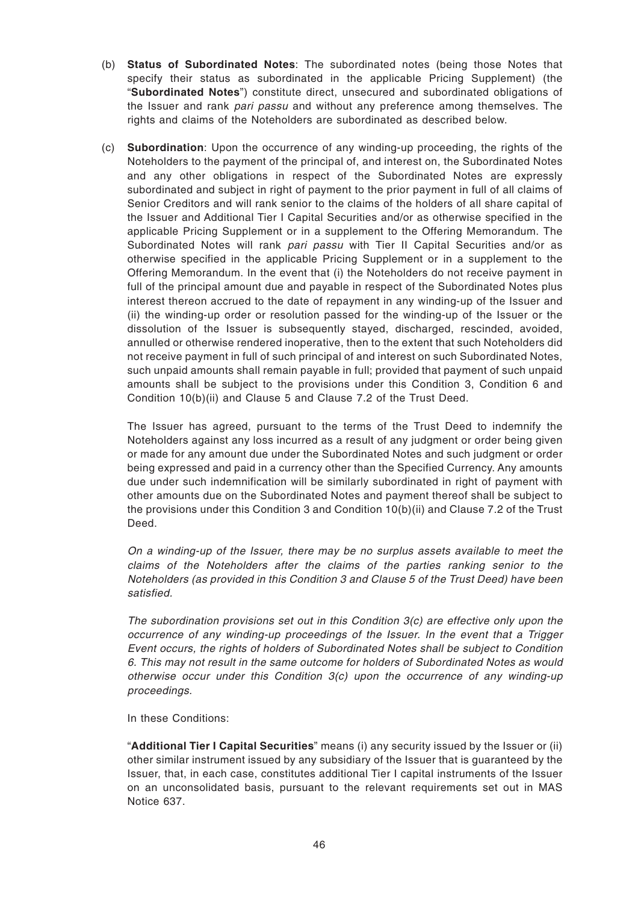(b) **Status of Subordinated Notes**: The subordinated notes (being those Notes that specify their status as subordinated in the applicable Pricing Supplement) (the "**Subordinated Notes**") constitute direct, unsecured and subordinated obligations of the Issuer and rank *pari passu* and without any preference among themselves. The rights and claims of the Noteholders are subordinated as described below.

(c) **Subordination**: Upon the occurrence of any winding-up proceeding, the rights of the Noteholders to the payment of the principal of, and interest on, the Subordinated Notes and any other obligations in respect of the Subordinated Notes are expressly subordinated and subject in right of payment to the prior payment in full of all claims of Senior Creditors and will rank senior to the claims of the holders of all share capital of the Issuer and Additional Tier I Capital Securities and/or as otherwise specified in the applicable Pricing Supplement or in a supplement to the Offering Memorandum. The Subordinated Notes will rank *pari passu* with Tier II Capital Securities and/or as otherwise specified in the applicable Pricing Supplement or in a supplement to the Offering Memorandum. In the event that (i) the Noteholders do not receive payment in full of the principal amount due and payable in respect of the Subordinated Notes plus interest thereon accrued to the date of repayment in any winding-up of the Issuer and (ii) the winding-up order or resolution passed for the winding-up of the Issuer or the dissolution of the Issuer is subsequently stayed, discharged, rescinded, avoided, annulled or otherwise rendered inoperative, then to the extent that such Noteholders did not receive payment in full of such principal of and interest on such Subordinated Notes, such unpaid amounts shall remain payable in full; provided that payment of such unpaid amounts shall be subject to the provisions under this Condition 3, Condition 6 and Condition 10(b)(ii) and Clause 5 and Clause 7.2 of the Trust Deed.

The Issuer has agreed, pursuant to the terms of the Trust Deed to indemnify the Noteholders against any loss incurred as a result of any judgment or order being given or made for any amount due under the Subordinated Notes and such judgment or order being expressed and paid in a currency other than the Specified Currency. Any amounts due under such indemnification will be similarly subordinated in right of payment with other amounts due on the Subordinated Notes and payment thereof shall be subject to the provisions under this Condition 3 and Condition 10(b)(ii) and Clause 7.2 of the Trust Deed.

*On a winding-up of the Issuer, there may be no surplus assets available to meet the claims of the Noteholders after the claims of the parties ranking senior to the Noteholders (as provided in this Condition 3 and Clause 5 of the Trust Deed) have been satisfied.*

*The subordination provisions set out in this Condition 3(c) are effective only upon the occurrence of any winding-up proceedings of the Issuer. In the event that a Trigger Event occurs, the rights of holders of Subordinated Notes shall be subject to Condition 6. This may not result in the same outcome for holders of Subordinated Notes as would otherwise occur under this Condition 3(c) upon the occurrence of any winding-up proceedings.*

In these Conditions:

"**Additional Tier I Capital Securities**" means (i) any security issued by the Issuer or (ii) other similar instrument issued by any subsidiary of the Issuer that is guaranteed by the Issuer, that, in each case, constitutes additional Tier I capital instruments of the Issuer on an unconsolidated basis, pursuant to the relevant requirements set out in MAS Notice 637.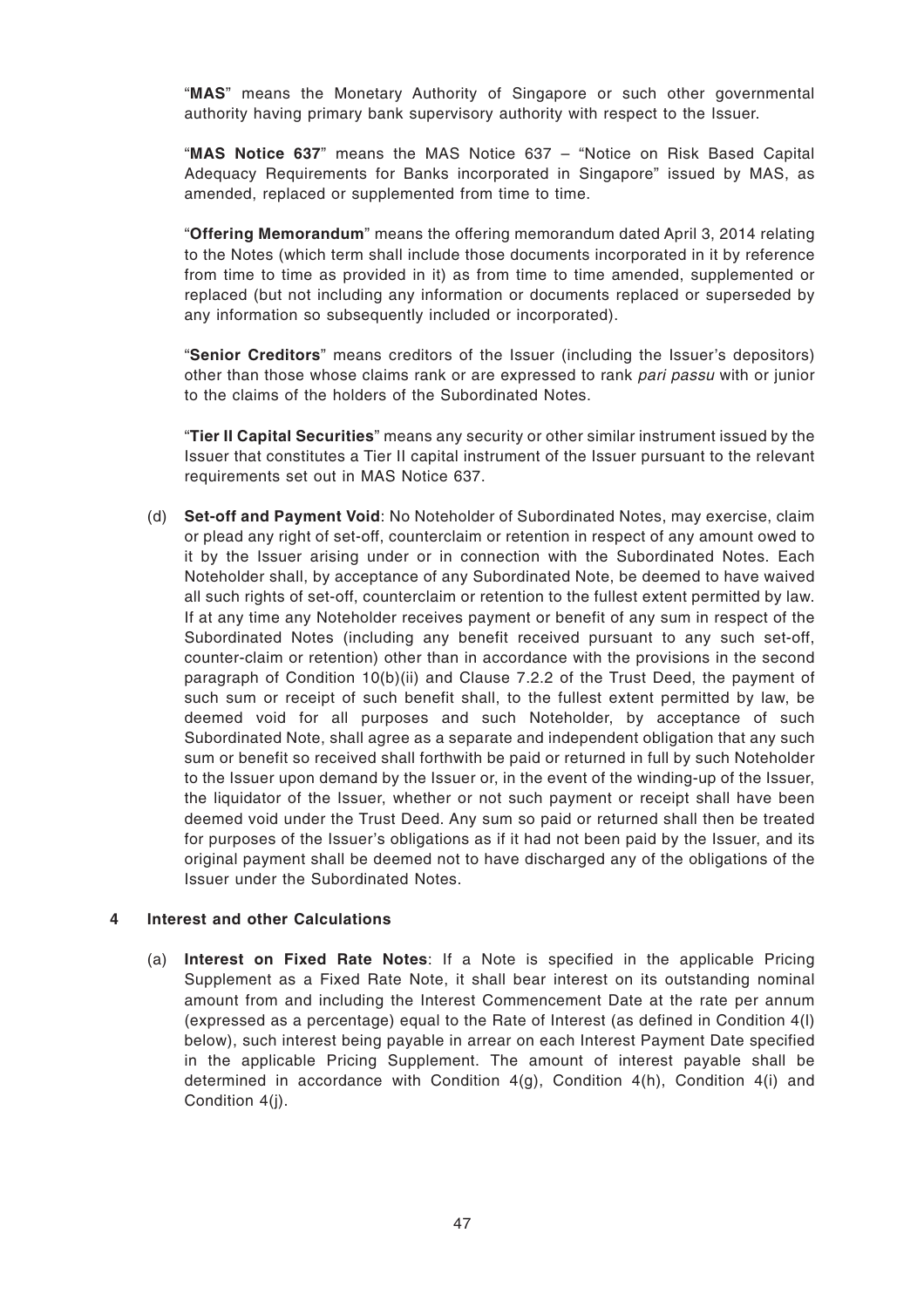"**MAS**" means the Monetary Authority of Singapore or such other governmental authority having primary bank supervisory authority with respect to the Issuer.

"**MAS Notice 637**" means the MAS Notice 637 – "Notice on Risk Based Capital Adequacy Requirements for Banks incorporated in Singapore" issued by MAS, as amended, replaced or supplemented from time to time.

"**Offering Memorandum**" means the offering memorandum dated April 3, 2014 relating to the Notes (which term shall include those documents incorporated in it by reference from time to time as provided in it) as from time to time amended, supplemented or replaced (but not including any information or documents replaced or superseded by any information so subsequently included or incorporated).

"**Senior Creditors**" means creditors of the Issuer (including the Issuer's depositors) other than those whose claims rank or are expressed to rank *pari passu* with or junior to the claims of the holders of the Subordinated Notes.

"**Tier II Capital Securities**" means any security or other similar instrument issued by the Issuer that constitutes a Tier II capital instrument of the Issuer pursuant to the relevant requirements set out in MAS Notice 637.

(d) **Set-off and Payment Void**: No Noteholder of Subordinated Notes, may exercise, claim or plead any right of set-off, counterclaim or retention in respect of any amount owed to it by the Issuer arising under or in connection with the Subordinated Notes. Each Noteholder shall, by acceptance of any Subordinated Note, be deemed to have waived all such rights of set-off, counterclaim or retention to the fullest extent permitted by law. If at any time any Noteholder receives payment or benefit of any sum in respect of the Subordinated Notes (including any benefit received pursuant to any such set-off, counter-claim or retention) other than in accordance with the provisions in the second paragraph of Condition 10(b)(ii) and Clause 7.2.2 of the Trust Deed, the payment of such sum or receipt of such benefit shall, to the fullest extent permitted by law, be deemed void for all purposes and such Noteholder, by acceptance of such Subordinated Note, shall agree as a separate and independent obligation that any such sum or benefit so received shall forthwith be paid or returned in full by such Noteholder to the Issuer upon demand by the Issuer or, in the event of the winding-up of the Issuer, the liquidator of the Issuer, whether or not such payment or receipt shall have been deemed void under the Trust Deed. Any sum so paid or returned shall then be treated for purposes of the Issuer's obligations as if it had not been paid by the Issuer, and its original payment shall be deemed not to have discharged any of the obligations of the Issuer under the Subordinated Notes.

## 4 Interest and other Calculations

(a) **Interest on Fixed Rate Notes**: If a Note is specified in the applicable Pricing Supplement as a Fixed Rate Note, it shall bear interest on its outstanding nominal amount from and including the Interest Commencement Date at the rate per annum (expressed as a percentage) equal to the Rate of Interest (as defined in Condition 4(l) below), such interest being payable in arrear on each Interest Payment Date specified in the applicable Pricing Supplement. The amount of interest payable shall be determined in accordance with Condition 4(g), Condition 4(h), Condition 4(i) and Condition 4(j).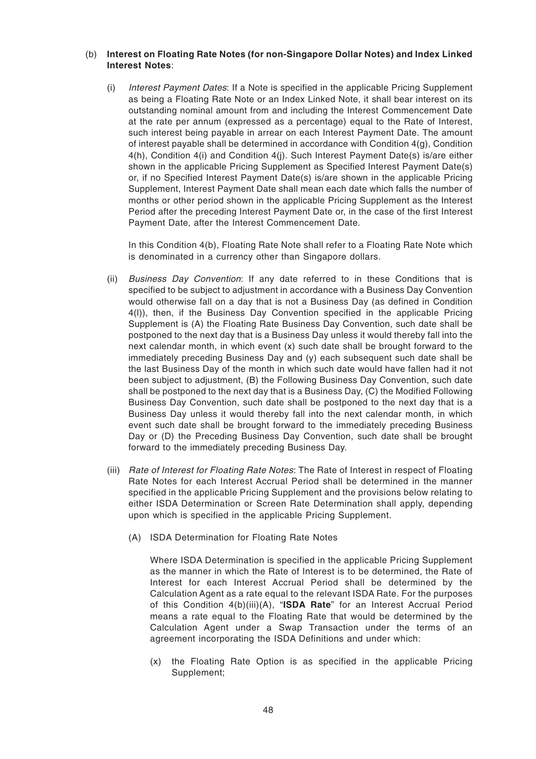(b) **Interest on Floating Rate Notes (for non-Singapore Dollar Notes) and Index Linked Interest Notes**:

(i) *Interest Payment Dates*: If a Note is specified in the applicable Pricing Supplement as being a Floating Rate Note or an Index Linked Note, it shall bear interest on its outstanding nominal amount from and including the Interest Commencement Date at the rate per annum (expressed as a percentage) equal to the Rate of Interest, such interest being payable in arrear on each Interest Payment Date. The amount of interest payable shall be determined in accordance with Condition 4(g), Condition 4(h), Condition 4(i) and Condition 4(j). Such Interest Payment Date(s) is/are either shown in the applicable Pricing Supplement as Specified Interest Payment Date(s) or, if no Specified Interest Payment Date(s) is/are shown in the applicable Pricing Supplement, Interest Payment Date shall mean each date which falls the number of months or other period shown in the applicable Pricing Supplement as the Interest Period after the preceding Interest Payment Date or, in the case of the first Interest Payment Date, after the Interest Commencement Date.

In this Condition 4(b), Floating Rate Note shall refer to a Floating Rate Note which is denominated in a currency other than Singapore dollars.

(ii) *Business Day Convention*: If any date referred to in these Conditions that is specified to be subject to adjustment in accordance with a Business Day Convention would otherwise fall on a day that is not a Business Day (as defined in Condition 4(l)), then, if the Business Day Convention specified in the applicable Pricing Supplement is (A) the Floating Rate Business Day Convention, such date shall be postponed to the next day that is a Business Day unless it would thereby fall into the next calendar month, in which event (x) such date shall be brought forward to the immediately preceding Business Day and (y) each subsequent such date shall be the last Business Day of the month in which such date would have fallen had it not been subject to adjustment, (B) the Following Business Day Convention, such date shall be postponed to the next day that is a Business Day, (C) the Modified Following Business Day Convention, such date shall be postponed to the next day that is a Business Day unless it would thereby fall into the next calendar month, in which event such date shall be brought forward to the immediately preceding Business Day or (D) the Preceding Business Day Convention, such date shall be brought forward to the immediately preceding Business Day.

(iii) *Rate of Interest for Floating Rate Notes*: The Rate of Interest in respect of Floating Rate Notes for each Interest Accrual Period shall be determined in the manner specified in the applicable Pricing Supplement and the provisions below relating to either ISDA Determination or Screen Rate Determination shall apply, depending upon which is specified in the applicable Pricing Supplement.

(A) ISDA Determination for Floating Rate Notes

Where ISDA Determination is specified in the applicable Pricing Supplement as the manner in which the Rate of Interest is to be determined, the Rate of Interest for each Interest Accrual Period shall be determined by the Calculation Agent as a rate equal to the relevant ISDA Rate. For the purposes of this Condition 4(b)(iii)(A), "**ISDA Rate**" for an Interest Accrual Period means a rate equal to the Floating Rate that would be determined by the Calculation Agent under a Swap Transaction under the terms of an agreement incorporating the ISDA Definitions and under which:

(x) the Floating Rate Option is as specified in the applicable Pricing Supplement;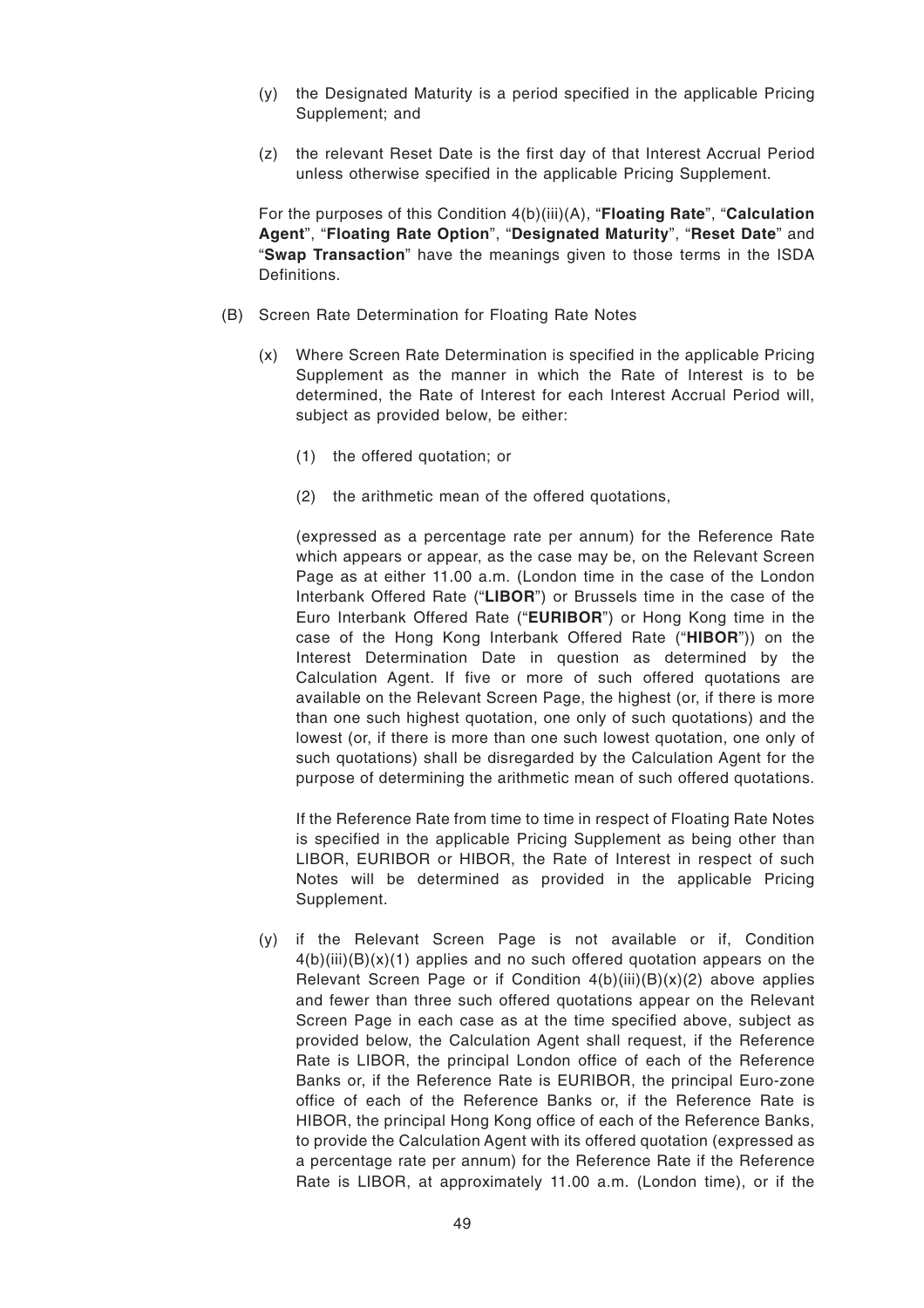(y) the Designated Maturity is a period specified in the applicable Pricing Supplement; and

(z) the relevant Reset Date is the first day of that Interest Accrual Period unless otherwise specified in the applicable Pricing Supplement.

For the purposes of this Condition 4(b)(iii)(A), "**Floating Rate**", "**Calculation Agent**", "**Floating Rate Option**", "**Designated Maturity**", "**Reset Date**" and "**Swap Transaction**" have the meanings given to those terms in the ISDA Definitions.

(B) Screen Rate Determination for Floating Rate Notes

(x) Where Screen Rate Determination is specified in the applicable Pricing Supplement as the manner in which the Rate of Interest is to be determined, the Rate of Interest for each Interest Accrual Period will, subject as provided below, be either:

(1) the offered quotation; or

(2) the arithmetic mean of the offered quotations,

(expressed as a percentage rate per annum) for the Reference Rate which appears or appear, as the case may be, on the Relevant Screen Page as at either 11.00 a.m. (London time in the case of the London Interbank Offered Rate ("**LIBOR**") or Brussels time in the case of the Euro Interbank Offered Rate ("**EURIBOR**") or Hong Kong time in the case of the Hong Kong Interbank Offered Rate ("**HIBOR**")) on the Interest Determination Date in question as determined by the Calculation Agent. If five or more of such offered quotations are available on the Relevant Screen Page, the highest (or, if there is more than one such highest quotation, one only of such quotations) and the lowest (or, if there is more than one such lowest quotation, one only of such quotations) shall be disregarded by the Calculation Agent for the purpose of determining the arithmetic mean of such offered quotations.

If the Reference Rate from time to time in respect of Floating Rate Notes is specified in the applicable Pricing Supplement as being other than LIBOR, EURIBOR or HIBOR, the Rate of Interest in respect of such Notes will be determined as provided in the applicable Pricing Supplement.

(y) if the Relevant Screen Page is not available or if, Condition 4(b)(iii)(B)(x)(1) applies and no such offered quotation appears on the Relevant Screen Page or if Condition 4(b)(iii)(B)(x)(2) above applies and fewer than three such offered quotations appear on the Relevant Screen Page in each case as at the time specified above, subject as provided below, the Calculation Agent shall request, if the Reference Rate is LIBOR, the principal London office of each of the Reference Banks or, if the Reference Rate is EURIBOR, the principal Euro-zone office of each of the Reference Banks or, if the Reference Rate is HIBOR, the principal Hong Kong office of each of the Reference Banks, to provide the Calculation Agent with its offered quotation (expressed as a percentage rate per annum) for the Reference Rate if the Reference Rate is LIBOR, at approximately 11.00 a.m. (London time), or if the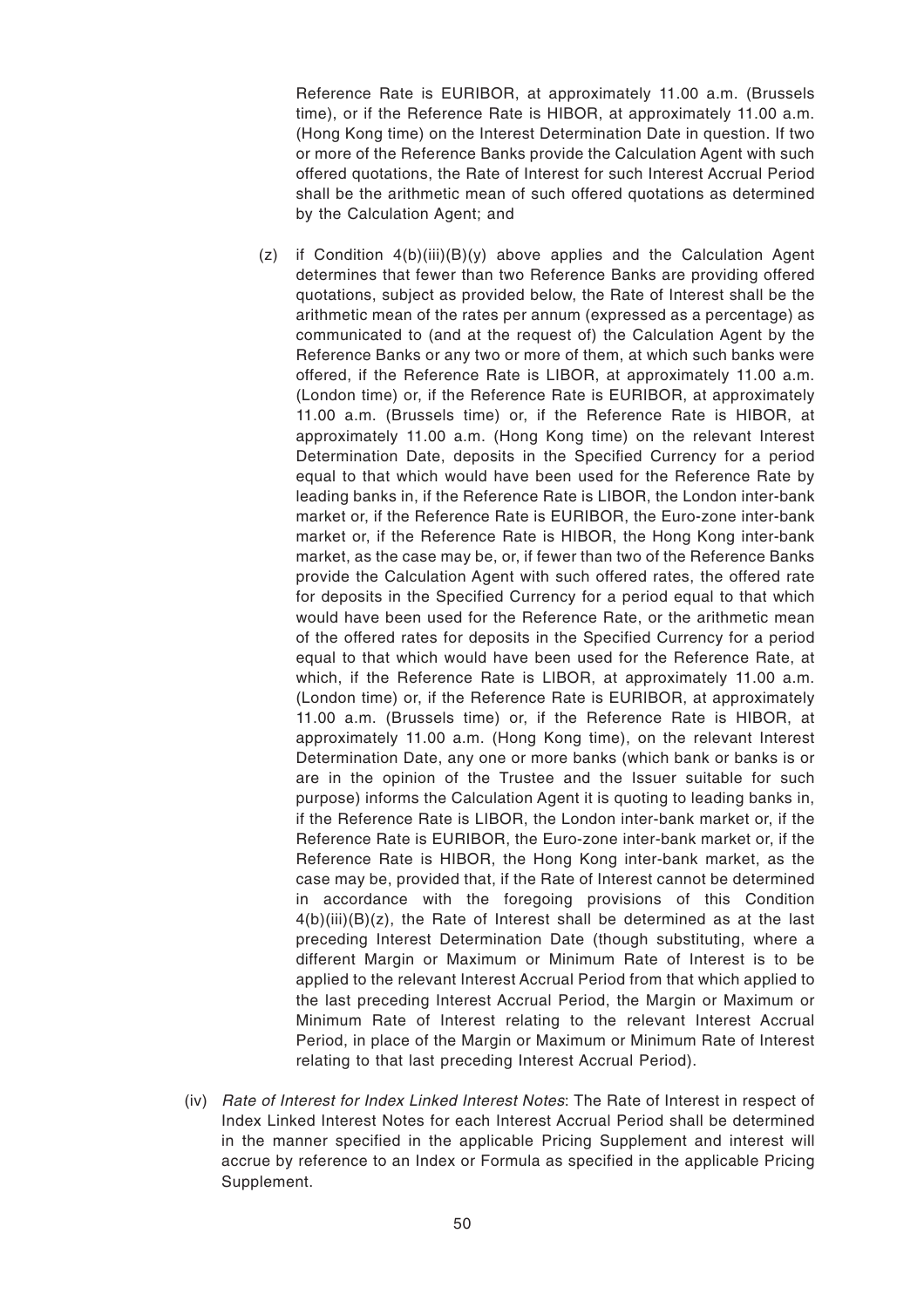Reference Rate is EURIBOR, at approximately 11.00 a.m. (Brussels time), or if the Reference Rate is HIBOR, at approximately 11.00 a.m. (Hong Kong time) on the Interest Determination Date in question. If two or more of the Reference Banks provide the Calculation Agent with such offered quotations, the Rate of Interest for such Interest Accrual Period shall be the arithmetic mean of such offered quotations as determined by the Calculation Agent; and

(z) if Condition 4(b)(iii)(B)(y) above applies and the Calculation Agent determines that fewer than two Reference Banks are providing offered quotations, subject as provided below, the Rate of Interest shall be the arithmetic mean of the rates per annum (expressed as a percentage) as communicated to (and at the request of) the Calculation Agent by the Reference Banks or any two or more of them, at which such banks were offered, if the Reference Rate is LIBOR, at approximately 11.00 a.m. (London time) or, if the Reference Rate is EURIBOR, at approximately 11.00 a.m. (Brussels time) or, if the Reference Rate is HIBOR, at approximately 11.00 a.m. (Hong Kong time) on the relevant Interest Determination Date, deposits in the Specified Currency for a period equal to that which would have been used for the Reference Rate by leading banks in, if the Reference Rate is LIBOR, the London inter-bank market or, if the Reference Rate is EURIBOR, the Euro-zone inter-bank market or, if the Reference Rate is HIBOR, the Hong Kong inter-bank market, as the case may be, or, if fewer than two of the Reference Banks provide the Calculation Agent with such offered rates, the offered rate for deposits in the Specified Currency for a period equal to that which would have been used for the Reference Rate, or the arithmetic mean of the offered rates for deposits in the Specified Currency for a period equal to that which would have been used for the Reference Rate, at which, if the Reference Rate is LIBOR, at approximately 11.00 a.m. (London time) or, if the Reference Rate is EURIBOR, at approximately 11.00 a.m. (Brussels time) or, if the Reference Rate is HIBOR, at approximately 11.00 a.m. (Hong Kong time), on the relevant Interest Determination Date, any one or more banks (which bank or banks is or are in the opinion of the Trustee and the Issuer suitable for such purpose) informs the Calculation Agent it is quoting to leading banks in, if the Reference Rate is LIBOR, the London inter-bank market or, if the Reference Rate is EURIBOR, the Euro-zone inter-bank market or, if the Reference Rate is HIBOR, the Hong Kong inter-bank market, as the case may be, provided that, if the Rate of Interest cannot be determined in accordance with the foregoing provisions of this Condition 4(b)(iii)(B)(z), the Rate of Interest shall be determined as at the last preceding Interest Determination Date (though substituting, where a different Margin or Maximum or Minimum Rate of Interest is to be applied to the relevant Interest Accrual Period from that which applied to the last preceding Interest Accrual Period, the Margin or Maximum or Minimum Rate of Interest relating to the relevant Interest Accrual Period, in place of the Margin or Maximum or Minimum Rate of Interest relating to that last preceding Interest Accrual Period).

(iv) *Rate of Interest for Index Linked Interest Notes*: The Rate of Interest in respect of Index Linked Interest Notes for each Interest Accrual Period shall be determined in the manner specified in the applicable Pricing Supplement and interest will accrue by reference to an Index or Formula as specified in the applicable Pricing Supplement.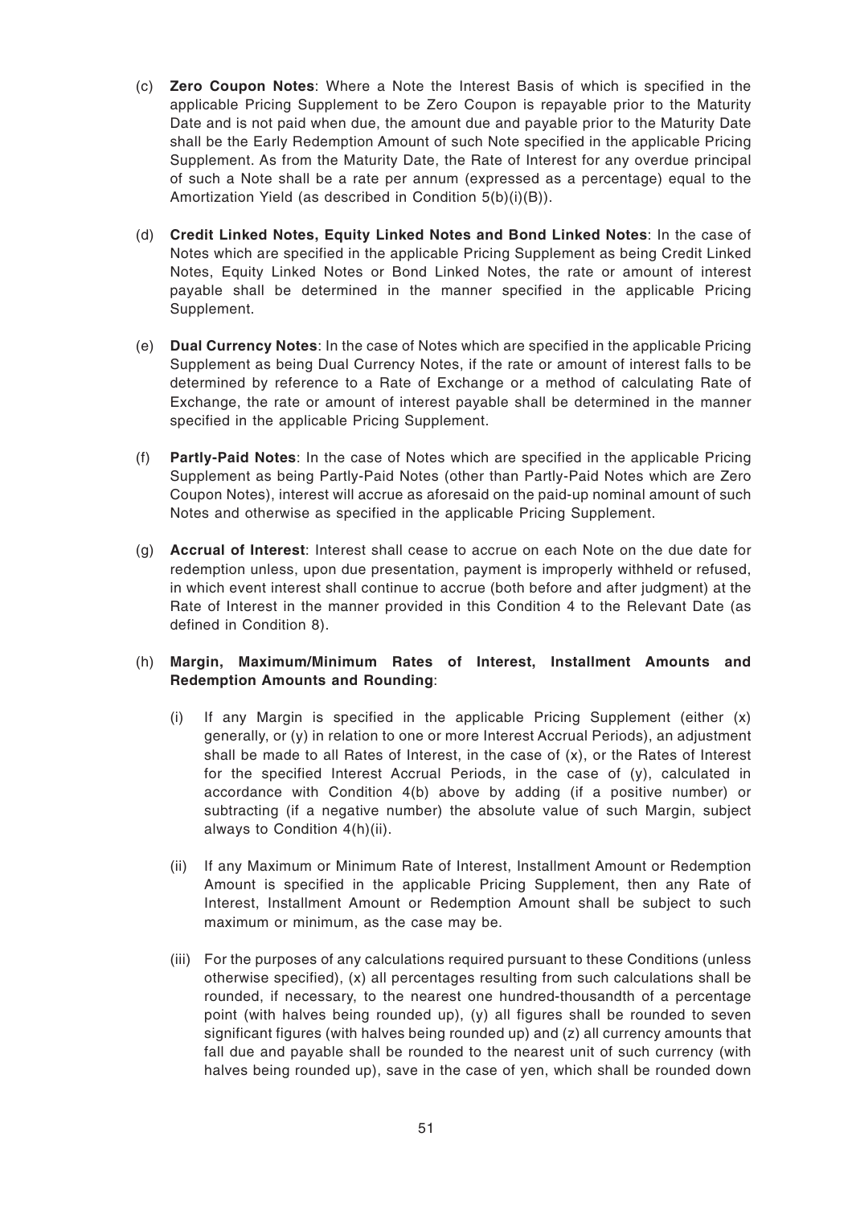(c) **Zero Coupon Notes**: Where a Note the Interest Basis of which is specified in the applicable Pricing Supplement to be Zero Coupon is repayable prior to the Maturity Date and is not paid when due, the amount due and payable prior to the Maturity Date shall be the Early Redemption Amount of such Note specified in the applicable Pricing Supplement. As from the Maturity Date, the Rate of Interest for any overdue principal of such a Note shall be a rate per annum (expressed as a percentage) equal to the Amortization Yield (as described in Condition 5(b)(i)(B)).

(d) **Credit Linked Notes, Equity Linked Notes and Bond Linked Notes**: In the case of Notes which are specified in the applicable Pricing Supplement as being Credit Linked Notes, Equity Linked Notes or Bond Linked Notes, the rate or amount of interest payable shall be determined in the manner specified in the applicable Pricing Supplement.

(e) **Dual Currency Notes**: In the case of Notes which are specified in the applicable Pricing Supplement as being Dual Currency Notes, if the rate or amount of interest falls to be determined by reference to a Rate of Exchange or a method of calculating Rate of Exchange, the rate or amount of interest payable shall be determined in the manner specified in the applicable Pricing Supplement.

(f) **Partly-Paid Notes**: In the case of Notes which are specified in the applicable Pricing Supplement as being Partly-Paid Notes (other than Partly-Paid Notes which are Zero Coupon Notes), interest will accrue as aforesaid on the paid-up nominal amount of such Notes and otherwise as specified in the applicable Pricing Supplement.

(g) **Accrual of Interest**: Interest shall cease to accrue on each Note on the due date for redemption unless, upon due presentation, payment is improperly withheld or refused, in which event interest shall continue to accrue (both before and after judgment) at the Rate of Interest in the manner provided in this Condition 4 to the Relevant Date (as defined in Condition 8).

(h) **Margin, Maximum/Minimum Rates of Interest, Installment Amounts and Redemption Amounts and Rounding**:

   (i) If any Margin is specified in the applicable Pricing Supplement (either (x) generally, or (y) in relation to one or more Interest Accrual Periods), an adjustment shall be made to all Rates of Interest, in the case of (x), or the Rates of Interest for the specified Interest Accrual Periods, in the case of (y), calculated in accordance with Condition 4(b) above by adding (if a positive number) or subtracting (if a negative number) the absolute value of such Margin, subject always to Condition 4(h)(ii).

   (ii) If any Maximum or Minimum Rate of Interest, Installment Amount or Redemption Amount is specified in the applicable Pricing Supplement, then any Rate of Interest, Installment Amount or Redemption Amount shall be subject to such maximum or minimum, as the case may be.

   (iii) For the purposes of any calculations required pursuant to these Conditions (unless otherwise specified), (x) all percentages resulting from such calculations shall be rounded, if necessary, to the nearest one hundred-thousandth of a percentage point (with halves being rounded up), (y) all figures shall be rounded to seven significant figures (with halves being rounded up) and (z) all currency amounts that fall due and payable shall be rounded to the nearest unit of such currency (with halves being rounded up), save in the case of yen, which shall be rounded down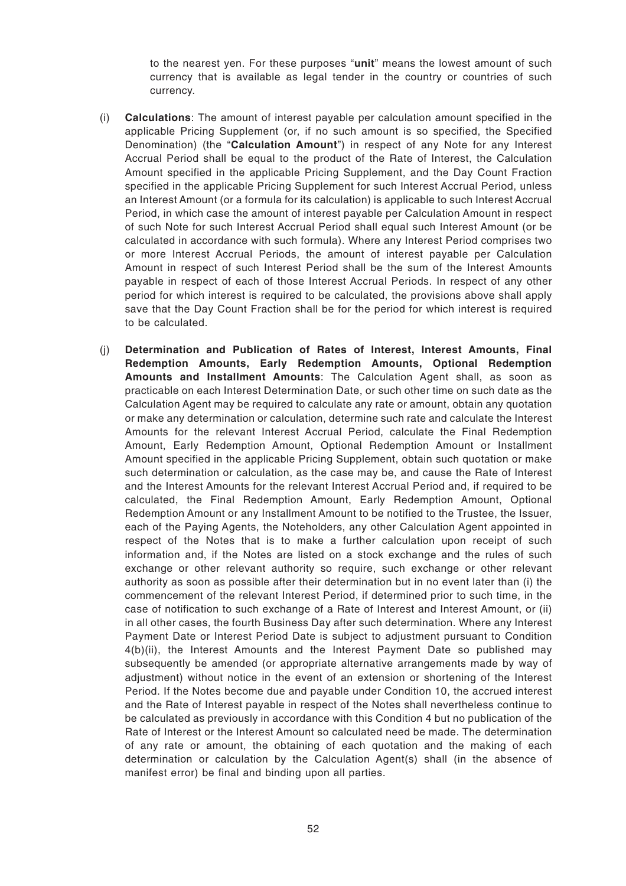to the nearest yen. For these purposes "**unit**" means the lowest amount of such currency that is available as legal tender in the country or countries of such currency.

(i) **Calculations**: The amount of interest payable per calculation amount specified in the applicable Pricing Supplement (or, if no such amount is so specified, the Specified Denomination) (the "**Calculation Amount**") in respect of any Note for any Interest Accrual Period shall be equal to the product of the Rate of Interest, the Calculation Amount specified in the applicable Pricing Supplement, and the Day Count Fraction specified in the applicable Pricing Supplement for such Interest Accrual Period, unless an Interest Amount (or a formula for its calculation) is applicable to such Interest Accrual Period, in which case the amount of interest payable per Calculation Amount in respect of such Note for such Interest Accrual Period shall equal such Interest Amount (or be calculated in accordance with such formula). Where any Interest Period comprises two or more Interest Accrual Periods, the amount of interest payable per Calculation Amount in respect of such Interest Period shall be the sum of the Interest Amounts payable in respect of each of those Interest Accrual Periods. In respect of any other period for which interest is required to be calculated, the provisions above shall apply save that the Day Count Fraction shall be for the period for which interest is required to be calculated.

(j) **Determination and Publication of Rates of Interest, Interest Amounts, Final Redemption Amounts, Early Redemption Amounts, Optional Redemption Amounts and Installment Amounts**: The Calculation Agent shall, as soon as practicable on each Interest Determination Date, or such other time on such date as the Calculation Agent may be required to calculate any rate or amount, obtain any quotation or make any determination or calculation, determine such rate and calculate the Interest Amounts for the relevant Interest Accrual Period, calculate the Final Redemption Amount, Early Redemption Amount, Optional Redemption Amount or Installment Amount specified in the applicable Pricing Supplement, obtain such quotation or make such determination or calculation, as the case may be, and cause the Rate of Interest and the Interest Amounts for the relevant Interest Accrual Period and, if required to be calculated, the Final Redemption Amount, Early Redemption Amount, Optional Redemption Amount or any Installment Amount to be notified to the Trustee, the Issuer, each of the Paying Agents, the Noteholders, any other Calculation Agent appointed in respect of the Notes that is to make a further calculation upon receipt of such information and, if the Notes are listed on a stock exchange and the rules of such exchange or other relevant authority so require, such exchange or other relevant authority as soon as possible after their determination but in no event later than (i) the commencement of the relevant Interest Period, if determined prior to such time, in the case of notification to such exchange of a Rate of Interest and Interest Amount, or (ii) in all other cases, the fourth Business Day after such determination. Where any Interest Payment Date or Interest Period Date is subject to adjustment pursuant to Condition 4(b)(ii), the Interest Amounts and the Interest Payment Date so published may subsequently be amended (or appropriate alternative arrangements made by way of adjustment) without notice in the event of an extension or shortening of the Interest Period. If the Notes become due and payable under Condition 10, the accrued interest and the Rate of Interest payable in respect of the Notes shall nevertheless continue to be calculated as previously in accordance with this Condition 4 but no publication of the Rate of Interest or the Interest Amount so calculated need be made. The determination of any rate or amount, the obtaining of each quotation and the making of each determination or calculation by the Calculation Agent(s) shall (in the absence of manifest error) be final and binding upon all parties.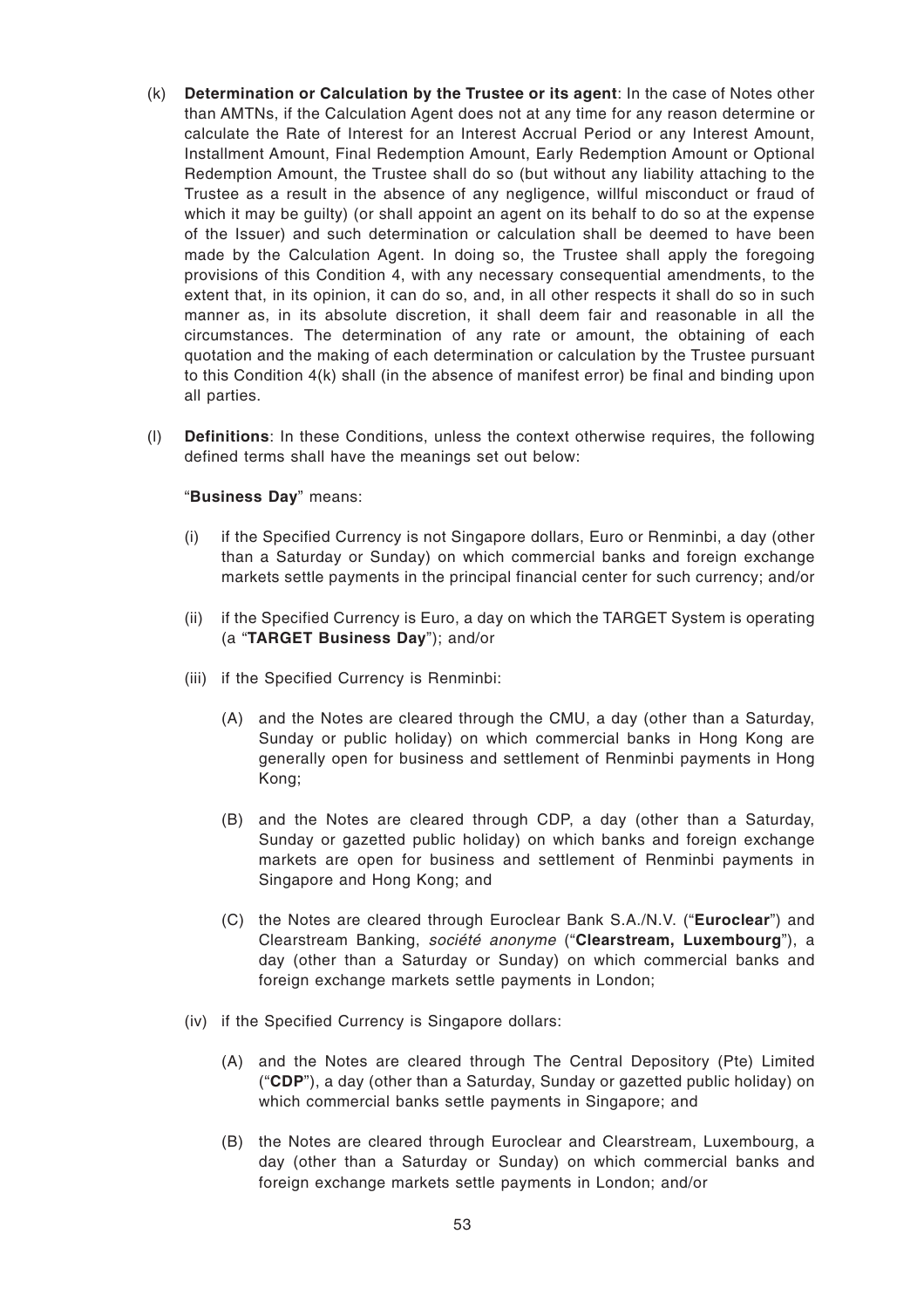(k) **Determination or Calculation by the Trustee or its agent**: In the case of Notes other than AMTNs, if the Calculation Agent does not at any time for any reason determine or calculate the Rate of Interest for an Interest Accrual Period or any Interest Amount, Installment Amount, Final Redemption Amount, Early Redemption Amount or Optional Redemption Amount, the Trustee shall do so (but without any liability attaching to the Trustee as a result in the absence of any negligence, willful misconduct or fraud of which it may be guilty) (or shall appoint an agent on its behalf to do so at the expense of the Issuer) and such determination or calculation shall be deemed to have been made by the Calculation Agent. In doing so, the Trustee shall apply the foregoing provisions of this Condition 4, with any necessary consequential amendments, to the extent that, in its opinion, it can do so, and, in all other respects it shall do so in such manner as, in its absolute discretion, it shall deem fair and reasonable in all the circumstances. The determination of any rate or amount, the obtaining of each quotation and the making of each determination or calculation by the Trustee pursuant to this Condition 4(k) shall (in the absence of manifest error) be final and binding upon all parties.

(l) **Definitions**: In these Conditions, unless the context otherwise requires, the following defined terms shall have the meanings set out below:

"**Business Day**" means:

(i) if the Specified Currency is not Singapore dollars, Euro or Renminbi, a day (other than a Saturday or Sunday) on which commercial banks and foreign exchange markets settle payments in the principal financial center for such currency; and/or

(ii) if the Specified Currency is Euro, a day on which the TARGET System is operating (a "**TARGET Business Day**"); and/or

(iii) if the Specified Currency is Renminbi:

(A) and the Notes are cleared through the CMU, a day (other than a Saturday, Sunday or public holiday) on which commercial banks in Hong Kong are generally open for business and settlement of Renminbi payments in Hong Kong;

(B) and the Notes are cleared through CDP, a day (other than a Saturday, Sunday or gazetted public holiday) on which banks and foreign exchange markets are open for business and settlement of Renminbi payments in Singapore and Hong Kong; and

(C) the Notes are cleared through Euroclear Bank S.A./N.V. ("**Euroclear**") and Clearstream Banking, *société anonyme* ("**Clearstream, Luxembourg**"), a day (other than a Saturday or Sunday) on which commercial banks and foreign exchange markets settle payments in London;

(iv) if the Specified Currency is Singapore dollars:

(A) and the Notes are cleared through The Central Depository (Pte) Limited ("**CDP**"), a day (other than a Saturday, Sunday or gazetted public holiday) on which commercial banks settle payments in Singapore; and

(B) the Notes are cleared through Euroclear and Clearstream, Luxembourg, a day (other than a Saturday or Sunday) on which commercial banks and foreign exchange markets settle payments in London; and/or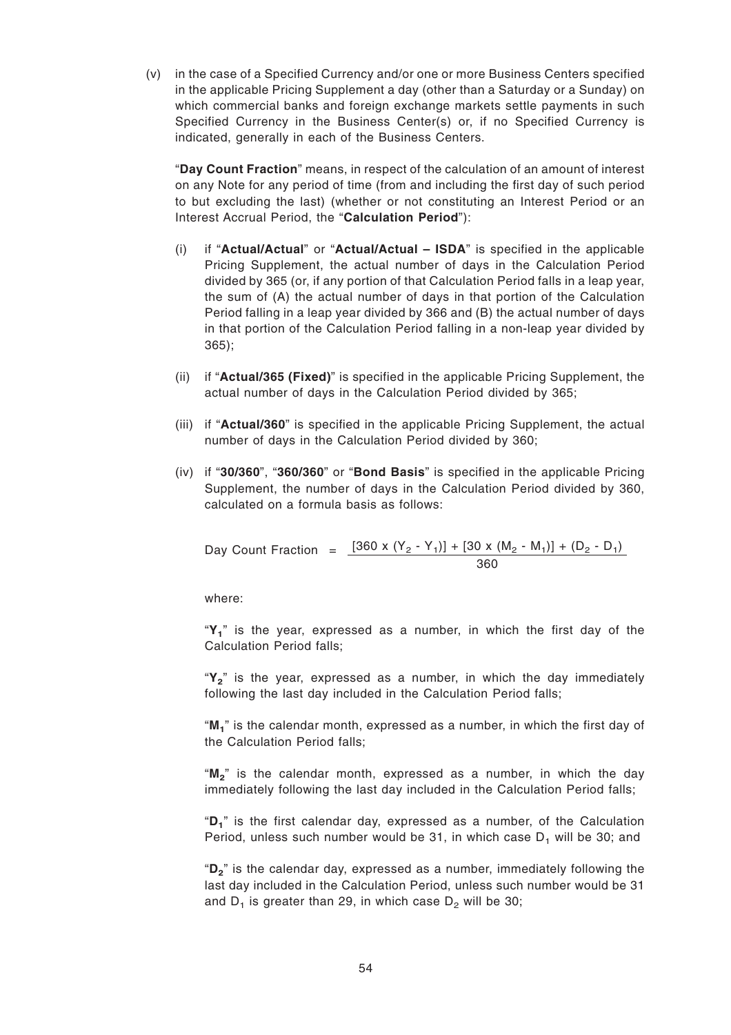(v) in the case of a Specified Currency and/or one or more Business Centers specified in the applicable Pricing Supplement a day (other than a Saturday or a Sunday) on which commercial banks and foreign exchange markets settle payments in such Specified Currency in the Business Center(s) or, if no Specified Currency is indicated, generally in each of the Business Centers.

"**Day Count Fraction**" means, in respect of the calculation of an amount of interest on any Note for any period of time (from and including the first day of such period to but excluding the last) (whether or not constituting an Interest Period or an Interest Accrual Period, the "**Calculation Period**"):

(i) if "**Actual/Actual**" or "**Actual/Actual – ISDA**" is specified in the applicable Pricing Supplement, the actual number of days in the Calculation Period divided by 365 (or, if any portion of that Calculation Period falls in a leap year, the sum of (A) the actual number of days in that portion of the Calculation Period falling in a leap year divided by 366 and (B) the actual number of days in that portion of the Calculation Period falling in a non-leap year divided by 365);

(ii) if "**Actual/365 (Fixed)**" is specified in the applicable Pricing Supplement, the actual number of days in the Calculation Period divided by 365;

(iii) if "**Actual/360**" is specified in the applicable Pricing Supplement, the actual number of days in the Calculation Period divided by 360;

(iv) if "**30/360**", "**360/360**" or "**Bond Basis**" is specified in the applicable Pricing Supplement, the number of days in the Calculation Period divided by 360, calculated on a formula basis as follows:

$$\text{Day Count Fraction} = \frac{[360 \times (Y_2 - Y_1)] + [30 \times (M_2 - M_1)] + (D_2 - D_1)}{360}$$

where:

"$Y_1$" is the year, expressed as a number, in which the first day of the Calculation Period falls;

"$Y_2$" is the year, expressed as a number, in which the day immediately following the last day included in the Calculation Period falls;

"$M_1$" is the calendar month, expressed as a number, in which the first day of the Calculation Period falls;

"$M_2$" is the calendar month, expressed as a number, in which the day immediately following the last day included in the Calculation Period falls;

"$D_1$" is the first calendar day, expressed as a number, of the Calculation Period, unless such number would be 31, in which case $D_1$ will be 30; and

"$D_2$" is the calendar day, expressed as a number, immediately following the last day included in the Calculation Period, unless such number would be 31 and $D_1$ is greater than 29, in which case $D_2$ will be 30;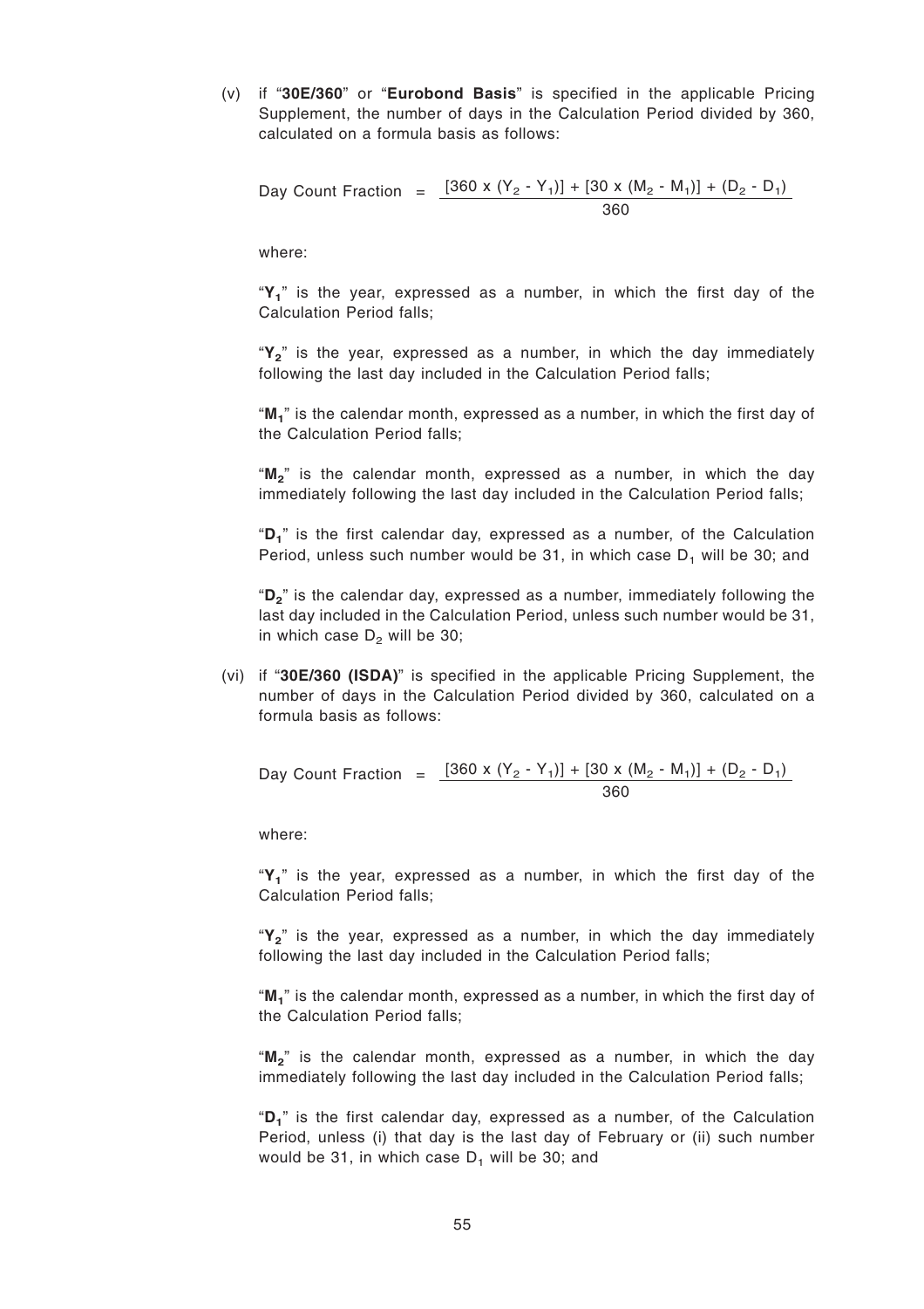(v) if "**30E/360**" or "**Eurobond Basis**" is specified in the applicable Pricing Supplement, the number of days in the Calculation Period divided by 360, calculated on a formula basis as follows:

$$\text{Day Count Fraction} = \frac{[360 \times (Y_2 - Y_1)] + [30 \times (M_2 - M_1)] + (D_2 - D_1)}{360}$$

where:

"$Y_1$" is the year, expressed as a number, in which the first day of the Calculation Period falls;

"$Y_2$" is the year, expressed as a number, in which the day immediately following the last day included in the Calculation Period falls;

"$M_1$" is the calendar month, expressed as a number, in which the first day of the Calculation Period falls;

"$M_2$" is the calendar month, expressed as a number, in which the day immediately following the last day included in the Calculation Period falls;

"$D_1$" is the first calendar day, expressed as a number, of the Calculation Period, unless such number would be 31, in which case $D_1$ will be 30; and

"$D_2$" is the calendar day, expressed as a number, immediately following the last day included in the Calculation Period, unless such number would be 31, in which case $D_2$ will be 30;

(vi) if "**30E/360 (ISDA)**" is specified in the applicable Pricing Supplement, the number of days in the Calculation Period divided by 360, calculated on a formula basis as follows:

$$\text{Day Count Fraction} = \frac{[360 \times (Y_2 - Y_1)] + [30 \times (M_2 - M_1)] + (D_2 - D_1)}{360}$$

where:

"$Y_1$" is the year, expressed as a number, in which the first day of the Calculation Period falls;

"$Y_2$" is the year, expressed as a number, in which the day immediately following the last day included in the Calculation Period falls;

"$M_1$" is the calendar month, expressed as a number, in which the first day of the Calculation Period falls;

"$M_2$" is the calendar month, expressed as a number, in which the day immediately following the last day included in the Calculation Period falls;

"$D_1$" is the first calendar day, expressed as a number, of the Calculation Period, unless (i) that day is the last day of February or (ii) such number would be 31, in which case $D_1$ will be 30; and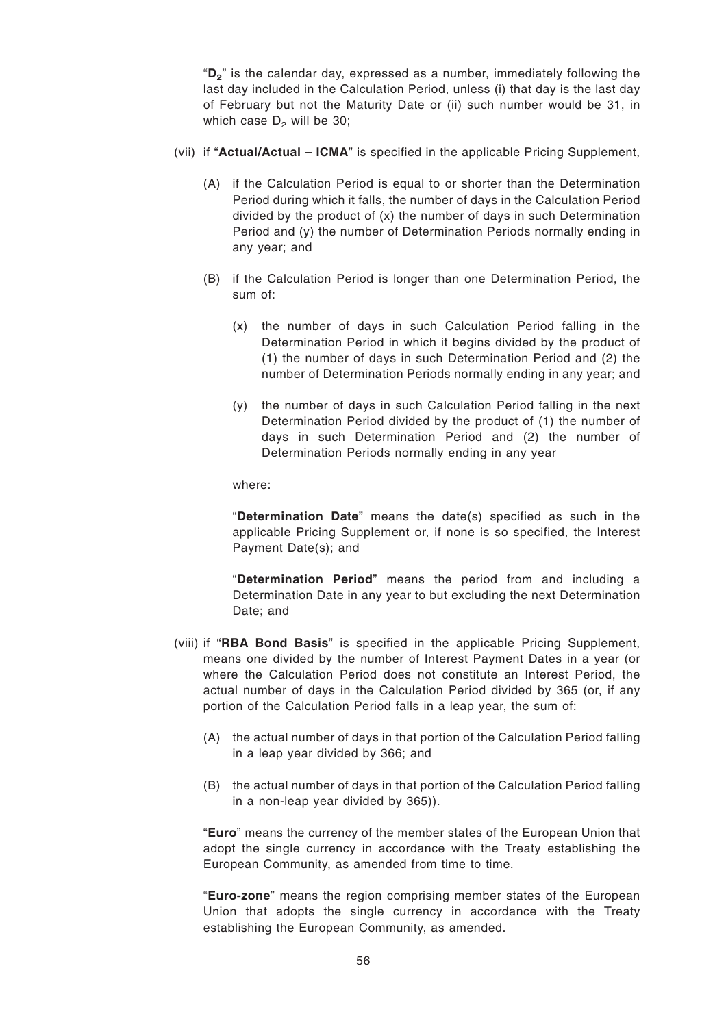"$D_2$" is the calendar day, expressed as a number, immediately following the last day included in the Calculation Period, unless (i) that day is the last day of February but not the Maturity Date or (ii) such number would be 31, in which case $D_2$ will be 30;

(vii) if "**Actual/Actual – ICMA**" is specified in the applicable Pricing Supplement,

(A) if the Calculation Period is equal to or shorter than the Determination Period during which it falls, the number of days in the Calculation Period divided by the product of (x) the number of days in such Determination Period and (y) the number of Determination Periods normally ending in any year; and

(B) if the Calculation Period is longer than one Determination Period, the sum of:

(x) the number of days in such Calculation Period falling in the Determination Period in which it begins divided by the product of (1) the number of days in such Determination Period and (2) the number of Determination Periods normally ending in any year; and

(y) the number of days in such Calculation Period falling in the next Determination Period divided by the product of (1) the number of days in such Determination Period and (2) the number of Determination Periods normally ending in any year

where:

"**Determination Date**" means the date(s) specified as such in the applicable Pricing Supplement or, if none is so specified, the Interest Payment Date(s); and

"**Determination Period**" means the period from and including a Determination Date in any year to but excluding the next Determination Date; and

(viii) if "**RBA Bond Basis**" is specified in the applicable Pricing Supplement, means one divided by the number of Interest Payment Dates in a year (or where the Calculation Period does not constitute an Interest Period, the actual number of days in the Calculation Period divided by 365 (or, if any portion of the Calculation Period falls in a leap year, the sum of:

(A) the actual number of days in that portion of the Calculation Period falling in a leap year divided by 366; and

(B) the actual number of days in that portion of the Calculation Period falling in a non-leap year divided by 365)).

"**Euro**" means the currency of the member states of the European Union that adopt the single currency in accordance with the Treaty establishing the European Community, as amended from time to time.

"**Euro-zone**" means the region comprising member states of the European Union that adopts the single currency in accordance with the Treaty establishing the European Community, as amended.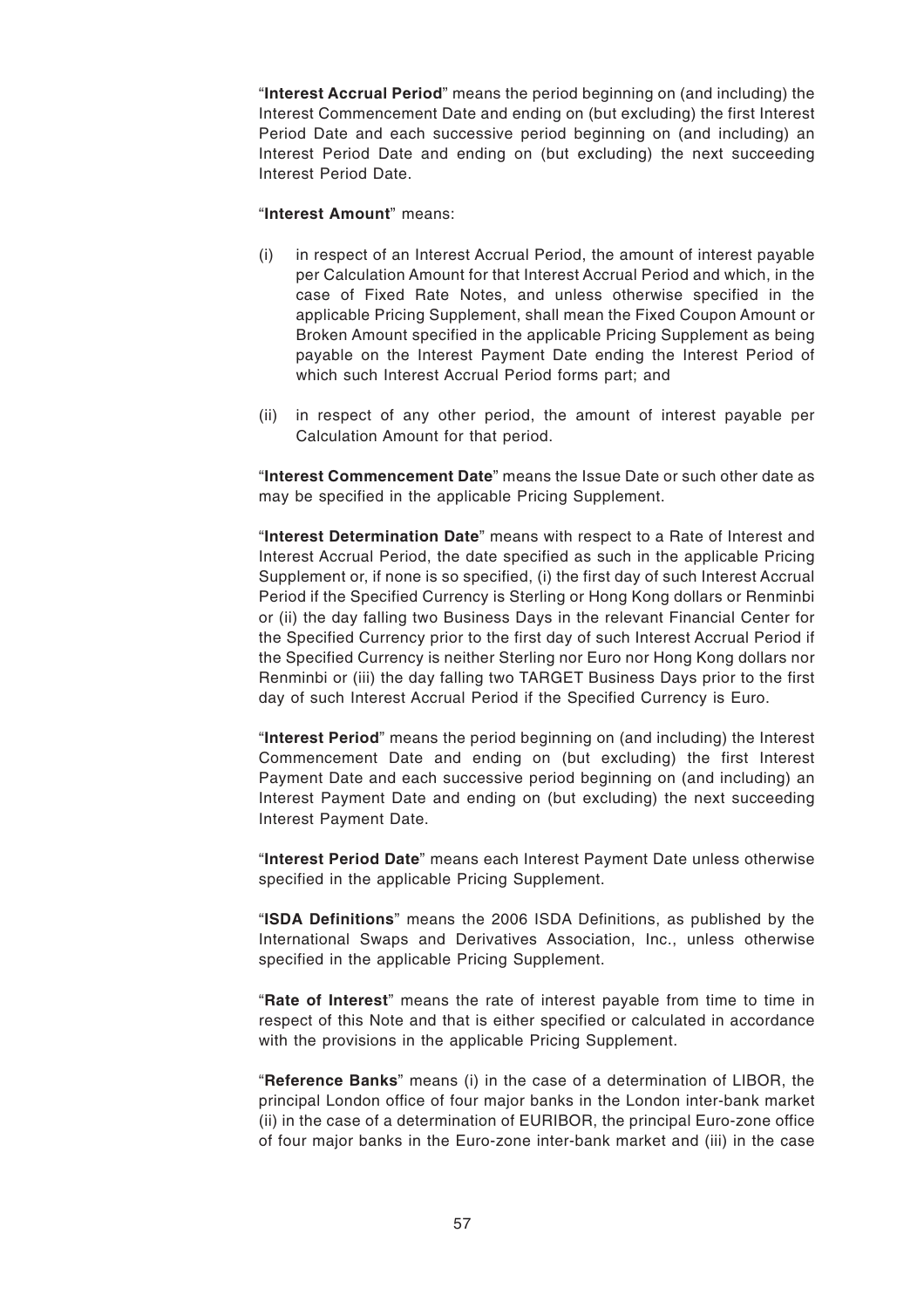"**Interest Accrual Period**" means the period beginning on (and including) the Interest Commencement Date and ending on (but excluding) the first Interest Period Date and each successive period beginning on (and including) an Interest Period Date and ending on (but excluding) the next succeeding Interest Period Date.

"**Interest Amount**" means:

(i) in respect of an Interest Accrual Period, the amount of interest payable per Calculation Amount for that Interest Accrual Period and which, in the case of Fixed Rate Notes, and unless otherwise specified in the applicable Pricing Supplement, shall mean the Fixed Coupon Amount or Broken Amount specified in the applicable Pricing Supplement as being payable on the Interest Payment Date ending the Interest Period of which such Interest Accrual Period forms part; and

(ii) in respect of any other period, the amount of interest payable per Calculation Amount for that period.

"**Interest Commencement Date**" means the Issue Date or such other date as may be specified in the applicable Pricing Supplement.

"**Interest Determination Date**" means with respect to a Rate of Interest and Interest Accrual Period, the date specified as such in the applicable Pricing Supplement or, if none is so specified, (i) the first day of such Interest Accrual Period if the Specified Currency is Sterling or Hong Kong dollars or Renminbi or (ii) the day falling two Business Days in the relevant Financial Center for the Specified Currency prior to the first day of such Interest Accrual Period if the Specified Currency is neither Sterling nor Euro nor Hong Kong dollars nor Renminbi or (iii) the day falling two TARGET Business Days prior to the first day of such Interest Accrual Period if the Specified Currency is Euro.

"**Interest Period**" means the period beginning on (and including) the Interest Commencement Date and ending on (but excluding) the first Interest Payment Date and each successive period beginning on (and including) an Interest Payment Date and ending on (but excluding) the next succeeding Interest Payment Date.

"**Interest Period Date**" means each Interest Payment Date unless otherwise specified in the applicable Pricing Supplement.

"**ISDA Definitions**" means the 2006 ISDA Definitions, as published by the International Swaps and Derivatives Association, Inc., unless otherwise specified in the applicable Pricing Supplement.

"**Rate of Interest**" means the rate of interest payable from time to time in respect of this Note and that is either specified or calculated in accordance with the provisions in the applicable Pricing Supplement.

"**Reference Banks**" means (i) in the case of a determination of LIBOR, the principal London office of four major banks in the London inter-bank market (ii) in the case of a determination of EURIBOR, the principal Euro-zone office of four major banks in the Euro-zone inter-bank market and (iii) in the case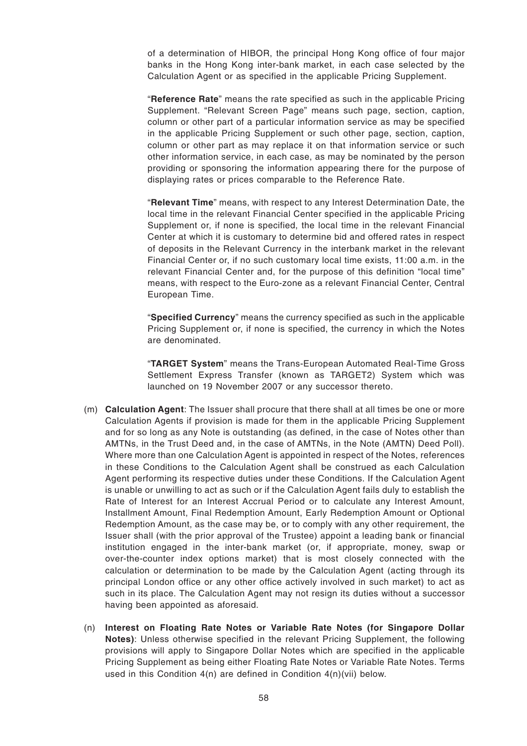of a determination of HIBOR, the principal Hong Kong office of four major banks in the Hong Kong inter-bank market, in each case selected by the Calculation Agent or as specified in the applicable Pricing Supplement.

"**Reference Rate**" means the rate specified as such in the applicable Pricing Supplement. "Relevant Screen Page" means such page, section, caption, column or other part of a particular information service as may be specified in the applicable Pricing Supplement or such other page, section, caption, column or other part as may replace it on that information service or such other information service, in each case, as may be nominated by the person providing or sponsoring the information appearing there for the purpose of displaying rates or prices comparable to the Reference Rate.

"**Relevant Time**" means, with respect to any Interest Determination Date, the local time in the relevant Financial Center specified in the applicable Pricing Supplement or, if none is specified, the local time in the relevant Financial Center at which it is customary to determine bid and offered rates in respect of deposits in the Relevant Currency in the interbank market in the relevant Financial Center or, if no such customary local time exists, 11:00 a.m. in the relevant Financial Center and, for the purpose of this definition "local time" means, with respect to the Euro-zone as a relevant Financial Center, Central European Time.

"**Specified Currency**" means the currency specified as such in the applicable Pricing Supplement or, if none is specified, the currency in which the Notes are denominated.

"**TARGET System**" means the Trans-European Automated Real-Time Gross Settlement Express Transfer (known as TARGET2) System which was launched on 19 November 2007 or any successor thereto.

(m) **Calculation Agent**: The Issuer shall procure that there shall at all times be one or more Calculation Agents if provision is made for them in the applicable Pricing Supplement and for so long as any Note is outstanding (as defined, in the case of Notes other than AMTNs, in the Trust Deed and, in the case of AMTNs, in the Note (AMTN) Deed Poll). Where more than one Calculation Agent is appointed in respect of the Notes, references in these Conditions to the Calculation Agent shall be construed as each Calculation Agent performing its respective duties under these Conditions. If the Calculation Agent is unable or unwilling to act as such or if the Calculation Agent fails duly to establish the Rate of Interest for an Interest Accrual Period or to calculate any Interest Amount, Installment Amount, Final Redemption Amount, Early Redemption Amount or Optional Redemption Amount, as the case may be, or to comply with any other requirement, the Issuer shall (with the prior approval of the Trustee) appoint a leading bank or financial institution engaged in the inter-bank market (or, if appropriate, money, swap or over-the-counter index options market) that is most closely connected with the calculation or determination to be made by the Calculation Agent (acting through its principal London office or any other office actively involved in such market) to act as such in its place. The Calculation Agent may not resign its duties without a successor having been appointed as aforesaid.

(n) **Interest on Floating Rate Notes or Variable Rate Notes (for Singapore Dollar Notes)**: Unless otherwise specified in the relevant Pricing Supplement, the following provisions will apply to Singapore Dollar Notes which are specified in the applicable Pricing Supplement as being either Floating Rate Notes or Variable Rate Notes. Terms used in this Condition 4(n) are defined in Condition 4(n)(vii) below.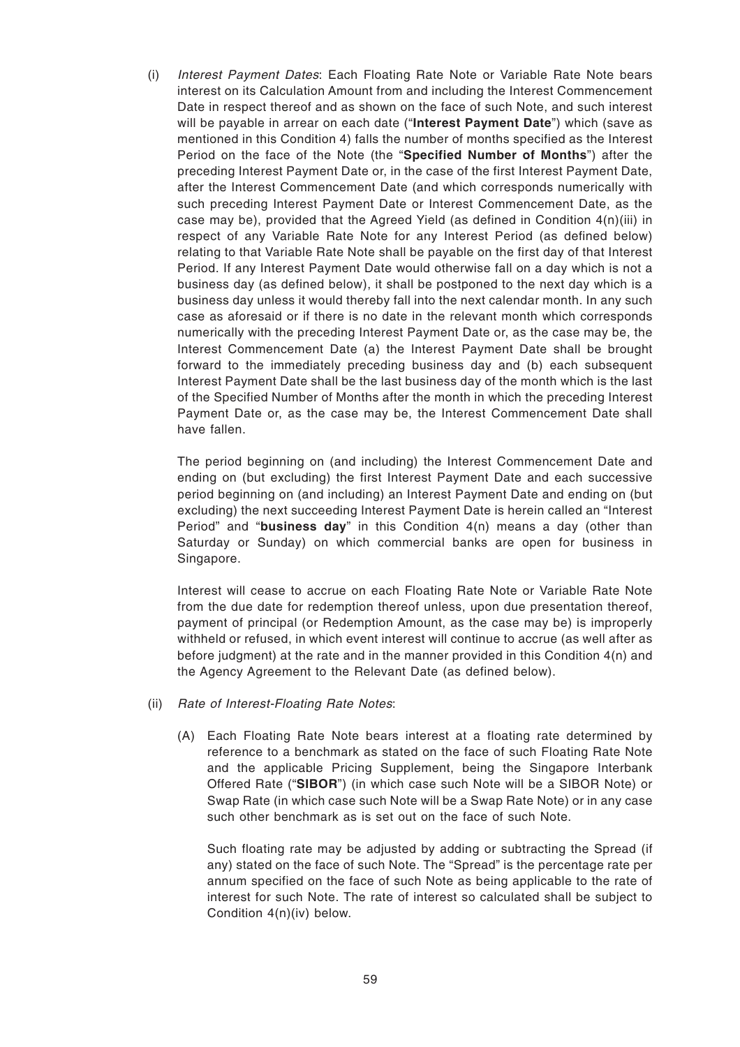(i) *Interest Payment Dates*: Each Floating Rate Note or Variable Rate Note bears interest on its Calculation Amount from and including the Interest Commencement Date in respect thereof and as shown on the face of such Note, and such interest will be payable in arrear on each date ("**Interest Payment Date**") which (save as mentioned in this Condition 4) falls the number of months specified as the Interest Period on the face of the Note (the "**Specified Number of Months**") after the preceding Interest Payment Date or, in the case of the first Interest Payment Date, after the Interest Commencement Date (and which corresponds numerically with such preceding Interest Payment Date or Interest Commencement Date, as the case may be), provided that the Agreed Yield (as defined in Condition 4(n)(iii) in respect of any Variable Rate Note for any Interest Period (as defined below) relating to that Variable Rate Note shall be payable on the first day of that Interest Period. If any Interest Payment Date would otherwise fall on a day which is not a business day (as defined below), it shall be postponed to the next day which is a business day unless it would thereby fall into the next calendar month. In any such case as aforesaid or if there is no date in the relevant month which corresponds numerically with the preceding Interest Payment Date or, as the case may be, the Interest Commencement Date (a) the Interest Payment Date shall be brought forward to the immediately preceding business day and (b) each subsequent Interest Payment Date shall be the last business day of the month which is the last of the Specified Number of Months after the month in which the preceding Interest Payment Date or, as the case may be, the Interest Commencement Date shall have fallen.

The period beginning on (and including) the Interest Commencement Date and ending on (but excluding) the first Interest Payment Date and each successive period beginning on (and including) an Interest Payment Date and ending on (but excluding) the next succeeding Interest Payment Date is herein called an "Interest Period" and "**business day**" in this Condition 4(n) means a day (other than Saturday or Sunday) on which commercial banks are open for business in Singapore.

Interest will cease to accrue on each Floating Rate Note or Variable Rate Note from the due date for redemption thereof unless, upon due presentation thereof, payment of principal (or Redemption Amount, as the case may be) is improperly withheld or refused, in which event interest will continue to accrue (as well after as before judgment) at the rate and in the manner provided in this Condition 4(n) and the Agency Agreement to the Relevant Date (as defined below).

(ii) *Rate of Interest-Floating Rate Notes*:

(A) Each Floating Rate Note bears interest at a floating rate determined by reference to a benchmark as stated on the face of such Floating Rate Note and the applicable Pricing Supplement, being the Singapore Interbank Offered Rate ("**SIBOR**") (in which case such Note will be a SIBOR Note) or Swap Rate (in which case such Note will be a Swap Rate Note) or in any case such other benchmark as is set out on the face of such Note.

Such floating rate may be adjusted by adding or subtracting the Spread (if any) stated on the face of such Note. The "Spread" is the percentage rate per annum specified on the face of such Note as being applicable to the rate of interest for such Note. The rate of interest so calculated shall be subject to Condition 4(n)(iv) below.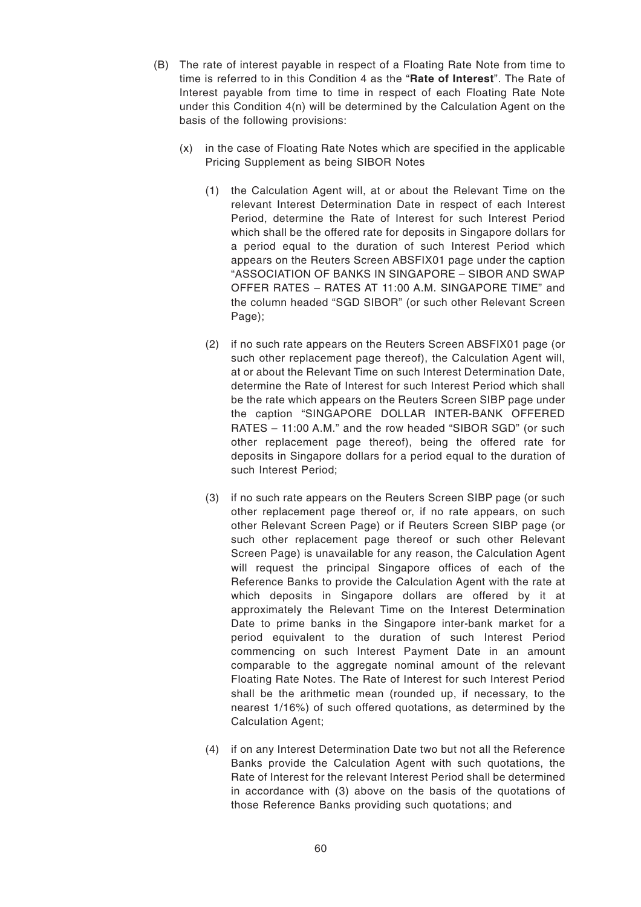(B) The rate of interest payable in respect of a Floating Rate Note from time to time is referred to in this Condition 4 as the "**Rate of Interest**". The Rate of Interest payable from time to time in respect of each Floating Rate Note under this Condition 4(n) will be determined by the Calculation Agent on the basis of the following provisions:

(x) in the case of Floating Rate Notes which are specified in the applicable Pricing Supplement as being SIBOR Notes

(1) the Calculation Agent will, at or about the Relevant Time on the relevant Interest Determination Date in respect of each Interest Period, determine the Rate of Interest for such Interest Period which shall be the offered rate for deposits in Singapore dollars for a period equal to the duration of such Interest Period which appears on the Reuters Screen ABSFIX01 page under the caption "ASSOCIATION OF BANKS IN SINGAPORE – SIBOR AND SWAP OFFER RATES – RATES AT 11:00 A.M. SINGAPORE TIME" and the column headed "SGD SIBOR" (or such other Relevant Screen Page);

(2) if no such rate appears on the Reuters Screen ABSFIX01 page (or such other replacement page thereof), the Calculation Agent will, at or about the Relevant Time on such Interest Determination Date, determine the Rate of Interest for such Interest Period which shall be the rate which appears on the Reuters Screen SIBP page under the caption "SINGAPORE DOLLAR INTER-BANK OFFERED RATES – 11:00 A.M." and the row headed "SIBOR SGD" (or such other replacement page thereof), being the offered rate for deposits in Singapore dollars for a period equal to the duration of such Interest Period;

(3) if no such rate appears on the Reuters Screen SIBP page (or such other replacement page thereof or, if no rate appears, on such other Relevant Screen Page) or if Reuters Screen SIBP page (or such other replacement page thereof or such other Relevant Screen Page) is unavailable for any reason, the Calculation Agent will request the principal Singapore offices of each of the Reference Banks to provide the Calculation Agent with the rate at which deposits in Singapore dollars are offered by it at approximately the Relevant Time on the Interest Determination Date to prime banks in the Singapore inter-bank market for a period equivalent to the duration of such Interest Period commencing on such Interest Payment Date in an amount comparable to the aggregate nominal amount of the relevant Floating Rate Notes. The Rate of Interest for such Interest Period shall be the arithmetic mean (rounded up, if necessary, to the nearest 1/16%) of such offered quotations, as determined by the Calculation Agent;

(4) if on any Interest Determination Date two but not all the Reference Banks provide the Calculation Agent with such quotations, the Rate of Interest for the relevant Interest Period shall be determined in accordance with (3) above on the basis of the quotations of those Reference Banks providing such quotations; and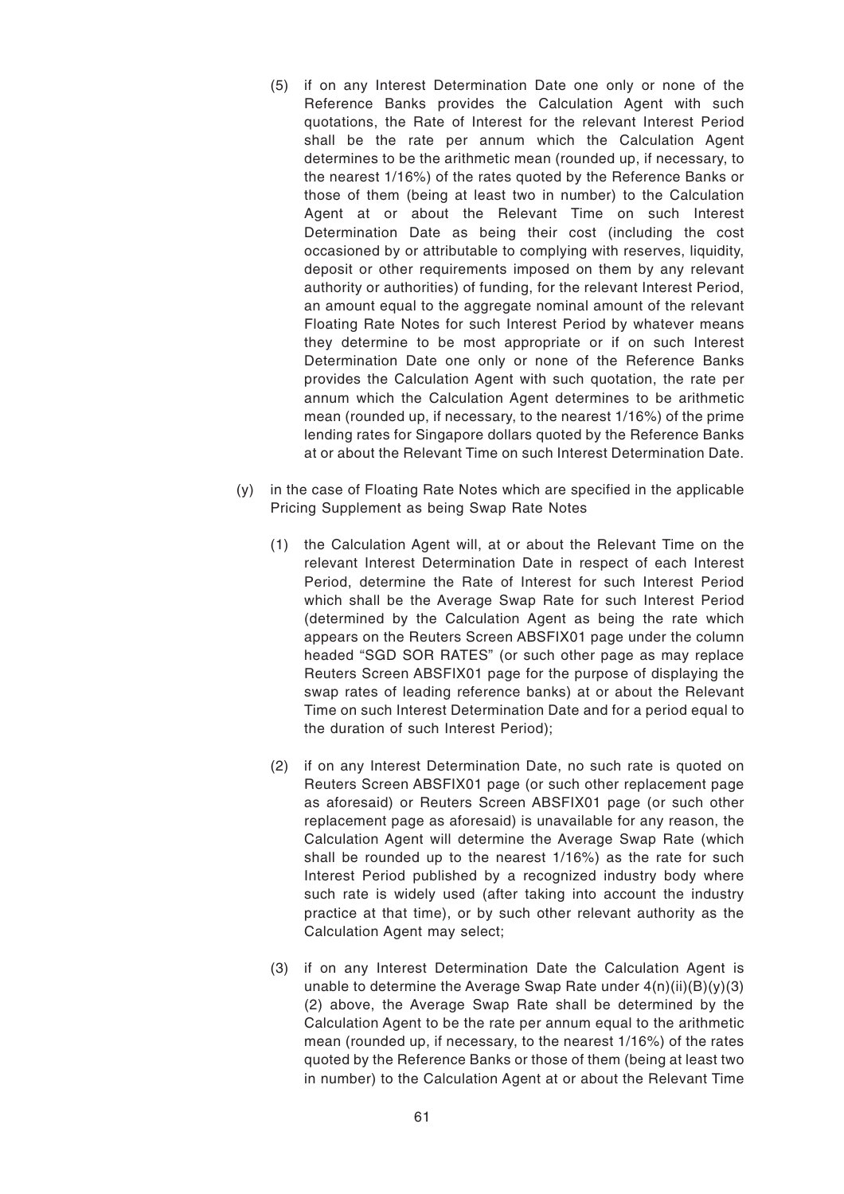(5) if on any Interest Determination Date one only or none of the Reference Banks provides the Calculation Agent with such quotations, the Rate of Interest for the relevant Interest Period shall be the rate per annum which the Calculation Agent determines to be the arithmetic mean (rounded up, if necessary, to the nearest 1/16%) of the rates quoted by the Reference Banks or those of them (being at least two in number) to the Calculation Agent at or about the Relevant Time on such Interest Determination Date as being their cost (including the cost occasioned by or attributable to complying with reserves, liquidity, deposit or other requirements imposed on them by any relevant authority or authorities) of funding, for the relevant Interest Period, an amount equal to the aggregate nominal amount of the relevant Floating Rate Notes for such Interest Period by whatever means they determine to be most appropriate or if on such Interest Determination Date one only or none of the Reference Banks provides the Calculation Agent with such quotation, the rate per annum which the Calculation Agent determines to be arithmetic mean (rounded up, if necessary, to the nearest 1/16%) of the prime lending rates for Singapore dollars quoted by the Reference Banks at or about the Relevant Time on such Interest Determination Date.

(y) in the case of Floating Rate Notes which are specified in the applicable Pricing Supplement as being Swap Rate Notes

(1) the Calculation Agent will, at or about the Relevant Time on the relevant Interest Determination Date in respect of each Interest Period, determine the Rate of Interest for such Interest Period which shall be the Average Swap Rate for such Interest Period (determined by the Calculation Agent as being the rate which appears on the Reuters Screen ABSFIX01 page under the column headed "SGD SOR RATES" (or such other page as may replace Reuters Screen ABSFIX01 page for the purpose of displaying the swap rates of leading reference banks) at or about the Relevant Time on such Interest Determination Date and for a period equal to the duration of such Interest Period);

(2) if on any Interest Determination Date, no such rate is quoted on Reuters Screen ABSFIX01 page (or such other replacement page as aforesaid) or Reuters Screen ABSFIX01 page (or such other replacement page as aforesaid) is unavailable for any reason, the Calculation Agent will determine the Average Swap Rate (which shall be rounded up to the nearest 1/16%) as the rate for such Interest Period published by a recognized industry body where such rate is widely used (after taking into account the industry practice at that time), or by such other relevant authority as the Calculation Agent may select;

(3) if on any Interest Determination Date the Calculation Agent is unable to determine the Average Swap Rate under 4(n)(ii)(B)(y)(3)(2) above, the Average Swap Rate shall be determined by the Calculation Agent to be the rate per annum equal to the arithmetic mean (rounded up, if necessary, to the nearest 1/16%) of the rates quoted by the Reference Banks or those of them (being at least two in number) to the Calculation Agent at or about the Relevant Time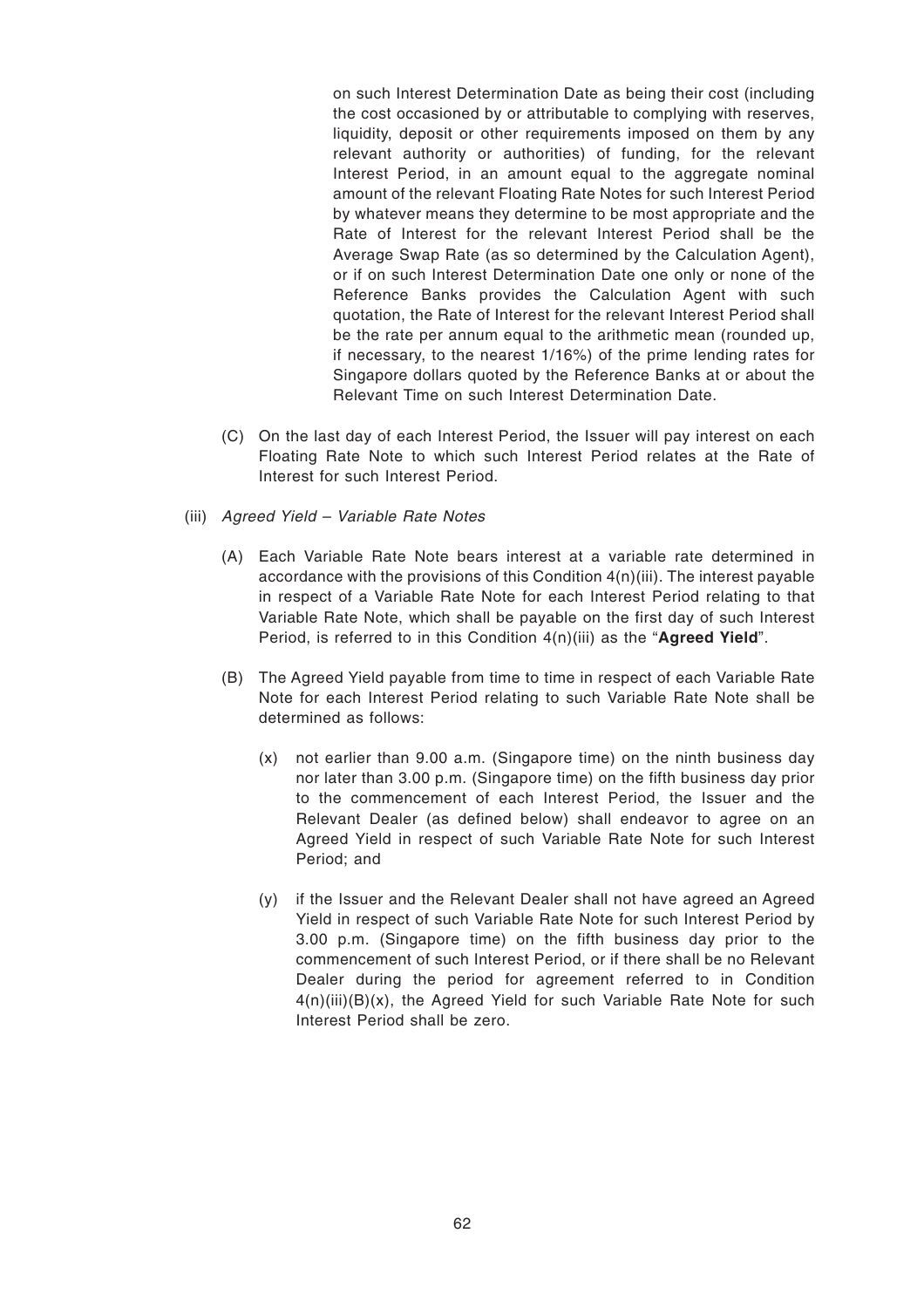on such Interest Determination Date as being their cost (including the cost occasioned by or attributable to complying with reserves, liquidity, deposit or other requirements imposed on them by any relevant authority or authorities) of funding, for the relevant Interest Period, in an amount equal to the aggregate nominal amount of the relevant Floating Rate Notes for such Interest Period by whatever means they determine to be most appropriate and the Rate of Interest for the relevant Interest Period shall be the Average Swap Rate (as so determined by the Calculation Agent), or if on such Interest Determination Date one only or none of the Reference Banks provides the Calculation Agent with such quotation, the Rate of Interest for the relevant Interest Period shall be the rate per annum equal to the arithmetic mean (rounded up, if necessary, to the nearest 1/16%) of the prime lending rates for Singapore dollars quoted by the Reference Banks at or about the Relevant Time on such Interest Determination Date.

(C) On the last day of each Interest Period, the Issuer will pay interest on each Floating Rate Note to which such Interest Period relates at the Rate of Interest for such Interest Period.

(iii) *Agreed Yield – Variable Rate Notes*

(A) Each Variable Rate Note bears interest at a variable rate determined in accordance with the provisions of this Condition 4(n)(iii). The interest payable in respect of a Variable Rate Note for each Interest Period relating to that Variable Rate Note, which shall be payable on the first day of such Interest Period, is referred to in this Condition 4(n)(iii) as the "**Agreed Yield**".

(B) The Agreed Yield payable from time to time in respect of each Variable Rate Note for each Interest Period relating to such Variable Rate Note shall be determined as follows:

(x) not earlier than 9.00 a.m. (Singapore time) on the ninth business day nor later than 3.00 p.m. (Singapore time) on the fifth business day prior to the commencement of each Interest Period, the Issuer and the Relevant Dealer (as defined below) shall endeavor to agree on an Agreed Yield in respect of such Variable Rate Note for such Interest Period; and

(y) if the Issuer and the Relevant Dealer shall not have agreed an Agreed Yield in respect of such Variable Rate Note for such Interest Period by 3.00 p.m. (Singapore time) on the fifth business day prior to the commencement of such Interest Period, or if there shall be no Relevant Dealer during the period for agreement referred to in Condition 4(n)(iii)(B)(x), the Agreed Yield for such Variable Rate Note for such Interest Period shall be zero.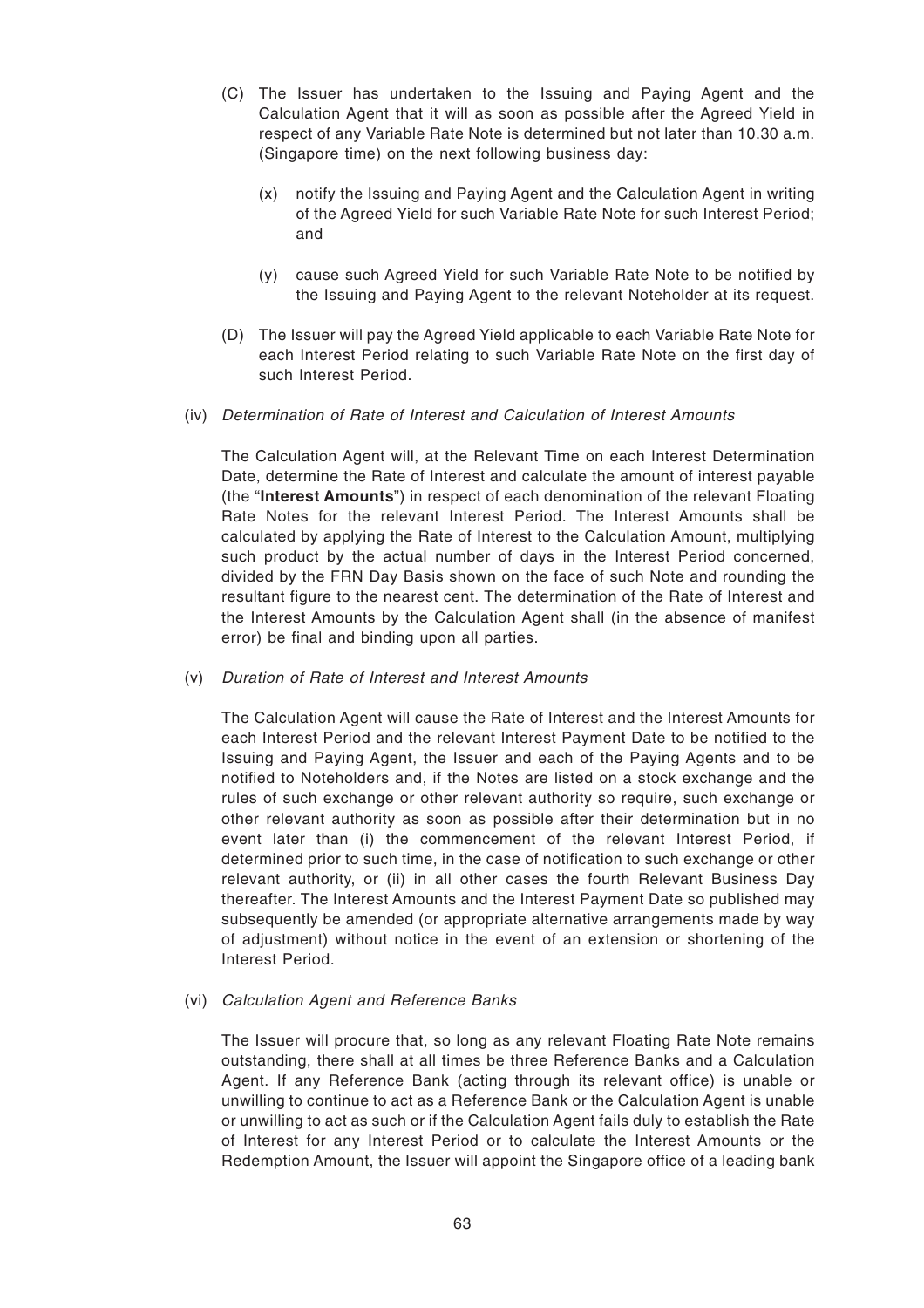(C) The Issuer has undertaken to the Issuing and Paying Agent and the Calculation Agent that it will as soon as possible after the Agreed Yield in respect of any Variable Rate Note is determined but not later than 10.30 a.m. (Singapore time) on the next following business day:

   (x) notify the Issuing and Paying Agent and the Calculation Agent in writing of the Agreed Yield for such Variable Rate Note for such Interest Period; and

   (y) cause such Agreed Yield for such Variable Rate Note to be notified by the Issuing and Paying Agent to the relevant Noteholder at its request.

(D) The Issuer will pay the Agreed Yield applicable to each Variable Rate Note for each Interest Period relating to such Variable Rate Note on the first day of such Interest Period.

(iv) *Determination of Rate of Interest and Calculation of Interest Amounts*

The Calculation Agent will, at the Relevant Time on each Interest Determination Date, determine the Rate of Interest and calculate the amount of interest payable (the "**Interest Amounts**") in respect of each denomination of the relevant Floating Rate Notes for the relevant Interest Period. The Interest Amounts shall be calculated by applying the Rate of Interest to the Calculation Amount, multiplying such product by the actual number of days in the Interest Period concerned, divided by the FRN Day Basis shown on the face of such Note and rounding the resultant figure to the nearest cent. The determination of the Rate of Interest and the Interest Amounts by the Calculation Agent shall (in the absence of manifest error) be final and binding upon all parties.

(v) *Duration of Rate of Interest and Interest Amounts*

The Calculation Agent will cause the Rate of Interest and the Interest Amounts for each Interest Period and the relevant Interest Payment Date to be notified to the Issuing and Paying Agent, the Issuer and each of the Paying Agents and to be notified to Noteholders and, if the Notes are listed on a stock exchange and the rules of such exchange or other relevant authority so require, such exchange or other relevant authority as soon as possible after their determination but in no event later than (i) the commencement of the relevant Interest Period, if determined prior to such time, in the case of notification to such exchange or other relevant authority, or (ii) in all other cases the fourth Relevant Business Day thereafter. The Interest Amounts and the Interest Payment Date so published may subsequently be amended (or appropriate alternative arrangements made by way of adjustment) without notice in the event of an extension or shortening of the Interest Period.

(vi) *Calculation Agent and Reference Banks*

The Issuer will procure that, so long as any relevant Floating Rate Note remains outstanding, there shall at all times be three Reference Banks and a Calculation Agent. If any Reference Bank (acting through its relevant office) is unable or unwilling to continue to act as a Reference Bank or the Calculation Agent is unable or unwilling to act as such or if the Calculation Agent fails duly to establish the Rate of Interest for any Interest Period or to calculate the Interest Amounts or the Redemption Amount, the Issuer will appoint the Singapore office of a leading bank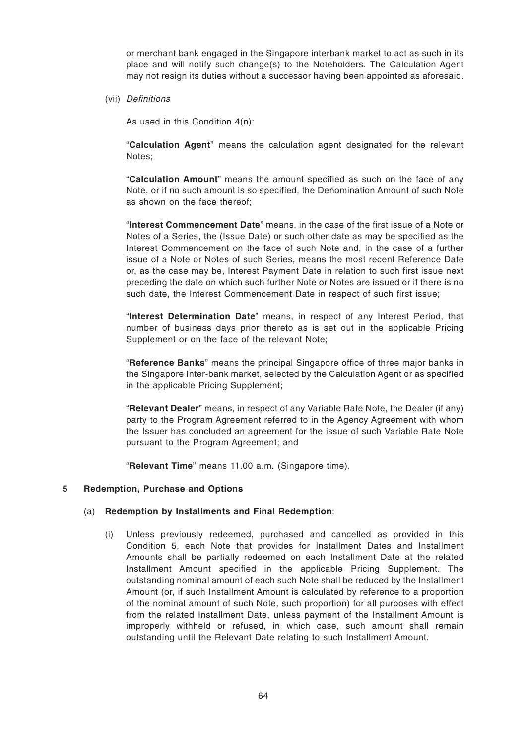or merchant bank engaged in the Singapore interbank market to act as such in its place and will notify such change(s) to the Noteholders. The Calculation Agent may not resign its duties without a successor having been appointed as aforesaid.

(vii) *Definitions*

As used in this Condition 4(n):

"**Calculation Agent**" means the calculation agent designated for the relevant Notes;

"**Calculation Amount**" means the amount specified as such on the face of any Note, or if no such amount is so specified, the Denomination Amount of such Note as shown on the face thereof;

"**Interest Commencement Date**" means, in the case of the first issue of a Note or Notes of a Series, the (Issue Date) or such other date as may be specified as the Interest Commencement on the face of such Note and, in the case of a further issue of a Note or Notes of such Series, means the most recent Reference Date or, as the case may be, Interest Payment Date in relation to such first issue next preceding the date on which such further Note or Notes are issued or if there is no such date, the Interest Commencement Date in respect of such first issue;

"**Interest Determination Date**" means, in respect of any Interest Period, that number of business days prior thereto as is set out in the applicable Pricing Supplement or on the face of the relevant Note;

"**Reference Banks**" means the principal Singapore office of three major banks in the Singapore Inter-bank market, selected by the Calculation Agent or as specified in the applicable Pricing Supplement;

"**Relevant Dealer**" means, in respect of any Variable Rate Note, the Dealer (if any) party to the Program Agreement referred to in the Agency Agreement with whom the Issuer has concluded an agreement for the issue of such Variable Rate Note pursuant to the Program Agreement; and

"**Relevant Time**" means 11.00 a.m. (Singapore time).

## 5 Redemption, Purchase and Options

### (a) Redemption by Installments and Final Redemption:

(i) Unless previously redeemed, purchased and cancelled as provided in this Condition 5, each Note that provides for Installment Dates and Installment Amounts shall be partially redeemed on each Installment Date at the related Installment Amount specified in the applicable Pricing Supplement. The outstanding nominal amount of each such Note shall be reduced by the Installment Amount (or, if such Installment Amount is calculated by reference to a proportion of the nominal amount of such Note, such proportion) for all purposes with effect from the related Installment Date, unless payment of the Installment Amount is improperly withheld or refused, in which case, such amount shall remain outstanding until the Relevant Date relating to such Installment Amount.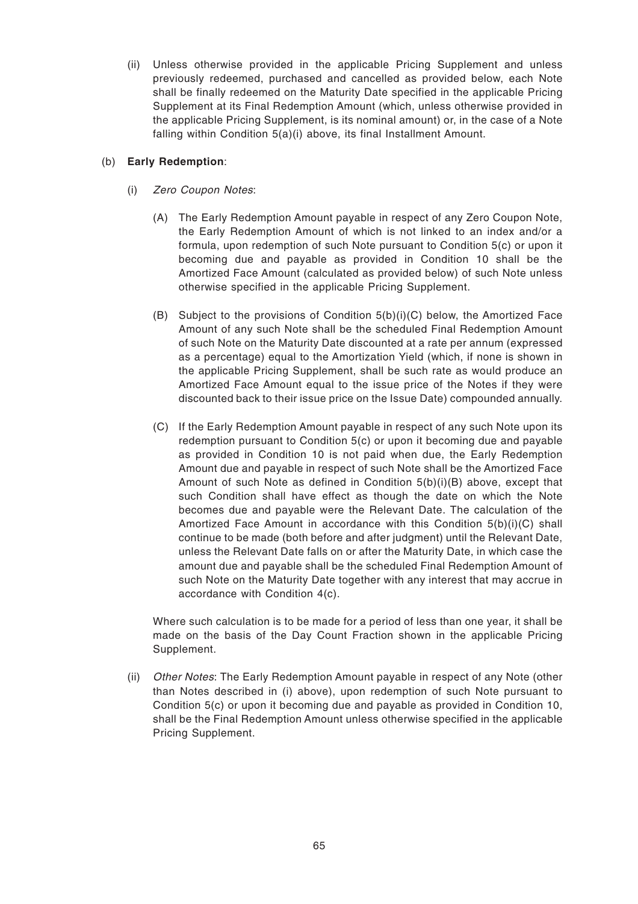(ii) Unless otherwise provided in the applicable Pricing Supplement and unless previously redeemed, purchased and cancelled as provided below, each Note shall be finally redeemed on the Maturity Date specified in the applicable Pricing Supplement at its Final Redemption Amount (which, unless otherwise provided in the applicable Pricing Supplement, is its nominal amount) or, in the case of a Note falling within Condition 5(a)(i) above, its final Installment Amount.

(b) **Early Redemption**:

(i) *Zero Coupon Notes*:

(A) The Early Redemption Amount payable in respect of any Zero Coupon Note, the Early Redemption Amount of which is not linked to an index and/or a formula, upon redemption of such Note pursuant to Condition 5(c) or upon it becoming due and payable as provided in Condition 10 shall be the Amortized Face Amount (calculated as provided below) of such Note unless otherwise specified in the applicable Pricing Supplement.

(B) Subject to the provisions of Condition 5(b)(i)(C) below, the Amortized Face Amount of any such Note shall be the scheduled Final Redemption Amount of such Note on the Maturity Date discounted at a rate per annum (expressed as a percentage) equal to the Amortization Yield (which, if none is shown in the applicable Pricing Supplement, shall be such rate as would produce an Amortized Face Amount equal to the issue price of the Notes if they were discounted back to their issue price on the Issue Date) compounded annually.

(C) If the Early Redemption Amount payable in respect of any such Note upon its redemption pursuant to Condition 5(c) or upon it becoming due and payable as provided in Condition 10 is not paid when due, the Early Redemption Amount due and payable in respect of such Note shall be the Amortized Face Amount of such Note as defined in Condition 5(b)(i)(B) above, except that such Condition shall have effect as though the date on which the Note becomes due and payable were the Relevant Date. The calculation of the Amortized Face Amount in accordance with this Condition 5(b)(i)(C) shall continue to be made (both before and after judgment) until the Relevant Date, unless the Relevant Date falls on or after the Maturity Date, in which case the amount due and payable shall be the scheduled Final Redemption Amount of such Note on the Maturity Date together with any interest that may accrue in accordance with Condition 4(c).

Where such calculation is to be made for a period of less than one year, it shall be made on the basis of the Day Count Fraction shown in the applicable Pricing Supplement.

(ii) *Other Notes*: The Early Redemption Amount payable in respect of any Note (other than Notes described in (i) above), upon redemption of such Note pursuant to Condition 5(c) or upon it becoming due and payable as provided in Condition 10, shall be the Final Redemption Amount unless otherwise specified in the applicable Pricing Supplement.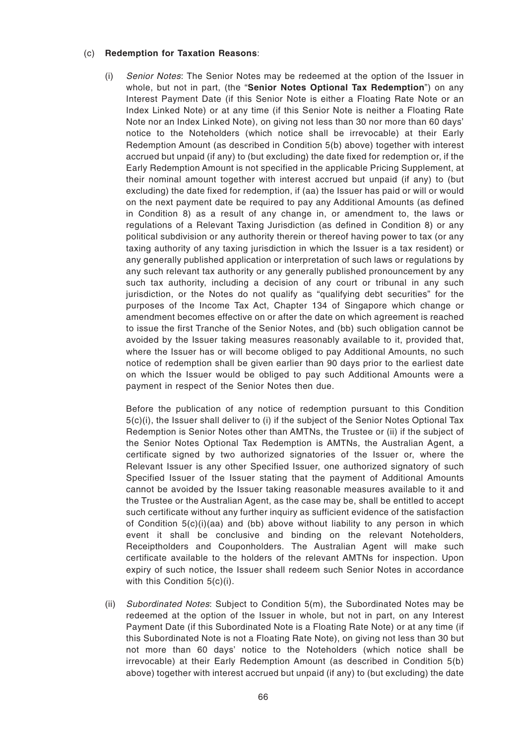(c) **Redemption for Taxation Reasons**:

(i) *Senior Notes*: The Senior Notes may be redeemed at the option of the Issuer in whole, but not in part, (the "**Senior Notes Optional Tax Redemption**") on any Interest Payment Date (if this Senior Note is either a Floating Rate Note or an Index Linked Note) or at any time (if this Senior Note is neither a Floating Rate Note nor an Index Linked Note), on giving not less than 30 nor more than 60 days' notice to the Noteholders (which notice shall be irrevocable) at their Early Redemption Amount (as described in Condition 5(b) above) together with interest accrued but unpaid (if any) to (but excluding) the date fixed for redemption or, if the Early Redemption Amount is not specified in the applicable Pricing Supplement, at their nominal amount together with interest accrued but unpaid (if any) to (but excluding) the date fixed for redemption, if (aa) the Issuer has paid or will or would on the next payment date be required to pay any Additional Amounts (as defined in Condition 8) as a result of any change in, or amendment to, the laws or regulations of a Relevant Taxing Jurisdiction (as defined in Condition 8) or any political subdivision or any authority therein or thereof having power to tax (or any taxing authority of any taxing jurisdiction in which the Issuer is a tax resident) or any generally published application or interpretation of such laws or regulations by any such relevant tax authority or any generally published pronouncement by any such tax authority, including a decision of any court or tribunal in any such jurisdiction, or the Notes do not qualify as "qualifying debt securities" for the purposes of the Income Tax Act, Chapter 134 of Singapore which change or amendment becomes effective on or after the date on which agreement is reached to issue the first Tranche of the Senior Notes, and (bb) such obligation cannot be avoided by the Issuer taking measures reasonably available to it, provided that, where the Issuer has or will become obliged to pay Additional Amounts, no such notice of redemption shall be given earlier than 90 days prior to the earliest date on which the Issuer would be obliged to pay such Additional Amounts were a payment in respect of the Senior Notes then due.

Before the publication of any notice of redemption pursuant to this Condition 5(c)(i), the Issuer shall deliver to (i) if the subject of the Senior Notes Optional Tax Redemption is Senior Notes other than AMTNs, the Trustee or (ii) if the subject of the Senior Notes Optional Tax Redemption is AMTNs, the Australian Agent, a certificate signed by two authorized signatories of the Issuer or, where the Relevant Issuer is any other Specified Issuer, one authorized signatory of such Specified Issuer of the Issuer stating that the payment of Additional Amounts cannot be avoided by the Issuer taking reasonable measures available to it and the Trustee or the Australian Agent, as the case may be, shall be entitled to accept such certificate without any further inquiry as sufficient evidence of the satisfaction of Condition 5(c)(i)(aa) and (bb) above without liability to any person in which event it shall be conclusive and binding on the relevant Noteholders, Receiptholders and Couponholders. The Australian Agent will make such certificate available to the holders of the relevant AMTNs for inspection. Upon expiry of such notice, the Issuer shall redeem such Senior Notes in accordance with this Condition 5(c)(i).

(ii) *Subordinated Notes*: Subject to Condition 5(m), the Subordinated Notes may be redeemed at the option of the Issuer in whole, but not in part, on any Interest Payment Date (if this Subordinated Note is a Floating Rate Note) or at any time (if this Subordinated Note is not a Floating Rate Note), on giving not less than 30 but not more than 60 days' notice to the Noteholders (which notice shall be irrevocable) at their Early Redemption Amount (as described in Condition 5(b) above) together with interest accrued but unpaid (if any) to (but excluding) the date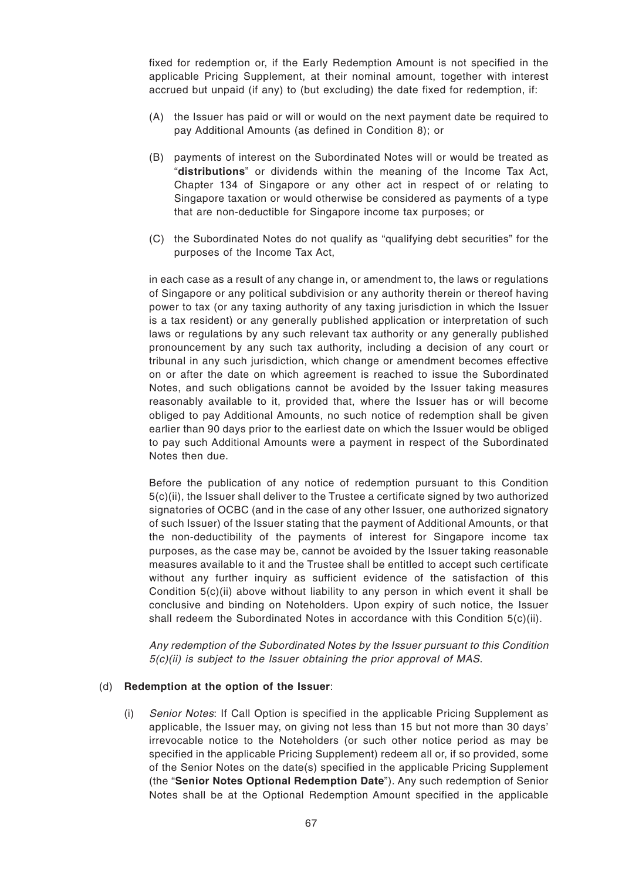fixed for redemption or, if the Early Redemption Amount is not specified in the applicable Pricing Supplement, at their nominal amount, together with interest accrued but unpaid (if any) to (but excluding) the date fixed for redemption, if:

(A) the Issuer has paid or will or would on the next payment date be required to pay Additional Amounts (as defined in Condition 8); or

(B) payments of interest on the Subordinated Notes will or would be treated as "**distributions**" or dividends within the meaning of the Income Tax Act, Chapter 134 of Singapore or any other act in respect of or relating to Singapore taxation or would otherwise be considered as payments of a type that are non-deductible for Singapore income tax purposes; or

(C) the Subordinated Notes do not qualify as "qualifying debt securities" for the purposes of the Income Tax Act,

in each case as a result of any change in, or amendment to, the laws or regulations of Singapore or any political subdivision or any authority therein or thereof having power to tax (or any taxing authority of any taxing jurisdiction in which the Issuer is a tax resident) or any generally published application or interpretation of such laws or regulations by any such relevant tax authority or any generally published pronouncement by any such tax authority, including a decision of any court or tribunal in any such jurisdiction, which change or amendment becomes effective on or after the date on which agreement is reached to issue the Subordinated Notes, and such obligations cannot be avoided by the Issuer taking measures reasonably available to it, provided that, where the Issuer has or will become obliged to pay Additional Amounts, no such notice of redemption shall be given earlier than 90 days prior to the earliest date on which the Issuer would be obliged to pay such Additional Amounts were a payment in respect of the Subordinated Notes then due.

Before the publication of any notice of redemption pursuant to this Condition 5(c)(ii), the Issuer shall deliver to the Trustee a certificate signed by two authorized signatories of OCBC (and in the case of any other Issuer, one authorized signatory of such Issuer) of the Issuer stating that the payment of Additional Amounts, or that the non-deductibility of the payments of interest for Singapore income tax purposes, as the case may be, cannot be avoided by the Issuer taking reasonable measures available to it and the Trustee shall be entitled to accept such certificate without any further inquiry as sufficient evidence of the satisfaction of this Condition 5(c)(ii) above without liability to any person in which event it shall be conclusive and binding on Noteholders. Upon expiry of such notice, the Issuer shall redeem the Subordinated Notes in accordance with this Condition 5(c)(ii).

*Any redemption of the Subordinated Notes by the Issuer pursuant to this Condition 5(c)(ii) is subject to the Issuer obtaining the prior approval of MAS.*

(d) **Redemption at the option of the Issuer**:

(i) *Senior Notes*: If Call Option is specified in the applicable Pricing Supplement as applicable, the Issuer may, on giving not less than 15 but not more than 30 days' irrevocable notice to the Noteholders (or such other notice period as may be specified in the applicable Pricing Supplement) redeem all or, if so provided, some of the Senior Notes on the date(s) specified in the applicable Pricing Supplement (the "**Senior Notes Optional Redemption Date**"). Any such redemption of Senior Notes shall be at the Optional Redemption Amount specified in the applicable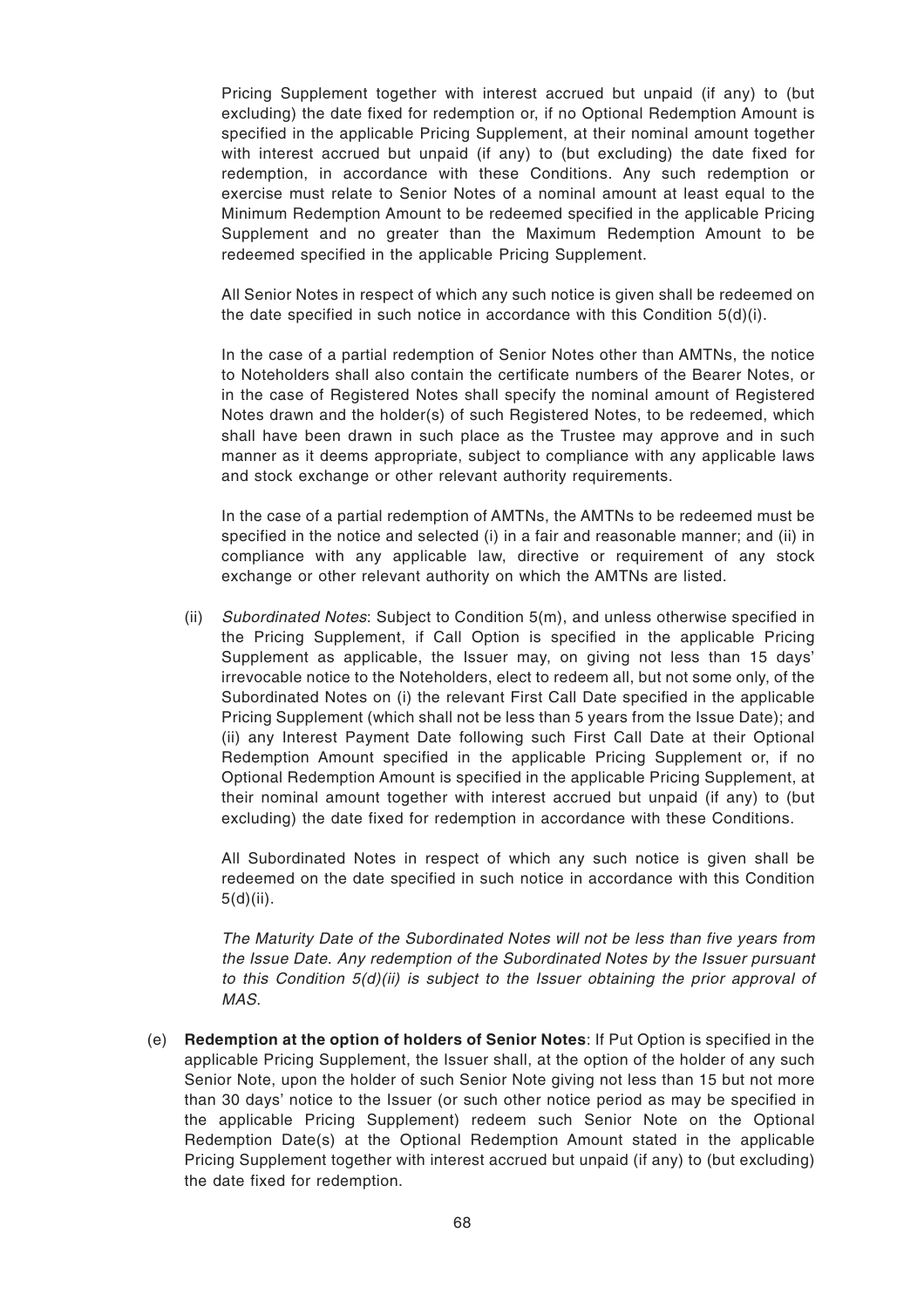Pricing Supplement together with interest accrued but unpaid (if any) to (but excluding) the date fixed for redemption or, if no Optional Redemption Amount is specified in the applicable Pricing Supplement, at their nominal amount together with interest accrued but unpaid (if any) to (but excluding) the date fixed for redemption, in accordance with these Conditions. Any such redemption or exercise must relate to Senior Notes of a nominal amount at least equal to the Minimum Redemption Amount to be redeemed specified in the applicable Pricing Supplement and no greater than the Maximum Redemption Amount to be redeemed specified in the applicable Pricing Supplement.

All Senior Notes in respect of which any such notice is given shall be redeemed on the date specified in such notice in accordance with this Condition 5(d)(i).

In the case of a partial redemption of Senior Notes other than AMTNs, the notice to Noteholders shall also contain the certificate numbers of the Bearer Notes, or in the case of Registered Notes shall specify the nominal amount of Registered Notes drawn and the holder(s) of such Registered Notes, to be redeemed, which shall have been drawn in such place as the Trustee may approve and in such manner as it deems appropriate, subject to compliance with any applicable laws and stock exchange or other relevant authority requirements.

In the case of a partial redemption of AMTNs, the AMTNs to be redeemed must be specified in the notice and selected (i) in a fair and reasonable manner; and (ii) in compliance with any applicable law, directive or requirement of any stock exchange or other relevant authority on which the AMTNs are listed.

(ii) *Subordinated Notes*: Subject to Condition 5(m), and unless otherwise specified in the Pricing Supplement, if Call Option is specified in the applicable Pricing Supplement as applicable, the Issuer may, on giving not less than 15 days' irrevocable notice to the Noteholders, elect to redeem all, but not some only, of the Subordinated Notes on (i) the relevant First Call Date specified in the applicable Pricing Supplement (which shall not be less than 5 years from the Issue Date); and (ii) any Interest Payment Date following such First Call Date at their Optional Redemption Amount specified in the applicable Pricing Supplement or, if no Optional Redemption Amount is specified in the applicable Pricing Supplement, at their nominal amount together with interest accrued but unpaid (if any) to (but excluding) the date fixed for redemption in accordance with these Conditions.

All Subordinated Notes in respect of which any such notice is given shall be redeemed on the date specified in such notice in accordance with this Condition 5(d)(ii).

*The Maturity Date of the Subordinated Notes will not be less than five years from the Issue Date. Any redemption of the Subordinated Notes by the Issuer pursuant to this Condition 5(d)(ii) is subject to the Issuer obtaining the prior approval of MAS.*

(e) **Redemption at the option of holders of Senior Notes**: If Put Option is specified in the applicable Pricing Supplement, the Issuer shall, at the option of the holder of any such Senior Note, upon the holder of such Senior Note giving not less than 15 but not more than 30 days' notice to the Issuer (or such other notice period as may be specified in the applicable Pricing Supplement) redeem such Senior Note on the Optional Redemption Date(s) at the Optional Redemption Amount stated in the applicable Pricing Supplement together with interest accrued but unpaid (if any) to (but excluding) the date fixed for redemption.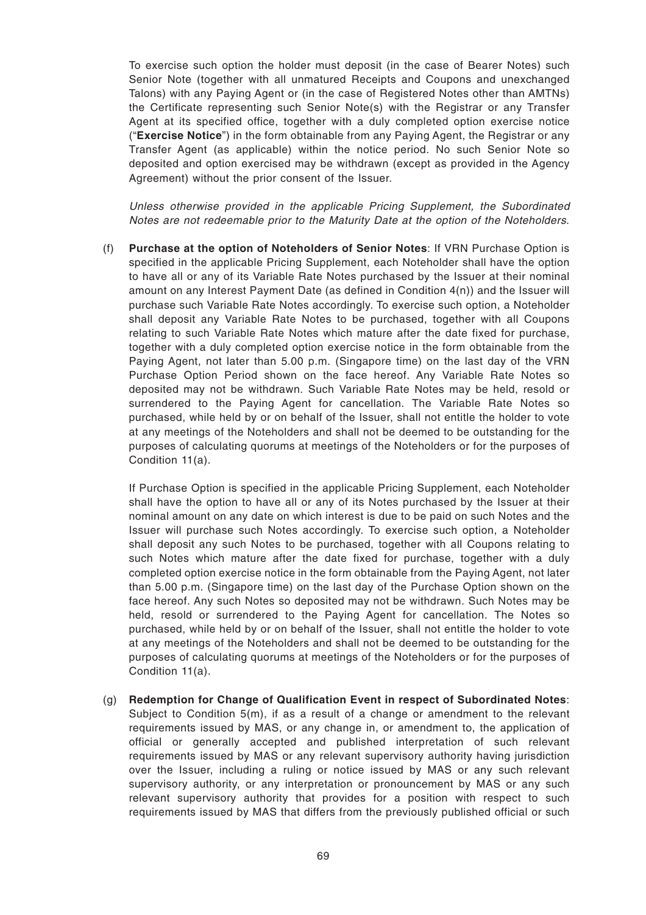To exercise such option the holder must deposit (in the case of Bearer Notes) such Senior Note (together with all unmatured Receipts and Coupons and unexchanged Talons) with any Paying Agent or (in the case of Registered Notes other than AMTNs) the Certificate representing such Senior Note(s) with the Registrar or any Transfer Agent at its specified office, together with a duly completed option exercise notice ("**Exercise Notice**") in the form obtainable from any Paying Agent, the Registrar or any Transfer Agent (as applicable) within the notice period. No such Senior Note so deposited and option exercised may be withdrawn (except as provided in the Agency Agreement) without the prior consent of the Issuer.

*Unless otherwise provided in the applicable Pricing Supplement, the Subordinated Notes are not redeemable prior to the Maturity Date at the option of the Noteholders.*

(f) **Purchase at the option of Noteholders of Senior Notes**: If VRN Purchase Option is specified in the applicable Pricing Supplement, each Noteholder shall have the option to have all or any of its Variable Rate Notes purchased by the Issuer at their nominal amount on any Interest Payment Date (as defined in Condition 4(n)) and the Issuer will purchase such Variable Rate Notes accordingly. To exercise such option, a Noteholder shall deposit any Variable Rate Notes to be purchased, together with all Coupons relating to such Variable Rate Notes which mature after the date fixed for purchase, together with a duly completed option exercise notice in the form obtainable from the Paying Agent, not later than 5.00 p.m. (Singapore time) on the last day of the VRN Purchase Option Period shown on the face hereof. Any Variable Rate Notes so deposited may not be withdrawn. Such Variable Rate Notes may be held, resold or surrendered to the Paying Agent for cancellation. The Variable Rate Notes so purchased, while held by or on behalf of the Issuer, shall not entitle the holder to vote at any meetings of the Noteholders and shall not be deemed to be outstanding for the purposes of calculating quorums at meetings of the Noteholders or for the purposes of Condition 11(a).

If Purchase Option is specified in the applicable Pricing Supplement, each Noteholder shall have the option to have all or any of its Notes purchased by the Issuer at their nominal amount on any date on which interest is due to be paid on such Notes and the Issuer will purchase such Notes accordingly. To exercise such option, a Noteholder shall deposit any such Notes to be purchased, together with all Coupons relating to such Notes which mature after the date fixed for purchase, together with a duly completed option exercise notice in the form obtainable from the Paying Agent, not later than 5.00 p.m. (Singapore time) on the last day of the Purchase Option shown on the face hereof. Any such Notes so deposited may not be withdrawn. Such Notes may be held, resold or surrendered to the Paying Agent for cancellation. The Notes so purchased, while held by or on behalf of the Issuer, shall not entitle the holder to vote at any meetings of the Noteholders and shall not be deemed to be outstanding for the purposes of calculating quorums at meetings of the Noteholders or for the purposes of Condition 11(a).

(g) **Redemption for Change of Qualification Event in respect of Subordinated Notes**: Subject to Condition 5(m), if as a result of a change or amendment to the relevant requirements issued by MAS, or any change in, or amendment to, the application of official or generally accepted and published interpretation of such relevant requirements issued by MAS or any relevant supervisory authority having jurisdiction over the Issuer, including a ruling or notice issued by MAS or any such relevant supervisory authority, or any interpretation or pronouncement by MAS or any such relevant supervisory authority that provides for a position with respect to such requirements issued by MAS that differs from the previously published official or such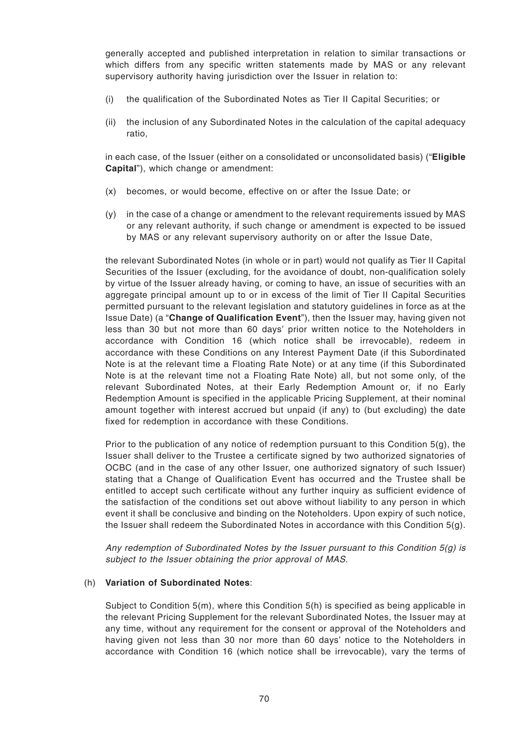generally accepted and published interpretation in relation to similar transactions or which differs from any specific written statements made by MAS or any relevant supervisory authority having jurisdiction over the Issuer in relation to:

(i) the qualification of the Subordinated Notes as Tier II Capital Securities; or

(ii) the inclusion of any Subordinated Notes in the calculation of the capital adequacy ratio,

in each case, of the Issuer (either on a consolidated or unconsolidated basis) ("**Eligible Capital**"), which change or amendment:

(x) becomes, or would become, effective on or after the Issue Date; or

(y) in the case of a change or amendment to the relevant requirements issued by MAS or any relevant authority, if such change or amendment is expected to be issued by MAS or any relevant supervisory authority on or after the Issue Date,

the relevant Subordinated Notes (in whole or in part) would not qualify as Tier II Capital Securities of the Issuer (excluding, for the avoidance of doubt, non-qualification solely by virtue of the Issuer already having, or coming to have, an issue of securities with an aggregate principal amount up to or in excess of the limit of Tier II Capital Securities permitted pursuant to the relevant legislation and statutory guidelines in force as at the Issue Date) (a "**Change of Qualification Event**"), then the Issuer may, having given not less than 30 but not more than 60 days' prior written notice to the Noteholders in accordance with Condition 16 (which notice shall be irrevocable), redeem in accordance with these Conditions on any Interest Payment Date (if this Subordinated Note is at the relevant time a Floating Rate Note) or at any time (if this Subordinated Note is at the relevant time not a Floating Rate Note) all, but not some only, of the relevant Subordinated Notes, at their Early Redemption Amount or, if no Early Redemption Amount is specified in the applicable Pricing Supplement, at their nominal amount together with interest accrued but unpaid (if any) to (but excluding) the date fixed for redemption in accordance with these Conditions.

Prior to the publication of any notice of redemption pursuant to this Condition 5(g), the Issuer shall deliver to the Trustee a certificate signed by two authorized signatories of OCBC (and in the case of any other Issuer, one authorized signatory of such Issuer) stating that a Change of Qualification Event has occurred and the Trustee shall be entitled to accept such certificate without any further inquiry as sufficient evidence of the satisfaction of the conditions set out above without liability to any person in which event it shall be conclusive and binding on the Noteholders. Upon expiry of such notice, the Issuer shall redeem the Subordinated Notes in accordance with this Condition 5(g).

*Any redemption of Subordinated Notes by the Issuer pursuant to this Condition 5(g) is subject to the Issuer obtaining the prior approval of MAS.*

(h) **Variation of Subordinated Notes**:

Subject to Condition 5(m), where this Condition 5(h) is specified as being applicable in the relevant Pricing Supplement for the relevant Subordinated Notes, the Issuer may at any time, without any requirement for the consent or approval of the Noteholders and having given not less than 30 nor more than 60 days' notice to the Noteholders in accordance with Condition 16 (which notice shall be irrevocable), vary the terms of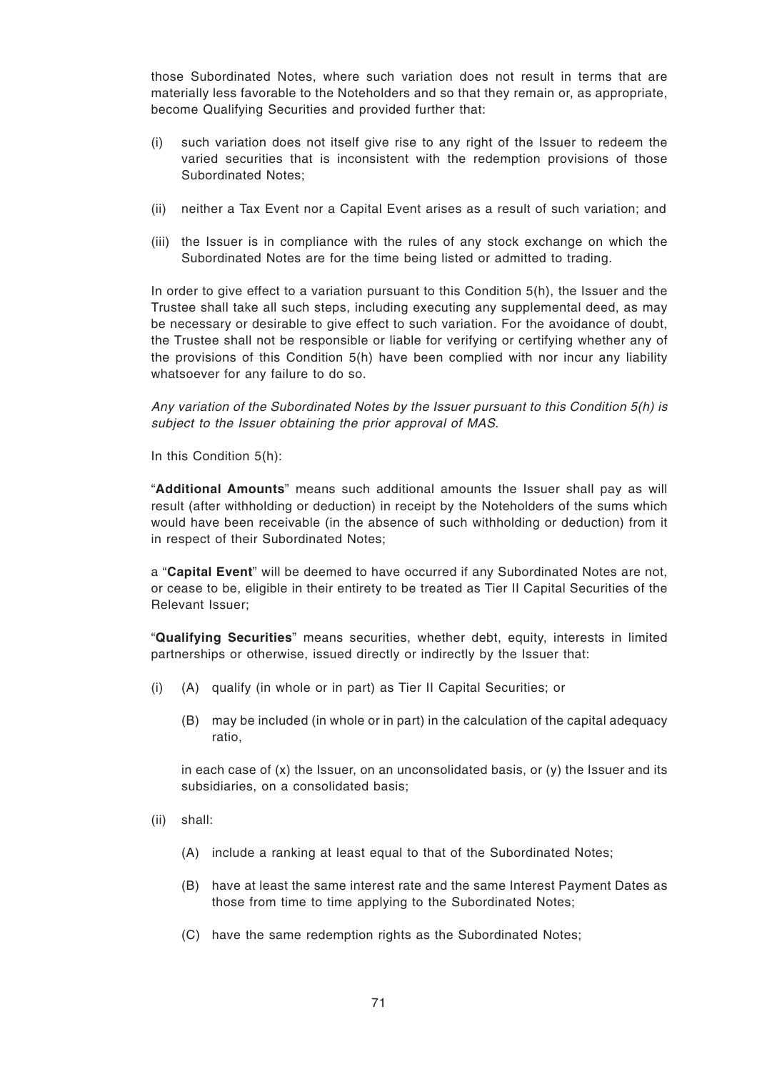those Subordinated Notes, where such variation does not result in terms that are materially less favorable to the Noteholders and so that they remain or, as appropriate, become Qualifying Securities and provided further that:

(i) such variation does not itself give rise to any right of the Issuer to redeem the varied securities that is inconsistent with the redemption provisions of those Subordinated Notes;

(ii) neither a Tax Event nor a Capital Event arises as a result of such variation; and

(iii) the Issuer is in compliance with the rules of any stock exchange on which the Subordinated Notes are for the time being listed or admitted to trading.

In order to give effect to a variation pursuant to this Condition 5(h), the Issuer and the Trustee shall take all such steps, including executing any supplemental deed, as may be necessary or desirable to give effect to such variation. For the avoidance of doubt, the Trustee shall not be responsible or liable for verifying or certifying whether any of the provisions of this Condition 5(h) have been complied with nor incur any liability whatsoever for any failure to do so.

*Any variation of the Subordinated Notes by the Issuer pursuant to this Condition 5(h) is subject to the Issuer obtaining the prior approval of MAS.*

In this Condition 5(h):

"**Additional Amounts**" means such additional amounts the Issuer shall pay as will result (after withholding or deduction) in receipt by the Noteholders of the sums which would have been receivable (in the absence of such withholding or deduction) from it in respect of their Subordinated Notes;

a "**Capital Event**" will be deemed to have occurred if any Subordinated Notes are not, or cease to be, eligible in their entirety to be treated as Tier II Capital Securities of the Relevant Issuer;

"**Qualifying Securities**" means securities, whether debt, equity, interests in limited partnerships or otherwise, issued directly or indirectly by the Issuer that:

(i) (A) qualify (in whole or in part) as Tier II Capital Securities; or

(B) may be included (in whole or in part) in the calculation of the capital adequacy ratio,

in each case of (x) the Issuer, on an unconsolidated basis, or (y) the Issuer and its subsidiaries, on a consolidated basis;

(ii) shall:

(A) include a ranking at least equal to that of the Subordinated Notes;

(B) have at least the same interest rate and the same Interest Payment Dates as those from time to time applying to the Subordinated Notes;

(C) have the same redemption rights as the Subordinated Notes;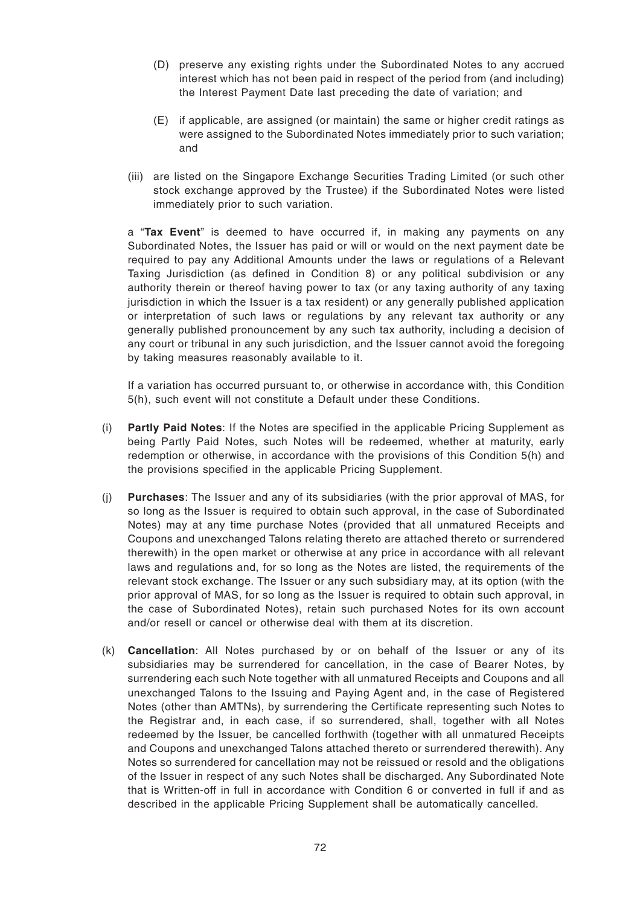(D) preserve any existing rights under the Subordinated Notes to any accrued interest which has not been paid in respect of the period from (and including) the Interest Payment Date last preceding the date of variation; and

(E) if applicable, are assigned (or maintain) the same or higher credit ratings as were assigned to the Subordinated Notes immediately prior to such variation; and

(iii) are listed on the Singapore Exchange Securities Trading Limited (or such other stock exchange approved by the Trustee) if the Subordinated Notes were listed immediately prior to such variation.

a "**Tax Event**" is deemed to have occurred if, in making any payments on any Subordinated Notes, the Issuer has paid or will or would on the next payment date be required to pay any Additional Amounts under the laws or regulations of a Relevant Taxing Jurisdiction (as defined in Condition 8) or any political subdivision or any authority therein or thereof having power to tax (or any taxing authority of any taxing jurisdiction in which the Issuer is a tax resident) or any generally published application or interpretation of such laws or regulations by any relevant tax authority or any generally published pronouncement by any such tax authority, including a decision of any court or tribunal in any such jurisdiction, and the Issuer cannot avoid the foregoing by taking measures reasonably available to it.

If a variation has occurred pursuant to, or otherwise in accordance with, this Condition 5(h), such event will not constitute a Default under these Conditions.

(i) **Partly Paid Notes**: If the Notes are specified in the applicable Pricing Supplement as being Partly Paid Notes, such Notes will be redeemed, whether at maturity, early redemption or otherwise, in accordance with the provisions of this Condition 5(h) and the provisions specified in the applicable Pricing Supplement.

(j) **Purchases**: The Issuer and any of its subsidiaries (with the prior approval of MAS, for so long as the Issuer is required to obtain such approval, in the case of Subordinated Notes) may at any time purchase Notes (provided that all unmatured Receipts and Coupons and unexchanged Talons relating thereto are attached thereto or surrendered therewith) in the open market or otherwise at any price in accordance with all relevant laws and regulations and, for so long as the Notes are listed, the requirements of the relevant stock exchange. The Issuer or any such subsidiary may, at its option (with the prior approval of MAS, for so long as the Issuer is required to obtain such approval, in the case of Subordinated Notes), retain such purchased Notes for its own account and/or resell or cancel or otherwise deal with them at its discretion.

(k) **Cancellation**: All Notes purchased by or on behalf of the Issuer or any of its subsidiaries may be surrendered for cancellation, in the case of Bearer Notes, by surrendering each such Note together with all unmatured Receipts and Coupons and all unexchanged Talons to the Issuing and Paying Agent and, in the case of Registered Notes (other than AMTNs), by surrendering the Certificate representing such Notes to the Registrar and, in each case, if so surrendered, shall, together with all Notes redeemed by the Issuer, be cancelled forthwith (together with all unmatured Receipts and Coupons and unexchanged Talons attached thereto or surrendered therewith). Any Notes so surrendered for cancellation may not be reissued or resold and the obligations of the Issuer in respect of any such Notes shall be discharged. Any Subordinated Note that is Written-off in full in accordance with Condition 6 or converted in full if and as described in the applicable Pricing Supplement shall be automatically cancelled.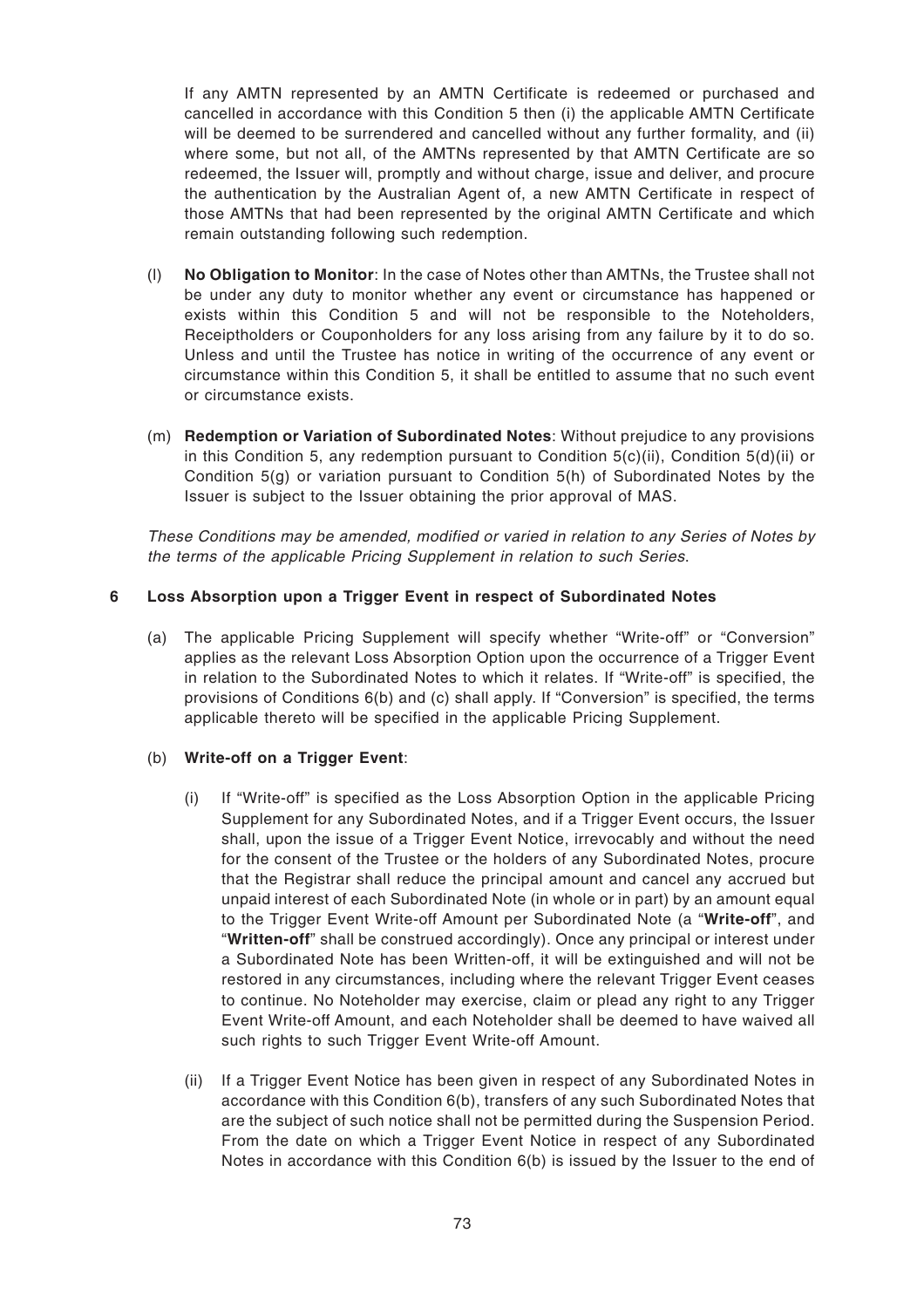If any AMTN represented by an AMTN Certificate is redeemed or purchased and cancelled in accordance with this Condition 5 then (i) the applicable AMTN Certificate will be deemed to be surrendered and cancelled without any further formality, and (ii) where some, but not all, of the AMTNs represented by that AMTN Certificate are so redeemed, the Issuer will, promptly and without charge, issue and deliver, and procure the authentication by the Australian Agent of, a new AMTN Certificate in respect of those AMTNs that had been represented by the original AMTN Certificate and which remain outstanding following such redemption.

(l) **No Obligation to Monitor**: In the case of Notes other than AMTNs, the Trustee shall not be under any duty to monitor whether any event or circumstance has happened or exists within this Condition 5 and will not be responsible to the Noteholders, Receiptholders or Couponholders for any loss arising from any failure by it to do so. Unless and until the Trustee has notice in writing of the occurrence of any event or circumstance within this Condition 5, it shall be entitled to assume that no such event or circumstance exists.

(m) **Redemption or Variation of Subordinated Notes**: Without prejudice to any provisions in this Condition 5, any redemption pursuant to Condition 5(c)(ii), Condition 5(d)(ii) or Condition 5(g) or variation pursuant to Condition 5(h) of Subordinated Notes by the Issuer is subject to the Issuer obtaining the prior approval of MAS.

*These Conditions may be amended, modified or varied in relation to any Series of Notes by the terms of the applicable Pricing Supplement in relation to such Series.*

## 6 Loss Absorption upon a Trigger Event in respect of Subordinated Notes

(a) The applicable Pricing Supplement will specify whether "Write-off" or "Conversion" applies as the relevant Loss Absorption Option upon the occurrence of a Trigger Event in relation to the Subordinated Notes to which it relates. If "Write-off" is specified, the provisions of Conditions 6(b) and (c) shall apply. If "Conversion" is specified, the terms applicable thereto will be specified in the applicable Pricing Supplement.

(b) **Write-off on a Trigger Event**:

(i) If "Write-off" is specified as the Loss Absorption Option in the applicable Pricing Supplement for any Subordinated Notes, and if a Trigger Event occurs, the Issuer shall, upon the issue of a Trigger Event Notice, irrevocably and without the need for the consent of the Trustee or the holders of any Subordinated Notes, procure that the Registrar shall reduce the principal amount and cancel any accrued but unpaid interest of each Subordinated Note (in whole or in part) by an amount equal to the Trigger Event Write-off Amount per Subordinated Note (a "**Write-off**", and "**Written-off**" shall be construed accordingly). Once any principal or interest under a Subordinated Note has been Written-off, it will be extinguished and will not be restored in any circumstances, including where the relevant Trigger Event ceases to continue. No Noteholder may exercise, claim or plead any right to any Trigger Event Write-off Amount, and each Noteholder shall be deemed to have waived all such rights to such Trigger Event Write-off Amount.

(ii) If a Trigger Event Notice has been given in respect of any Subordinated Notes in accordance with this Condition 6(b), transfers of any such Subordinated Notes that are the subject of such notice shall not be permitted during the Suspension Period. From the date on which a Trigger Event Notice in respect of any Subordinated Notes in accordance with this Condition 6(b) is issued by the Issuer to the end of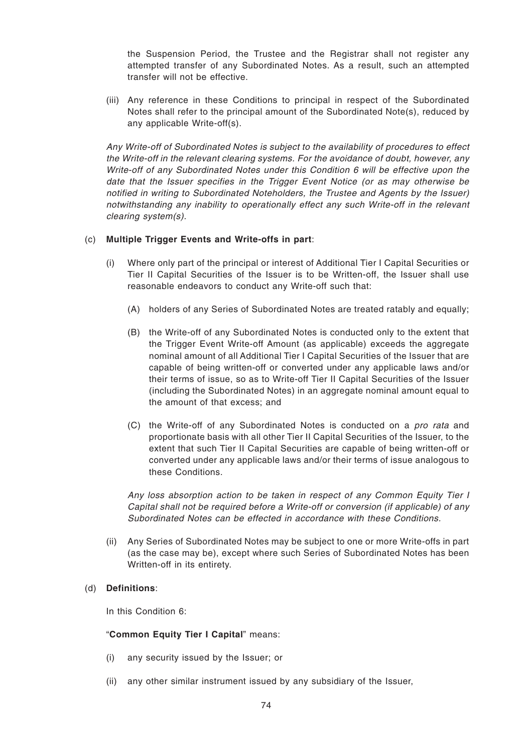the Suspension Period, the Trustee and the Registrar shall not register any attempted transfer of any Subordinated Notes. As a result, such an attempted transfer will not be effective.

(iii) Any reference in these Conditions to principal in respect of the Subordinated Notes shall refer to the principal amount of the Subordinated Note(s), reduced by any applicable Write-off(s).

*Any Write-off of Subordinated Notes is subject to the availability of procedures to effect the Write-off in the relevant clearing systems. For the avoidance of doubt, however, any Write-off of any Subordinated Notes under this Condition 6 will be effective upon the date that the Issuer specifies in the Trigger Event Notice (or as may otherwise be notified in writing to Subordinated Noteholders, the Trustee and Agents by the Issuer) notwithstanding any inability to operationally effect any such Write-off in the relevant clearing system(s).*

(c) **Multiple Trigger Events and Write-offs in part**:

(i) Where only part of the principal or interest of Additional Tier I Capital Securities or Tier II Capital Securities of the Issuer is to be Written-off, the Issuer shall use reasonable endeavors to conduct any Write-off such that:

(A) holders of any Series of Subordinated Notes are treated ratably and equally;

(B) the Write-off of any Subordinated Notes is conducted only to the extent that the Trigger Event Write-off Amount (as applicable) exceeds the aggregate nominal amount of all Additional Tier I Capital Securities of the Issuer that are capable of being written-off or converted under any applicable laws and/or their terms of issue, so as to Write-off Tier II Capital Securities of the Issuer (including the Subordinated Notes) in an aggregate nominal amount equal to the amount of that excess; and

(C) the Write-off of any Subordinated Notes is conducted on a *pro rata* and proportionate basis with all other Tier II Capital Securities of the Issuer, to the extent that such Tier II Capital Securities are capable of being written-off or converted under any applicable laws and/or their terms of issue analogous to these Conditions.

*Any loss absorption action to be taken in respect of any Common Equity Tier I Capital shall not be required before a Write-off or conversion (if applicable) of any Subordinated Notes can be effected in accordance with these Conditions.*

(ii) Any Series of Subordinated Notes may be subject to one or more Write-offs in part (as the case may be), except where such Series of Subordinated Notes has been Written-off in its entirety.

(d) **Definitions**:

In this Condition 6:

"**Common Equity Tier I Capital**" means:

(i) any security issued by the Issuer; or

(ii) any other similar instrument issued by any subsidiary of the Issuer,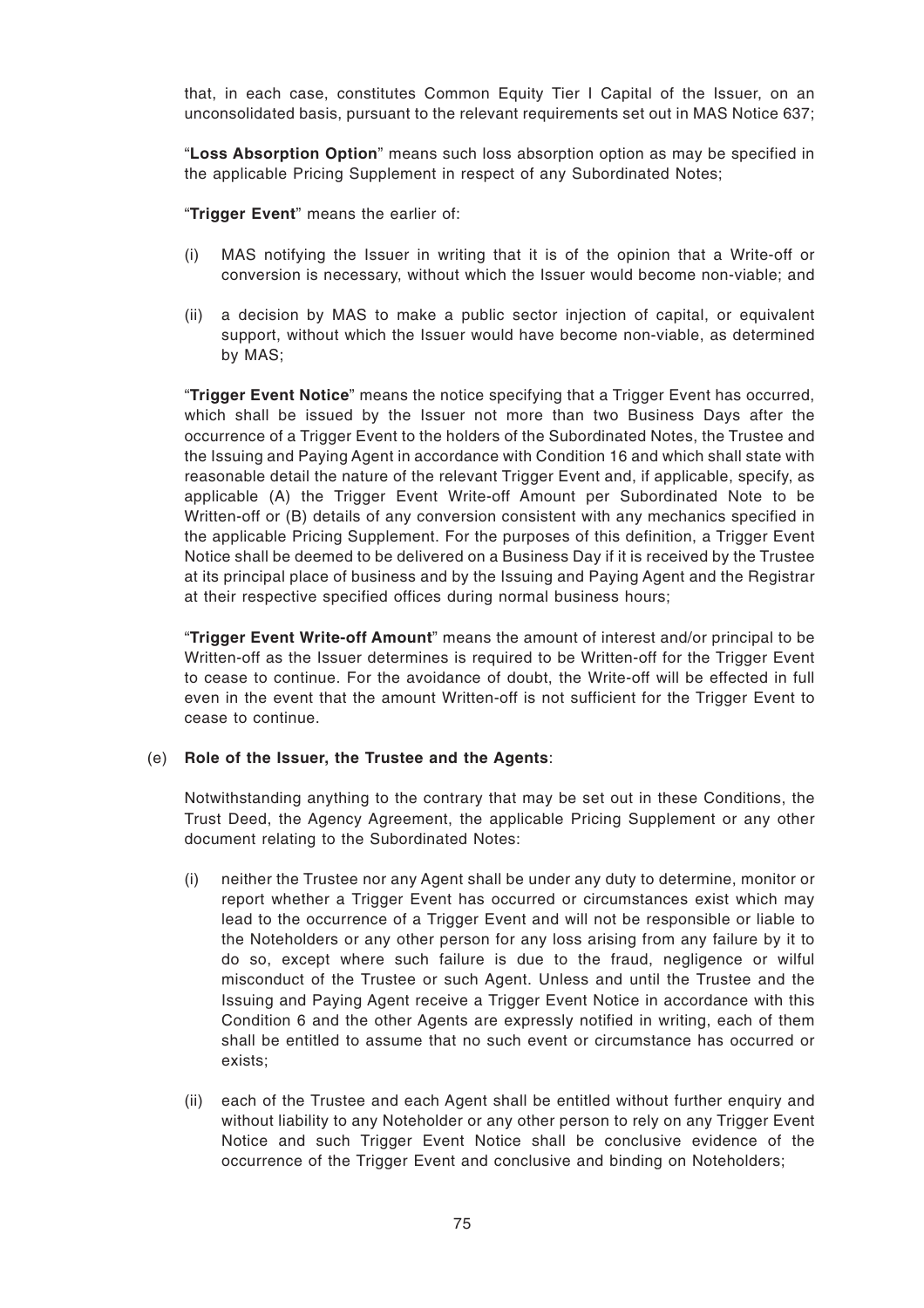that, in each case, constitutes Common Equity Tier I Capital of the Issuer, on an unconsolidated basis, pursuant to the relevant requirements set out in MAS Notice 637;

"**Loss Absorption Option**" means such loss absorption option as may be specified in the applicable Pricing Supplement in respect of any Subordinated Notes;

"**Trigger Event**" means the earlier of:

(i) MAS notifying the Issuer in writing that it is of the opinion that a Write-off or conversion is necessary, without which the Issuer would become non-viable; and

(ii) a decision by MAS to make a public sector injection of capital, or equivalent support, without which the Issuer would have become non-viable, as determined by MAS;

"**Trigger Event Notice**" means the notice specifying that a Trigger Event has occurred, which shall be issued by the Issuer not more than two Business Days after the occurrence of a Trigger Event to the holders of the Subordinated Notes, the Trustee and the Issuing and Paying Agent in accordance with Condition 16 and which shall state with reasonable detail the nature of the relevant Trigger Event and, if applicable, specify, as applicable (A) the Trigger Event Write-off Amount per Subordinated Note to be Written-off or (B) details of any conversion consistent with any mechanics specified in the applicable Pricing Supplement. For the purposes of this definition, a Trigger Event Notice shall be deemed to be delivered on a Business Day if it is received by the Trustee at its principal place of business and by the Issuing and Paying Agent and the Registrar at their respective specified offices during normal business hours;

"**Trigger Event Write-off Amount**" means the amount of interest and/or principal to be Written-off as the Issuer determines is required to be Written-off for the Trigger Event to cease to continue. For the avoidance of doubt, the Write-off will be effected in full even in the event that the amount Written-off is not sufficient for the Trigger Event to cease to continue.

(e) **Role of the Issuer, the Trustee and the Agents**:

Notwithstanding anything to the contrary that may be set out in these Conditions, the Trust Deed, the Agency Agreement, the applicable Pricing Supplement or any other document relating to the Subordinated Notes:

(i) neither the Trustee nor any Agent shall be under any duty to determine, monitor or report whether a Trigger Event has occurred or circumstances exist which may lead to the occurrence of a Trigger Event and will not be responsible or liable to the Noteholders or any other person for any loss arising from any failure by it to do so, except where such failure is due to the fraud, negligence or wilful misconduct of the Trustee or such Agent. Unless and until the Trustee and the Issuing and Paying Agent receive a Trigger Event Notice in accordance with this Condition 6 and the other Agents are expressly notified in writing, each of them shall be entitled to assume that no such event or circumstance has occurred or exists;

(ii) each of the Trustee and each Agent shall be entitled without further enquiry and without liability to any Noteholder or any other person to rely on any Trigger Event Notice and such Trigger Event Notice shall be conclusive evidence of the occurrence of the Trigger Event and conclusive and binding on Noteholders;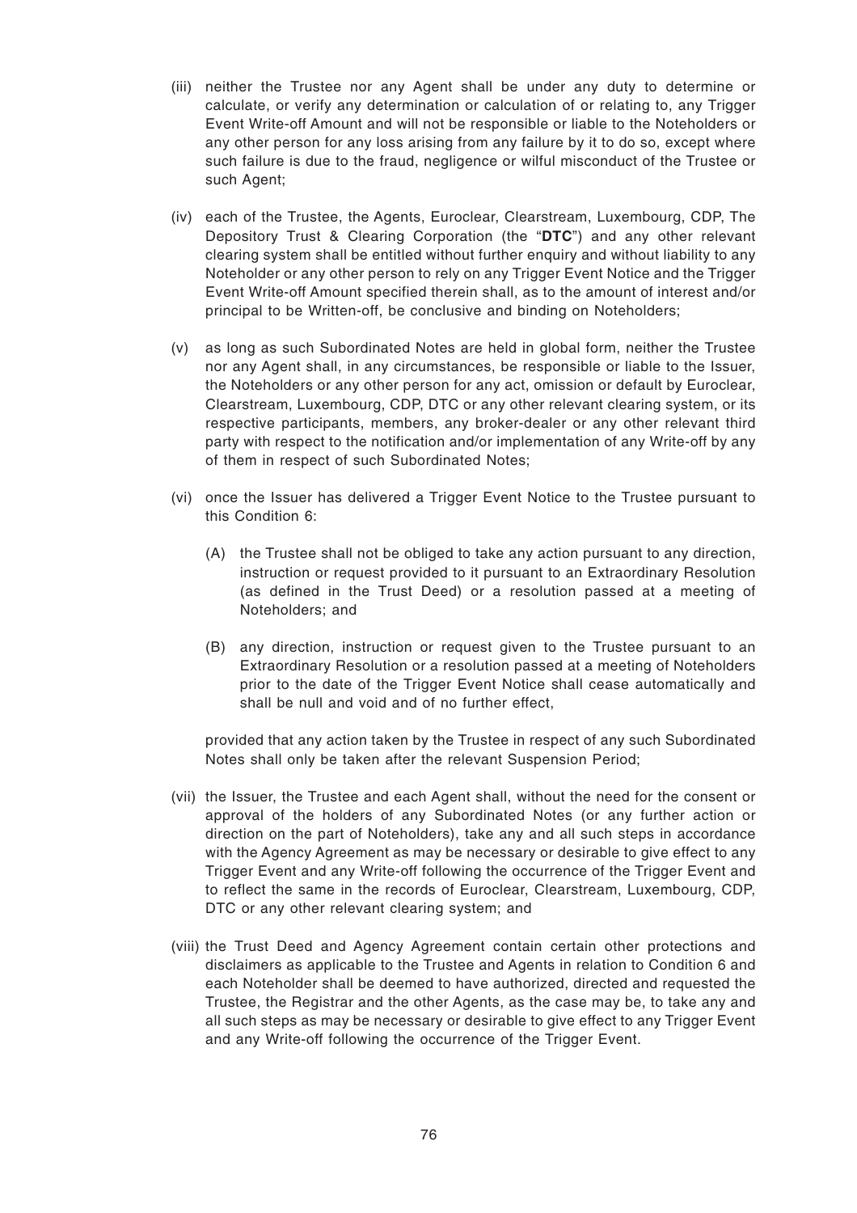(iii) neither the Trustee nor any Agent shall be under any duty to determine or calculate, or verify any determination or calculation of or relating to, any Trigger Event Write-off Amount and will not be responsible or liable to the Noteholders or any other person for any loss arising from any failure by it to do so, except where such failure is due to the fraud, negligence or wilful misconduct of the Trustee or such Agent;

(iv) each of the Trustee, the Agents, Euroclear, Clearstream, Luxembourg, CDP, The Depository Trust & Clearing Corporation (the "**DTC**") and any other relevant clearing system shall be entitled without further enquiry and without liability to any Noteholder or any other person to rely on any Trigger Event Notice and the Trigger Event Write-off Amount specified therein shall, as to the amount of interest and/or principal to be Written-off, be conclusive and binding on Noteholders;

(v) as long as such Subordinated Notes are held in global form, neither the Trustee nor any Agent shall, in any circumstances, be responsible or liable to the Issuer, the Noteholders or any other person for any act, omission or default by Euroclear, Clearstream, Luxembourg, CDP, DTC or any other relevant clearing system, or its respective participants, members, any broker-dealer or any other relevant third party with respect to the notification and/or implementation of any Write-off by any of them in respect of such Subordinated Notes;

(vi) once the Issuer has delivered a Trigger Event Notice to the Trustee pursuant to this Condition 6:

   (A) the Trustee shall not be obliged to take any action pursuant to any direction, instruction or request provided to it pursuant to an Extraordinary Resolution (as defined in the Trust Deed) or a resolution passed at a meeting of Noteholders; and

   (B) any direction, instruction or request given to the Trustee pursuant to an Extraordinary Resolution or a resolution passed at a meeting of Noteholders prior to the date of the Trigger Event Notice shall cease automatically and shall be null and void and of no further effect,

   provided that any action taken by the Trustee in respect of any such Subordinated Notes shall only be taken after the relevant Suspension Period;

(vii) the Issuer, the Trustee and each Agent shall, without the need for the consent or approval of the holders of any Subordinated Notes (or any further action or direction on the part of Noteholders), take any and all such steps in accordance with the Agency Agreement as may be necessary or desirable to give effect to any Trigger Event and any Write-off following the occurrence of the Trigger Event and to reflect the same in the records of Euroclear, Clearstream, Luxembourg, CDP, DTC or any other relevant clearing system; and

(viii) the Trust Deed and Agency Agreement contain certain other protections and disclaimers as applicable to the Trustee and Agents in relation to Condition 6 and each Noteholder shall be deemed to have authorized, directed and requested the Trustee, the Registrar and the other Agents, as the case may be, to take any and all such steps as may be necessary or desirable to give effect to any Trigger Event and any Write-off following the occurrence of the Trigger Event.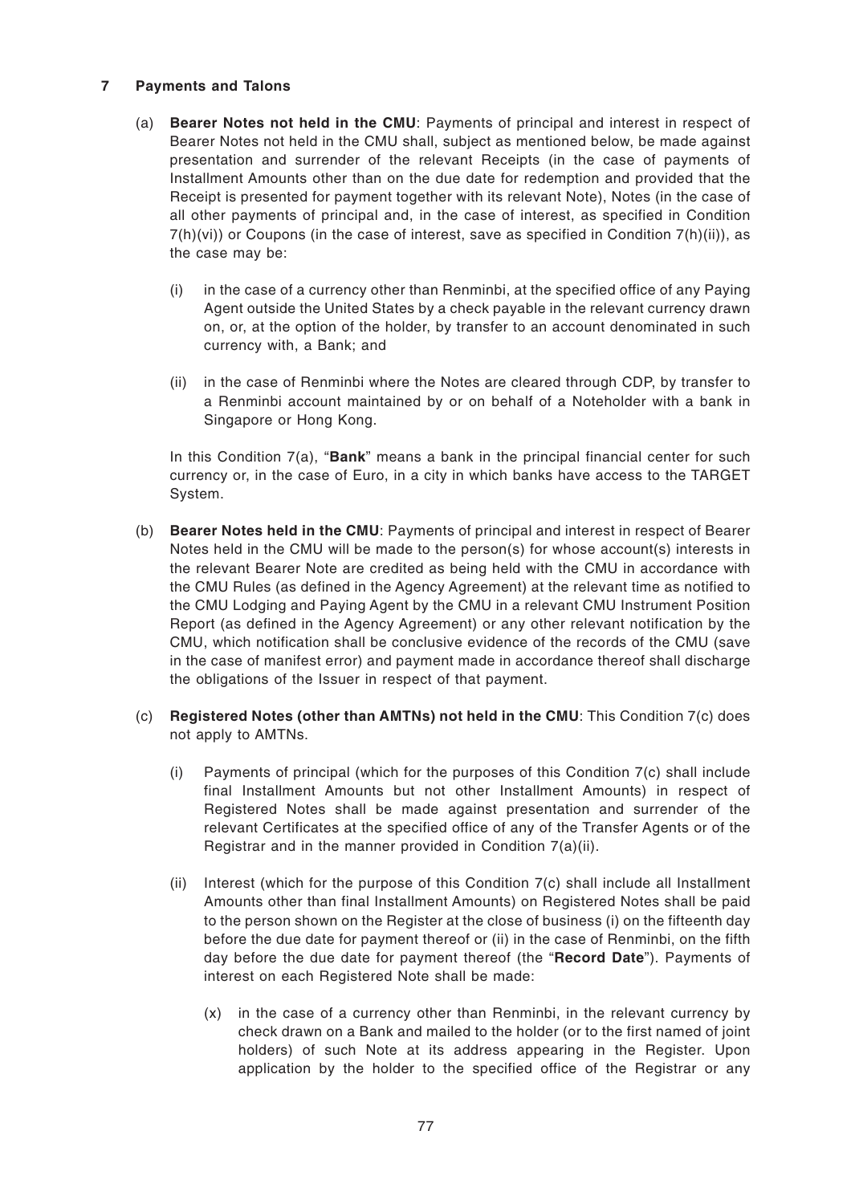## 7 Payments and Talons

(a) **Bearer Notes not held in the CMU**: Payments of principal and interest in respect of Bearer Notes not held in the CMU shall, subject as mentioned below, be made against presentation and surrender of the relevant Receipts (in the case of payments of Installment Amounts other than on the due date for redemption and provided that the Receipt is presented for payment together with its relevant Note), Notes (in the case of all other payments of principal and, in the case of interest, as specified in Condition 7(h)(vi)) or Coupons (in the case of interest, save as specified in Condition 7(h)(ii)), as the case may be:

   (i) in the case of a currency other than Renminbi, at the specified office of any Paying Agent outside the United States by a check payable in the relevant currency drawn on, or, at the option of the holder, by transfer to an account denominated in such currency with, a Bank; and

   (ii) in the case of Renminbi where the Notes are cleared through CDP, by transfer to a Renminbi account maintained by or on behalf of a Noteholder with a bank in Singapore or Hong Kong.

In this Condition 7(a), "**Bank**" means a bank in the principal financial center for such currency or, in the case of Euro, in a city in which banks have access to the TARGET System.

(b) **Bearer Notes held in the CMU**: Payments of principal and interest in respect of Bearer Notes held in the CMU will be made to the person(s) for whose account(s) interests in the relevant Bearer Note are credited as being held with the CMU in accordance with the CMU Rules (as defined in the Agency Agreement) at the relevant time as notified to the CMU Lodging and Paying Agent by the CMU in a relevant CMU Instrument Position Report (as defined in the Agency Agreement) or any other relevant notification by the CMU, which notification shall be conclusive evidence of the records of the CMU (save in the case of manifest error) and payment made in accordance thereof shall discharge the obligations of the Issuer in respect of that payment.

(c) **Registered Notes (other than AMTNs) not held in the CMU**: This Condition 7(c) does not apply to AMTNs.

   (i) Payments of principal (which for the purposes of this Condition 7(c) shall include final Installment Amounts but not other Installment Amounts) in respect of Registered Notes shall be made against presentation and surrender of the relevant Certificates at the specified office of any of the Transfer Agents or of the Registrar and in the manner provided in Condition 7(a)(ii).

   (ii) Interest (which for the purpose of this Condition 7(c) shall include all Installment Amounts other than final Installment Amounts) on Registered Notes shall be paid to the person shown on the Register at the close of business (i) on the fifteenth day before the due date for payment thereof or (ii) in the case of Renminbi, on the fifth day before the due date for payment thereof (the "**Record Date**"). Payments of interest on each Registered Note shall be made:

      (x) in the case of a currency other than Renminbi, in the relevant currency by check drawn on a Bank and mailed to the holder (or to the first named of joint holders) of such Note at its address appearing in the Register. Upon application by the holder to the specified office of the Registrar or any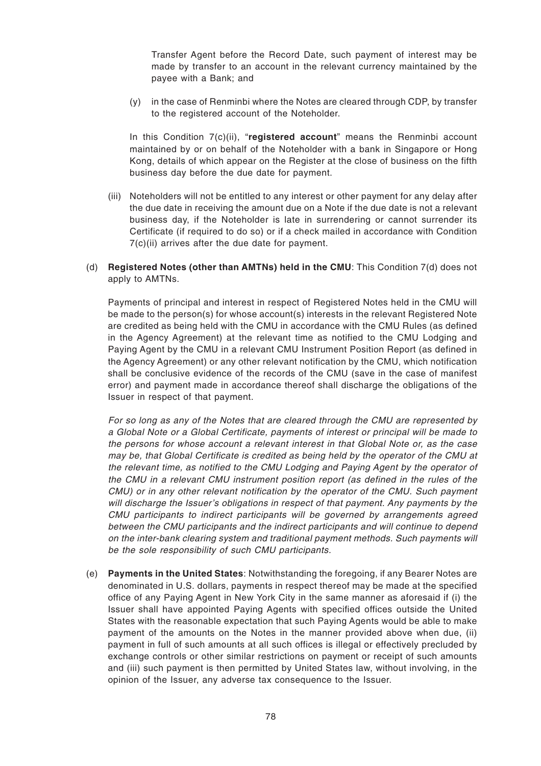Transfer Agent before the Record Date, such payment of interest may be made by transfer to an account in the relevant currency maintained by the payee with a Bank; and

(y) in the case of Renminbi where the Notes are cleared through CDP, by transfer to the registered account of the Noteholder.

In this Condition 7(c)(ii), "**registered account**" means the Renminbi account maintained by or on behalf of the Noteholder with a bank in Singapore or Hong Kong, details of which appear on the Register at the close of business on the fifth business day before the due date for payment.

(iii) Noteholders will not be entitled to any interest or other payment for any delay after the due date in receiving the amount due on a Note if the due date is not a relevant business day, if the Noteholder is late in surrendering or cannot surrender its Certificate (if required to do so) or if a check mailed in accordance with Condition 7(c)(ii) arrives after the due date for payment.

(d) **Registered Notes (other than AMTNs) held in the CMU**: This Condition 7(d) does not apply to AMTNs.

Payments of principal and interest in respect of Registered Notes held in the CMU will be made to the person(s) for whose account(s) interests in the relevant Registered Note are credited as being held with the CMU in accordance with the CMU Rules (as defined in the Agency Agreement) at the relevant time as notified to the CMU Lodging and Paying Agent by the CMU in a relevant CMU Instrument Position Report (as defined in the Agency Agreement) or any other relevant notification by the CMU, which notification shall be conclusive evidence of the records of the CMU (save in the case of manifest error) and payment made in accordance thereof shall discharge the obligations of the Issuer in respect of that payment.

*For so long as any of the Notes that are cleared through the CMU are represented by a Global Note or a Global Certificate, payments of interest or principal will be made to the persons for whose account a relevant interest in that Global Note or, as the case may be, that Global Certificate is credited as being held by the operator of the CMU at the relevant time, as notified to the CMU Lodging and Paying Agent by the operator of the CMU in a relevant CMU instrument position report (as defined in the rules of the CMU) or in any other relevant notification by the operator of the CMU. Such payment will discharge the Issuer's obligations in respect of that payment. Any payments by the CMU participants to indirect participants will be governed by arrangements agreed between the CMU participants and the indirect participants and will continue to depend on the inter-bank clearing system and traditional payment methods. Such payments will be the sole responsibility of such CMU participants.*

(e) **Payments in the United States**: Notwithstanding the foregoing, if any Bearer Notes are denominated in U.S. dollars, payments in respect thereof may be made at the specified office of any Paying Agent in New York City in the same manner as aforesaid if (i) the Issuer shall have appointed Paying Agents with specified offices outside the United States with the reasonable expectation that such Paying Agents would be able to make payment of the amounts on the Notes in the manner provided above when due, (ii) payment in full of such amounts at all such offices is illegal or effectively precluded by exchange controls or other similar restrictions on payment or receipt of such amounts and (iii) such payment is then permitted by United States law, without involving, in the opinion of the Issuer, any adverse tax consequence to the Issuer.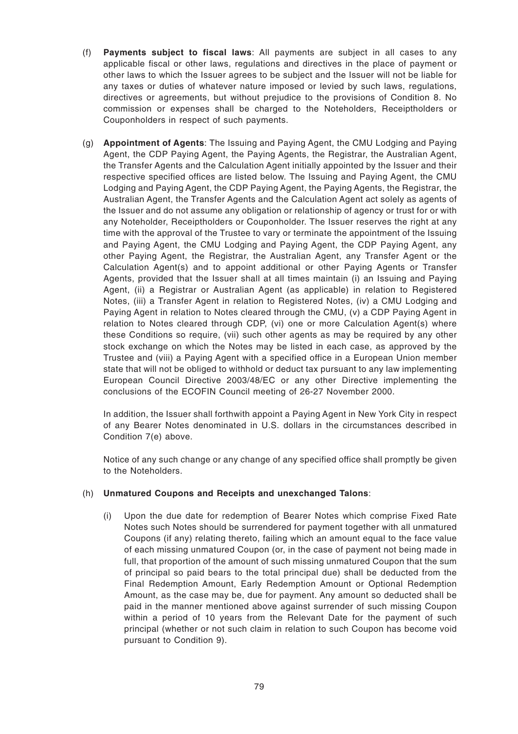(f) **Payments subject to fiscal laws**: All payments are subject in all cases to any applicable fiscal or other laws, regulations and directives in the place of payment or other laws to which the Issuer agrees to be subject and the Issuer will not be liable for any taxes or duties of whatever nature imposed or levied by such laws, regulations, directives or agreements, but without prejudice to the provisions of Condition 8. No commission or expenses shall be charged to the Noteholders, Receiptholders or Couponholders in respect of such payments.

(g) **Appointment of Agents**: The Issuing and Paying Agent, the CMU Lodging and Paying Agent, the CDP Paying Agent, the Paying Agents, the Registrar, the Australian Agent, the Transfer Agents and the Calculation Agent initially appointed by the Issuer and their respective specified offices are listed below. The Issuing and Paying Agent, the CMU Lodging and Paying Agent, the CDP Paying Agent, the Paying Agents, the Registrar, the Australian Agent, the Transfer Agents and the Calculation Agent act solely as agents of the Issuer and do not assume any obligation or relationship of agency or trust for or with any Noteholder, Receiptholders or Couponholder. The Issuer reserves the right at any time with the approval of the Trustee to vary or terminate the appointment of the Issuing and Paying Agent, the CMU Lodging and Paying Agent, the CDP Paying Agent, any other Paying Agent, the Registrar, the Australian Agent, any Transfer Agent or the Calculation Agent(s) and to appoint additional or other Paying Agents or Transfer Agents, provided that the Issuer shall at all times maintain (i) an Issuing and Paying Agent, (ii) a Registrar or Australian Agent (as applicable) in relation to Registered Notes, (iii) a Transfer Agent in relation to Registered Notes, (iv) a CMU Lodging and Paying Agent in relation to Notes cleared through the CMU, (v) a CDP Paying Agent in relation to Notes cleared through CDP, (vi) one or more Calculation Agent(s) where these Conditions so require, (vii) such other agents as may be required by any other stock exchange on which the Notes may be listed in each case, as approved by the Trustee and (viii) a Paying Agent with a specified office in a European Union member state that will not be obliged to withhold or deduct tax pursuant to any law implementing European Council Directive 2003/48/EC or any other Directive implementing the conclusions of the ECOFIN Council meeting of 26-27 November 2000.

In addition, the Issuer shall forthwith appoint a Paying Agent in New York City in respect of any Bearer Notes denominated in U.S. dollars in the circumstances described in Condition 7(e) above.

Notice of any such change or any change of any specified office shall promptly be given to the Noteholders.

(h) **Unmatured Coupons and Receipts and unexchanged Talons**:

(i) Upon the due date for redemption of Bearer Notes which comprise Fixed Rate Notes such Notes should be surrendered for payment together with all unmatured Coupons (if any) relating thereto, failing which an amount equal to the face value of each missing unmatured Coupon (or, in the case of payment not being made in full, that proportion of the amount of such missing unmatured Coupon that the sum of principal so paid bears to the total principal due) shall be deducted from the Final Redemption Amount, Early Redemption Amount or Optional Redemption Amount, as the case may be, due for payment. Any amount so deducted shall be paid in the manner mentioned above against surrender of such missing Coupon within a period of 10 years from the Relevant Date for the payment of such principal (whether or not such claim in relation to such Coupon has become void pursuant to Condition 9).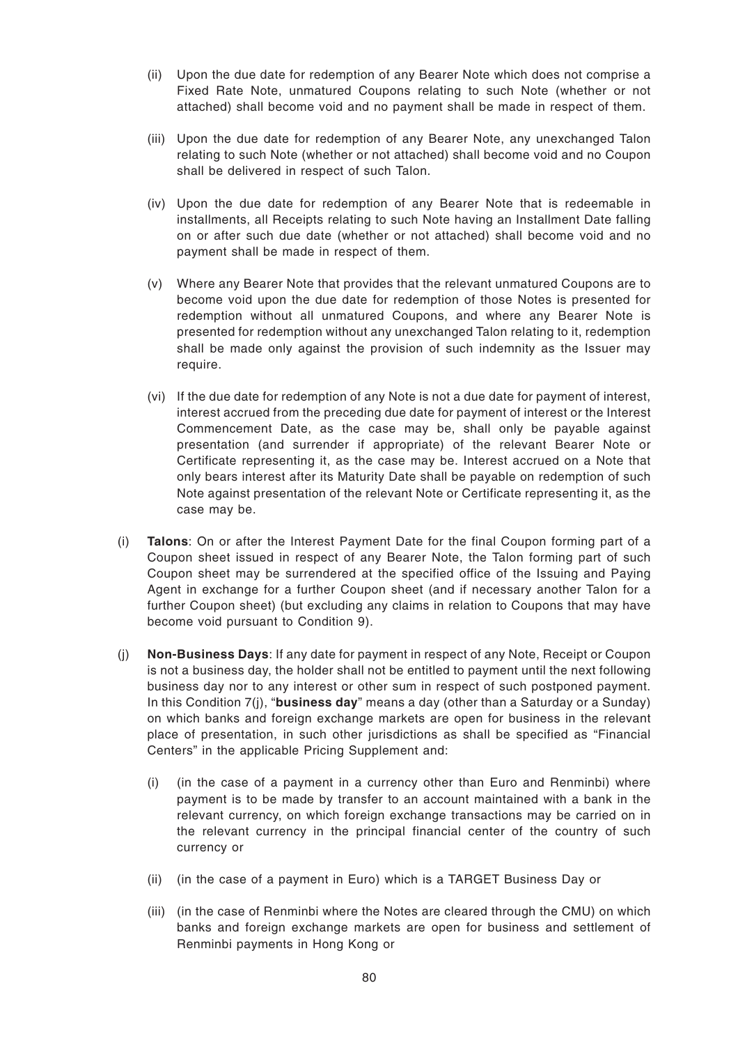(ii) Upon the due date for redemption of any Bearer Note which does not comprise a Fixed Rate Note, unmatured Coupons relating to such Note (whether or not attached) shall become void and no payment shall be made in respect of them.

(iii) Upon the due date for redemption of any Bearer Note, any unexchanged Talon relating to such Note (whether or not attached) shall become void and no Coupon shall be delivered in respect of such Talon.

(iv) Upon the due date for redemption of any Bearer Note that is redeemable in installments, all Receipts relating to such Note having an Installment Date falling on or after such due date (whether or not attached) shall become void and no payment shall be made in respect of them.

(v) Where any Bearer Note that provides that the relevant unmatured Coupons are to become void upon the due date for redemption of those Notes is presented for redemption without all unmatured Coupons, and where any Bearer Note is presented for redemption without any unexchanged Talon relating to it, redemption shall be made only against the provision of such indemnity as the Issuer may require.

(vi) If the due date for redemption of any Note is not a due date for payment of interest, interest accrued from the preceding due date for payment of interest or the Interest Commencement Date, as the case may be, shall only be payable against presentation (and surrender if appropriate) of the relevant Bearer Note or Certificate representing it, as the case may be. Interest accrued on a Note that only bears interest after its Maturity Date shall be payable on redemption of such Note against presentation of the relevant Note or Certificate representing it, as the case may be.

(i) **Talons**: On or after the Interest Payment Date for the final Coupon forming part of a Coupon sheet issued in respect of any Bearer Note, the Talon forming part of such Coupon sheet may be surrendered at the specified office of the Issuing and Paying Agent in exchange for a further Coupon sheet (and if necessary another Talon for a further Coupon sheet) (but excluding any claims in relation to Coupons that may have become void pursuant to Condition 9).

(j) **Non-Business Days**: If any date for payment in respect of any Note, Receipt or Coupon is not a business day, the holder shall not be entitled to payment until the next following business day nor to any interest or other sum in respect of such postponed payment. In this Condition 7(j), "**business day**" means a day (other than a Saturday or a Sunday) on which banks and foreign exchange markets are open for business in the relevant place of presentation, in such other jurisdictions as shall be specified as "Financial Centers" in the applicable Pricing Supplement and:

(i) (in the case of a payment in a currency other than Euro and Renminbi) where payment is to be made by transfer to an account maintained with a bank in the relevant currency, on which foreign exchange transactions may be carried on in the relevant currency in the principal financial center of the country of such currency or

(ii) (in the case of a payment in Euro) which is a TARGET Business Day or

(iii) (in the case of Renminbi where the Notes are cleared through the CMU) on which banks and foreign exchange markets are open for business and settlement of Renminbi payments in Hong Kong or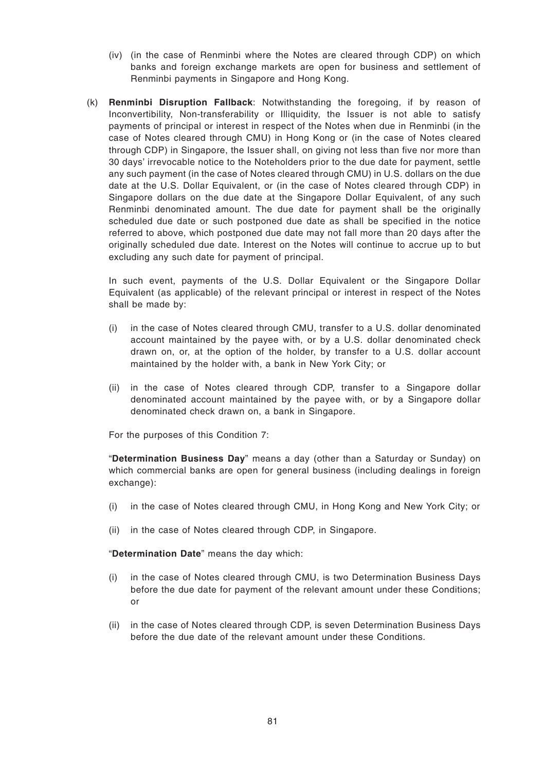(iv) (in the case of Renminbi where the Notes are cleared through CDP) on which banks and foreign exchange markets are open for business and settlement of Renminbi payments in Singapore and Hong Kong.

(k) **Renminbi Disruption Fallback**: Notwithstanding the foregoing, if by reason of Inconvertibility, Non-transferability or Illiquidity, the Issuer is not able to satisfy payments of principal or interest in respect of the Notes when due in Renminbi (in the case of Notes cleared through CMU) in Hong Kong or (in the case of Notes cleared through CDP) in Singapore, the Issuer shall, on giving not less than five nor more than 30 days' irrevocable notice to the Noteholders prior to the due date for payment, settle any such payment (in the case of Notes cleared through CMU) in U.S. dollars on the due date at the U.S. Dollar Equivalent, or (in the case of Notes cleared through CDP) in Singapore dollars on the due date at the Singapore Dollar Equivalent, of any such Renminbi denominated amount. The due date for payment shall be the originally scheduled due date or such postponed due date as shall be specified in the notice referred to above, which postponed due date may not fall more than 20 days after the originally scheduled due date. Interest on the Notes will continue to accrue up to but excluding any such date for payment of principal.

In such event, payments of the U.S. Dollar Equivalent or the Singapore Dollar Equivalent (as applicable) of the relevant principal or interest in respect of the Notes shall be made by:

(i) in the case of Notes cleared through CMU, transfer to a U.S. dollar denominated account maintained by the payee with, or by a U.S. dollar denominated check drawn on, or, at the option of the holder, by transfer to a U.S. dollar account maintained by the holder with, a bank in New York City; or

(ii) in the case of Notes cleared through CDP, transfer to a Singapore dollar denominated account maintained by the payee with, or by a Singapore dollar denominated check drawn on, a bank in Singapore.

For the purposes of this Condition 7:

"**Determination Business Day**" means a day (other than a Saturday or Sunday) on which commercial banks are open for general business (including dealings in foreign exchange):

(i) in the case of Notes cleared through CMU, in Hong Kong and New York City; or

(ii) in the case of Notes cleared through CDP, in Singapore.

"**Determination Date**" means the day which:

(i) in the case of Notes cleared through CMU, is two Determination Business Days before the due date for payment of the relevant amount under these Conditions; or

(ii) in the case of Notes cleared through CDP, is seven Determination Business Days before the due date of the relevant amount under these Conditions.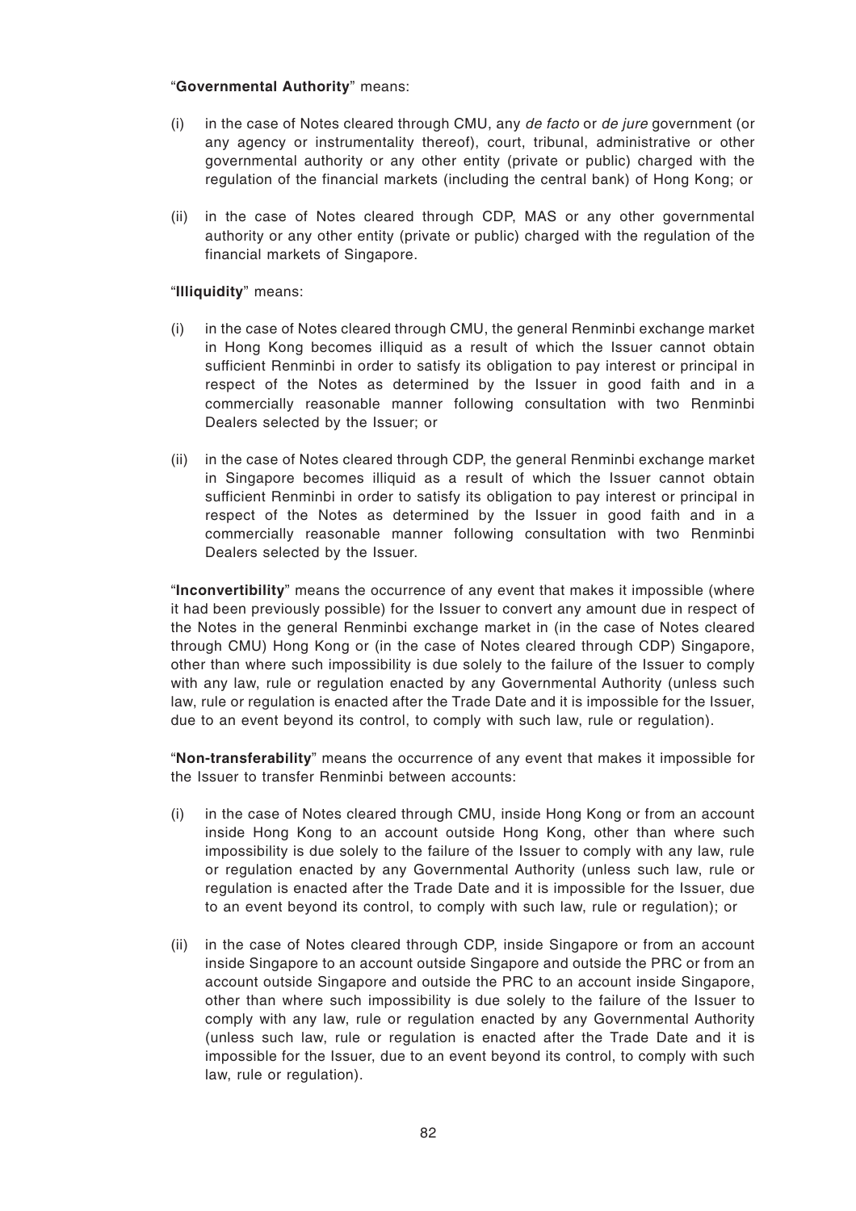"**Governmental Authority**" means:

(i) in the case of Notes cleared through CMU, any *de facto* or *de jure* government (or any agency or instrumentality thereof), court, tribunal, administrative or other governmental authority or any other entity (private or public) charged with the regulation of the financial markets (including the central bank) of Hong Kong; or

(ii) in the case of Notes cleared through CDP, MAS or any other governmental authority or any other entity (private or public) charged with the regulation of the financial markets of Singapore.

"**Illiquidity**" means:

(i) in the case of Notes cleared through CMU, the general Renminbi exchange market in Hong Kong becomes illiquid as a result of which the Issuer cannot obtain sufficient Renminbi in order to satisfy its obligation to pay interest or principal in respect of the Notes as determined by the Issuer in good faith and in a commercially reasonable manner following consultation with two Renminbi Dealers selected by the Issuer; or

(ii) in the case of Notes cleared through CDP, the general Renminbi exchange market in Singapore becomes illiquid as a result of which the Issuer cannot obtain sufficient Renminbi in order to satisfy its obligation to pay interest or principal in respect of the Notes as determined by the Issuer in good faith and in a commercially reasonable manner following consultation with two Renminbi Dealers selected by the Issuer.

"**Inconvertibility**" means the occurrence of any event that makes it impossible (where it had been previously possible) for the Issuer to convert any amount due in respect of the Notes in the general Renminbi exchange market in (in the case of Notes cleared through CMU) Hong Kong or (in the case of Notes cleared through CDP) Singapore, other than where such impossibility is due solely to the failure of the Issuer to comply with any law, rule or regulation enacted by any Governmental Authority (unless such law, rule or regulation is enacted after the Trade Date and it is impossible for the Issuer, due to an event beyond its control, to comply with such law, rule or regulation).

"**Non-transferability**" means the occurrence of any event that makes it impossible for the Issuer to transfer Renminbi between accounts:

(i) in the case of Notes cleared through CMU, inside Hong Kong or from an account inside Hong Kong to an account outside Hong Kong, other than where such impossibility is due solely to the failure of the Issuer to comply with any law, rule or regulation enacted by any Governmental Authority (unless such law, rule or regulation is enacted after the Trade Date and it is impossible for the Issuer, due to an event beyond its control, to comply with such law, rule or regulation); or

(ii) in the case of Notes cleared through CDP, inside Singapore or from an account inside Singapore to an account outside Singapore and outside the PRC or from an account outside Singapore and outside the PRC to an account inside Singapore, other than where such impossibility is due solely to the failure of the Issuer to comply with any law, rule or regulation enacted by any Governmental Authority (unless such law, rule or regulation is enacted after the Trade Date and it is impossible for the Issuer, due to an event beyond its control, to comply with such law, rule or regulation).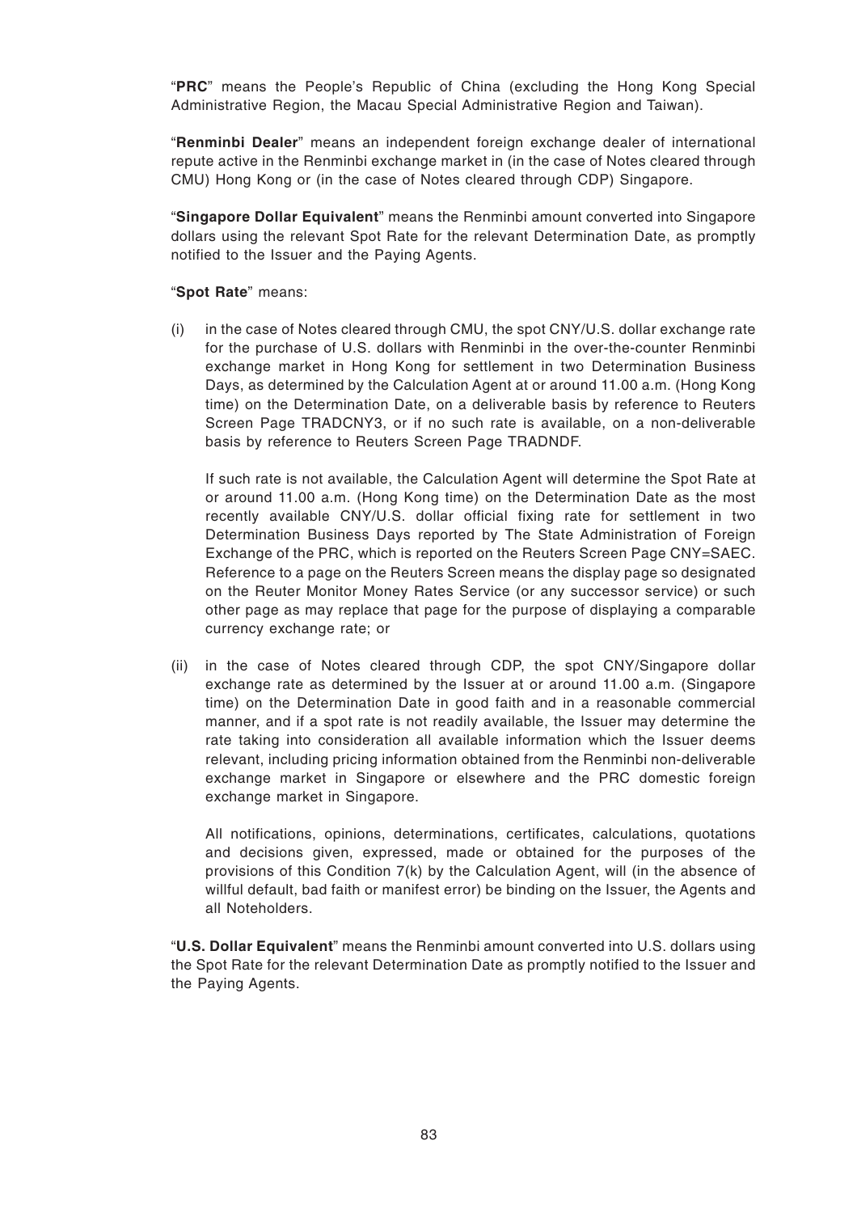"**PRC**" means the People's Republic of China (excluding the Hong Kong Special Administrative Region, the Macau Special Administrative Region and Taiwan).

"**Renminbi Dealer**" means an independent foreign exchange dealer of international repute active in the Renminbi exchange market in (in the case of Notes cleared through CMU) Hong Kong or (in the case of Notes cleared through CDP) Singapore.

"**Singapore Dollar Equivalent**" means the Renminbi amount converted into Singapore dollars using the relevant Spot Rate for the relevant Determination Date, as promptly notified to the Issuer and the Paying Agents.

"**Spot Rate**" means:

(i) in the case of Notes cleared through CMU, the spot CNY/U.S. dollar exchange rate for the purchase of U.S. dollars with Renminbi in the over-the-counter Renminbi exchange market in Hong Kong for settlement in two Determination Business Days, as determined by the Calculation Agent at or around 11.00 a.m. (Hong Kong time) on the Determination Date, on a deliverable basis by reference to Reuters Screen Page TRADCNY3, or if no such rate is available, on a non-deliverable basis by reference to Reuters Screen Page TRADNDF.

   If such rate is not available, the Calculation Agent will determine the Spot Rate at or around 11.00 a.m. (Hong Kong time) on the Determination Date as the most recently available CNY/U.S. dollar official fixing rate for settlement in two Determination Business Days reported by The State Administration of Foreign Exchange of the PRC, which is reported on the Reuters Screen Page CNY=SAEC. Reference to a page on the Reuters Screen means the display page so designated on the Reuter Monitor Money Rates Service (or any successor service) or such other page as may replace that page for the purpose of displaying a comparable currency exchange rate; or

(ii) in the case of Notes cleared through CDP, the spot CNY/Singapore dollar exchange rate as determined by the Issuer at or around 11.00 a.m. (Singapore time) on the Determination Date in good faith and in a reasonable commercial manner, and if a spot rate is not readily available, the Issuer may determine the rate taking into consideration all available information which the Issuer deems relevant, including pricing information obtained from the Renminbi non-deliverable exchange market in Singapore or elsewhere and the PRC domestic foreign exchange market in Singapore.

   All notifications, opinions, determinations, certificates, calculations, quotations and decisions given, expressed, made or obtained for the purposes of the provisions of this Condition 7(k) by the Calculation Agent, will (in the absence of willful default, bad faith or manifest error) be binding on the Issuer, the Agents and all Noteholders.

"**U.S. Dollar Equivalent**" means the Renminbi amount converted into U.S. dollars using the Spot Rate for the relevant Determination Date as promptly notified to the Issuer and the Paying Agents.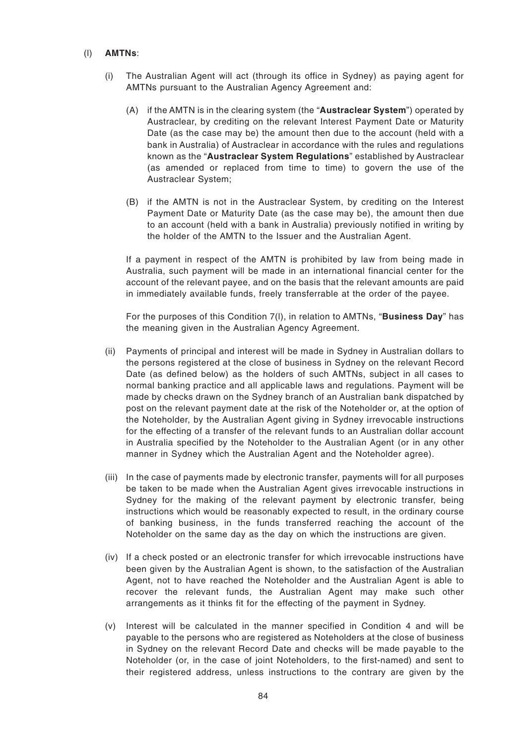(l) **AMTNs**:

(i) The Australian Agent will act (through its office in Sydney) as paying agent for AMTNs pursuant to the Australian Agency Agreement and:

(A) if the AMTN is in the clearing system (the "**Austraclear System**") operated by Austraclear, by crediting on the relevant Interest Payment Date or Maturity Date (as the case may be) the amount then due to the account (held with a bank in Australia) of Austraclear in accordance with the rules and regulations known as the "**Austraclear System Regulations**" established by Austraclear (as amended or replaced from time to time) to govern the use of the Austraclear System;

(B) if the AMTN is not in the Austraclear System, by crediting on the Interest Payment Date or Maturity Date (as the case may be), the amount then due to an account (held with a bank in Australia) previously notified in writing by the holder of the AMTN to the Issuer and the Australian Agent.

If a payment in respect of the AMTN is prohibited by law from being made in Australia, such payment will be made in an international financial center for the account of the relevant payee, and on the basis that the relevant amounts are paid in immediately available funds, freely transferrable at the order of the payee.

For the purposes of this Condition 7(l), in relation to AMTNs, "**Business Day**" has the meaning given in the Australian Agency Agreement.

(ii) Payments of principal and interest will be made in Sydney in Australian dollars to the persons registered at the close of business in Sydney on the relevant Record Date (as defined below) as the holders of such AMTNs, subject in all cases to normal banking practice and all applicable laws and regulations. Payment will be made by checks drawn on the Sydney branch of an Australian bank dispatched by post on the relevant payment date at the risk of the Noteholder or, at the option of the Noteholder, by the Australian Agent giving in Sydney irrevocable instructions for the effecting of a transfer of the relevant funds to an Australian dollar account in Australia specified by the Noteholder to the Australian Agent (or in any other manner in Sydney which the Australian Agent and the Noteholder agree).

(iii) In the case of payments made by electronic transfer, payments will for all purposes be taken to be made when the Australian Agent gives irrevocable instructions in Sydney for the making of the relevant payment by electronic transfer, being instructions which would be reasonably expected to result, in the ordinary course of banking business, in the funds transferred reaching the account of the Noteholder on the same day as the day on which the instructions are given.

(iv) If a check posted or an electronic transfer for which irrevocable instructions have been given by the Australian Agent is shown, to the satisfaction of the Australian Agent, not to have reached the Noteholder and the Australian Agent is able to recover the relevant funds, the Australian Agent may make such other arrangements as it thinks fit for the effecting of the payment in Sydney.

(v) Interest will be calculated in the manner specified in Condition 4 and will be payable to the persons who are registered as Noteholders at the close of business in Sydney on the relevant Record Date and checks will be made payable to the Noteholder (or, in the case of joint Noteholders, to the first-named) and sent to their registered address, unless instructions to the contrary are given by the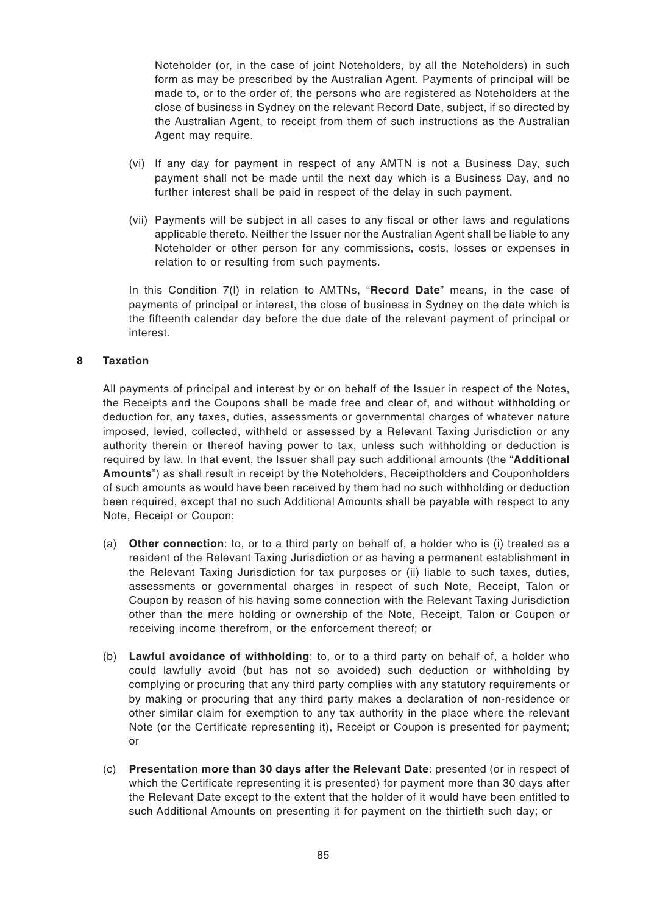Noteholder (or, in the case of joint Noteholders, by all the Noteholders) in such form as may be prescribed by the Australian Agent. Payments of principal will be made to, or to the order of, the persons who are registered as Noteholders at the close of business in Sydney on the relevant Record Date, subject, if so directed by the Australian Agent, to receipt from them of such instructions as the Australian Agent may require.

(vi) If any day for payment in respect of any AMTN is not a Business Day, such payment shall not be made until the next day which is a Business Day, and no further interest shall be paid in respect of the delay in such payment.

(vii) Payments will be subject in all cases to any fiscal or other laws and regulations applicable thereto. Neither the Issuer nor the Australian Agent shall be liable to any Noteholder or other person for any commissions, costs, losses or expenses in relation to or resulting from such payments.

In this Condition 7(l) in relation to AMTNs, "**Record Date**" means, in the case of payments of principal or interest, the close of business in Sydney on the date which is the fifteenth calendar day before the due date of the relevant payment of principal or interest.

## 8 Taxation

All payments of principal and interest by or on behalf of the Issuer in respect of the Notes, the Receipts and the Coupons shall be made free and clear of, and without withholding or deduction for, any taxes, duties, assessments or governmental charges of whatever nature imposed, levied, collected, withheld or assessed by a Relevant Taxing Jurisdiction or any authority therein or thereof having power to tax, unless such withholding or deduction is required by law. In that event, the Issuer shall pay such additional amounts (the "**Additional Amounts**") as shall result in receipt by the Noteholders, Receiptholders and Couponholders of such amounts as would have been received by them had no such withholding or deduction been required, except that no such Additional Amounts shall be payable with respect to any Note, Receipt or Coupon:

(a) **Other connection**: to, or to a third party on behalf of, a holder who is (i) treated as a resident of the Relevant Taxing Jurisdiction or as having a permanent establishment in the Relevant Taxing Jurisdiction for tax purposes or (ii) liable to such taxes, duties, assessments or governmental charges in respect of such Note, Receipt, Talon or Coupon by reason of his having some connection with the Relevant Taxing Jurisdiction other than the mere holding or ownership of the Note, Receipt, Talon or Coupon or receiving income therefrom, or the enforcement thereof; or

(b) **Lawful avoidance of withholding**: to, or to a third party on behalf of, a holder who could lawfully avoid (but has not so avoided) such deduction or withholding by complying or procuring that any third party complies with any statutory requirements or by making or procuring that any third party makes a declaration of non-residence or other similar claim for exemption to any tax authority in the place where the relevant Note (or the Certificate representing it), Receipt or Coupon is presented for payment; or

(c) **Presentation more than 30 days after the Relevant Date**: presented (or in respect of which the Certificate representing it is presented) for payment more than 30 days after the Relevant Date except to the extent that the holder of it would have been entitled to such Additional Amounts on presenting it for payment on the thirtieth such day; or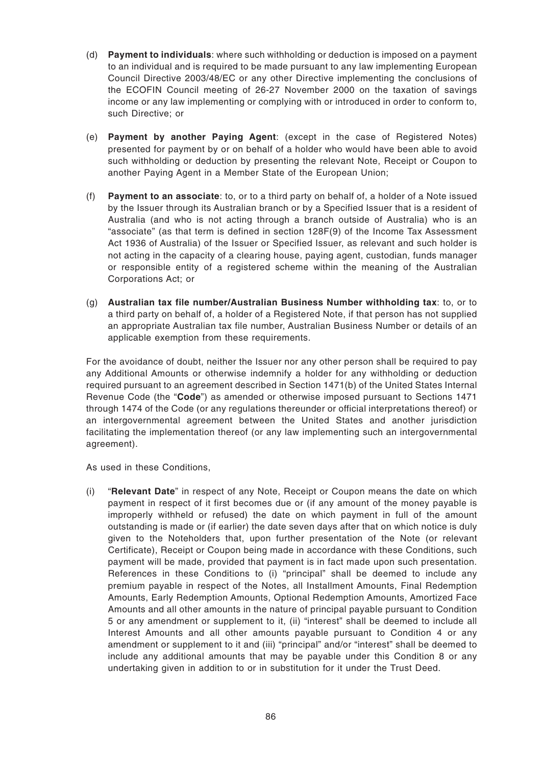(d) **Payment to individuals**: where such withholding or deduction is imposed on a payment to an individual and is required to be made pursuant to any law implementing European Council Directive 2003/48/EC or any other Directive implementing the conclusions of the ECOFIN Council meeting of 26-27 November 2000 on the taxation of savings income or any law implementing or complying with or introduced in order to conform to, such Directive; or

(e) **Payment by another Paying Agent**: (except in the case of Registered Notes) presented for payment by or on behalf of a holder who would have been able to avoid such withholding or deduction by presenting the relevant Note, Receipt or Coupon to another Paying Agent in a Member State of the European Union;

(f) **Payment to an associate**: to, or to a third party on behalf of, a holder of a Note issued by the Issuer through its Australian branch or by a Specified Issuer that is a resident of Australia (and who is not acting through a branch outside of Australia) who is an "associate" (as that term is defined in section 128F(9) of the Income Tax Assessment Act 1936 of Australia) of the Issuer or Specified Issuer, as relevant and such holder is not acting in the capacity of a clearing house, paying agent, custodian, funds manager or responsible entity of a registered scheme within the meaning of the Australian Corporations Act; or

(g) **Australian tax file number/Australian Business Number withholding tax**: to, or to a third party on behalf of, a holder of a Registered Note, if that person has not supplied an appropriate Australian tax file number, Australian Business Number or details of an applicable exemption from these requirements.

For the avoidance of doubt, neither the Issuer nor any other person shall be required to pay any Additional Amounts or otherwise indemnify a holder for any withholding or deduction required pursuant to an agreement described in Section 1471(b) of the United States Internal Revenue Code (the "**Code**") as amended or otherwise imposed pursuant to Sections 1471 through 1474 of the Code (or any regulations thereunder or official interpretations thereof) or an intergovernmental agreement between the United States and another jurisdiction facilitating the implementation thereof (or any law implementing such an intergovernmental agreement).

As used in these Conditions,

(i) "**Relevant Date**" in respect of any Note, Receipt or Coupon means the date on which payment in respect of it first becomes due or (if any amount of the money payable is improperly withheld or refused) the date on which payment in full of the amount outstanding is made or (if earlier) the date seven days after that on which notice is duly given to the Noteholders that, upon further presentation of the Note (or relevant Certificate), Receipt or Coupon being made in accordance with these Conditions, such payment will be made, provided that payment is in fact made upon such presentation. References in these Conditions to (i) "principal" shall be deemed to include any premium payable in respect of the Notes, all Installment Amounts, Final Redemption Amounts, Early Redemption Amounts, Optional Redemption Amounts, Amortized Face Amounts and all other amounts in the nature of principal payable pursuant to Condition 5 or any amendment or supplement to it, (ii) "interest" shall be deemed to include all Interest Amounts and all other amounts payable pursuant to Condition 4 or any amendment or supplement to it and (iii) "principal" and/or "interest" shall be deemed to include any additional amounts that may be payable under this Condition 8 or any undertaking given in addition to or in substitution for it under the Trust Deed.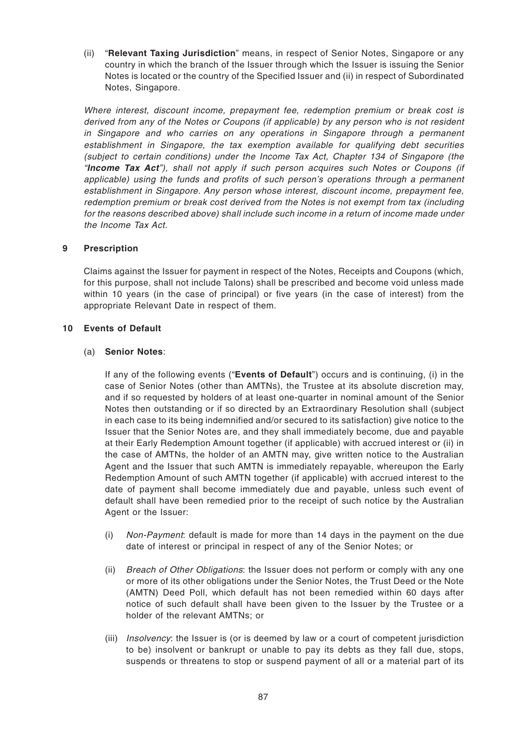(ii) "**Relevant Taxing Jurisdiction**" means, in respect of Senior Notes, Singapore or any country in which the branch of the Issuer through which the Issuer is issuing the Senior Notes is located or the country of the Specified Issuer and (ii) in respect of Subordinated Notes, Singapore.

*Where interest, discount income, prepayment fee, redemption premium or break cost is derived from any of the Notes or Coupons (if applicable) by any person who is not resident in Singapore and who carries on any operations in Singapore through a permanent establishment in Singapore, the tax exemption available for qualifying debt securities (subject to certain conditions) under the Income Tax Act, Chapter 134 of Singapore (the "**Income Tax Act**"), shall not apply if such person acquires such Notes or Coupons (if applicable) using the funds and profits of such person's operations through a permanent establishment in Singapore. Any person whose interest, discount income, prepayment fee, redemption premium or break cost derived from the Notes is not exempt from tax (including for the reasons described above) shall include such income in a return of income made under the Income Tax Act.*

## 9 Prescription

Claims against the Issuer for payment in respect of the Notes, Receipts and Coupons (which, for this purpose, shall not include Talons) shall be prescribed and become void unless made within 10 years (in the case of principal) or five years (in the case of interest) from the appropriate Relevant Date in respect of them.

## 10 Events of Default

(a) **Senior Notes**:

If any of the following events ("**Events of Default**") occurs and is continuing, (i) in the case of Senior Notes (other than AMTNs), the Trustee at its absolute discretion may, and if so requested by holders of at least one-quarter in nominal amount of the Senior Notes then outstanding or if so directed by an Extraordinary Resolution shall (subject in each case to its being indemnified and/or secured to its satisfaction) give notice to the Issuer that the Senior Notes are, and they shall immediately become, due and payable at their Early Redemption Amount together (if applicable) with accrued interest or (ii) in the case of AMTNs, the holder of an AMTN may, give written notice to the Australian Agent and the Issuer that such AMTN is immediately repayable, whereupon the Early Redemption Amount of such AMTN together (if applicable) with accrued interest to the date of payment shall become immediately due and payable, unless such event of default shall have been remedied prior to the receipt of such notice by the Australian Agent or the Issuer:

(i) *Non-Payment*: default is made for more than 14 days in the payment on the due date of interest or principal in respect of any of the Senior Notes; or

(ii) *Breach of Other Obligations*: the Issuer does not perform or comply with any one or more of its other obligations under the Senior Notes, the Trust Deed or the Note (AMTN) Deed Poll, which default has not been remedied within 60 days after notice of such default shall have been given to the Issuer by the Trustee or a holder of the relevant AMTNs; or

(iii) *Insolvency*: the Issuer is (or is deemed by law or a court of competent jurisdiction to be) insolvent or bankrupt or unable to pay its debts as they fall due, stops, suspends or threatens to stop or suspend payment of all or a material part of its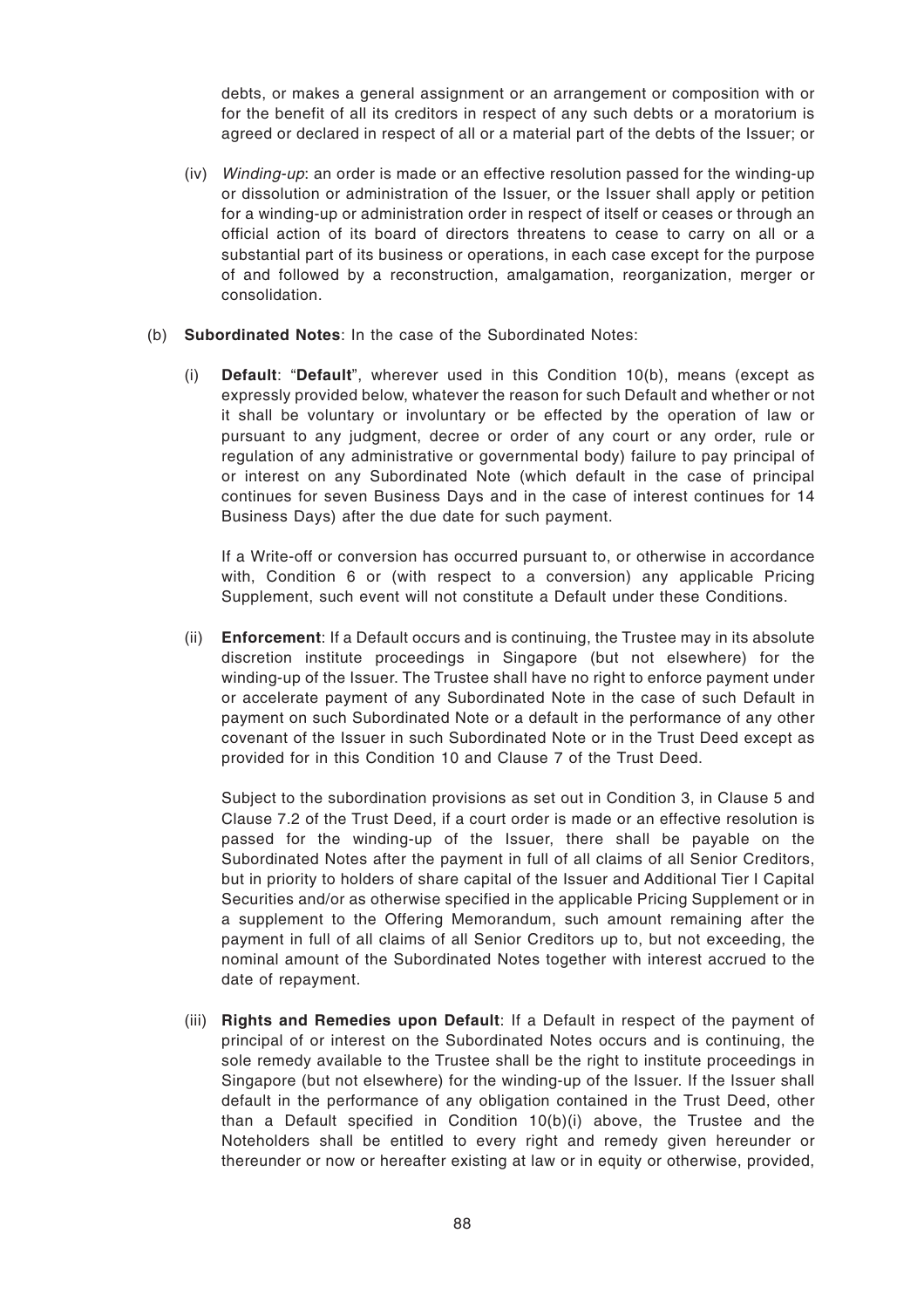debts, or makes a general assignment or an arrangement or composition with or for the benefit of all its creditors in respect of any such debts or a moratorium is agreed or declared in respect of all or a material part of the debts of the Issuer; or

(iv) *Winding-up*: an order is made or an effective resolution passed for the winding-up or dissolution or administration of the Issuer, or the Issuer shall apply or petition for a winding-up or administration order in respect of itself or ceases or through an official action of its board of directors threatens to cease to carry on all or a substantial part of its business or operations, in each case except for the purpose of and followed by a reconstruction, amalgamation, reorganization, merger or consolidation.

(b) **Subordinated Notes**: In the case of the Subordinated Notes:

(i) **Default**: "**Default**", wherever used in this Condition 10(b), means (except as expressly provided below, whatever the reason for such Default and whether or not it shall be voluntary or involuntary or be effected by the operation of law or pursuant to any judgment, decree or order of any court or any order, rule or regulation of any administrative or governmental body) failure to pay principal of or interest on any Subordinated Note (which default in the case of principal continues for seven Business Days and in the case of interest continues for 14 Business Days) after the due date for such payment.

If a Write-off or conversion has occurred pursuant to, or otherwise in accordance with, Condition 6 or (with respect to a conversion) any applicable Pricing Supplement, such event will not constitute a Default under these Conditions.

(ii) **Enforcement**: If a Default occurs and is continuing, the Trustee may in its absolute discretion institute proceedings in Singapore (but not elsewhere) for the winding-up of the Issuer. The Trustee shall have no right to enforce payment under or accelerate payment of any Subordinated Note in the case of such Default in payment on such Subordinated Note or a default in the performance of any other covenant of the Issuer in such Subordinated Note or in the Trust Deed except as provided for in this Condition 10 and Clause 7 of the Trust Deed.

Subject to the subordination provisions as set out in Condition 3, in Clause 5 and Clause 7.2 of the Trust Deed, if a court order is made or an effective resolution is passed for the winding-up of the Issuer, there shall be payable on the Subordinated Notes after the payment in full of all claims of all Senior Creditors, but in priority to holders of share capital of the Issuer and Additional Tier I Capital Securities and/or as otherwise specified in the applicable Pricing Supplement or in a supplement to the Offering Memorandum, such amount remaining after the payment in full of all claims of all Senior Creditors up to, but not exceeding, the nominal amount of the Subordinated Notes together with interest accrued to the date of repayment.

(iii) **Rights and Remedies upon Default**: If a Default in respect of the payment of principal of or interest on the Subordinated Notes occurs and is continuing, the sole remedy available to the Trustee shall be the right to institute proceedings in Singapore (but not elsewhere) for the winding-up of the Issuer. If the Issuer shall default in the performance of any obligation contained in the Trust Deed, other than a Default specified in Condition 10(b)(i) above, the Trustee and the Noteholders shall be entitled to every right and remedy given hereunder or thereunder or now or hereafter existing at law or in equity or otherwise, provided,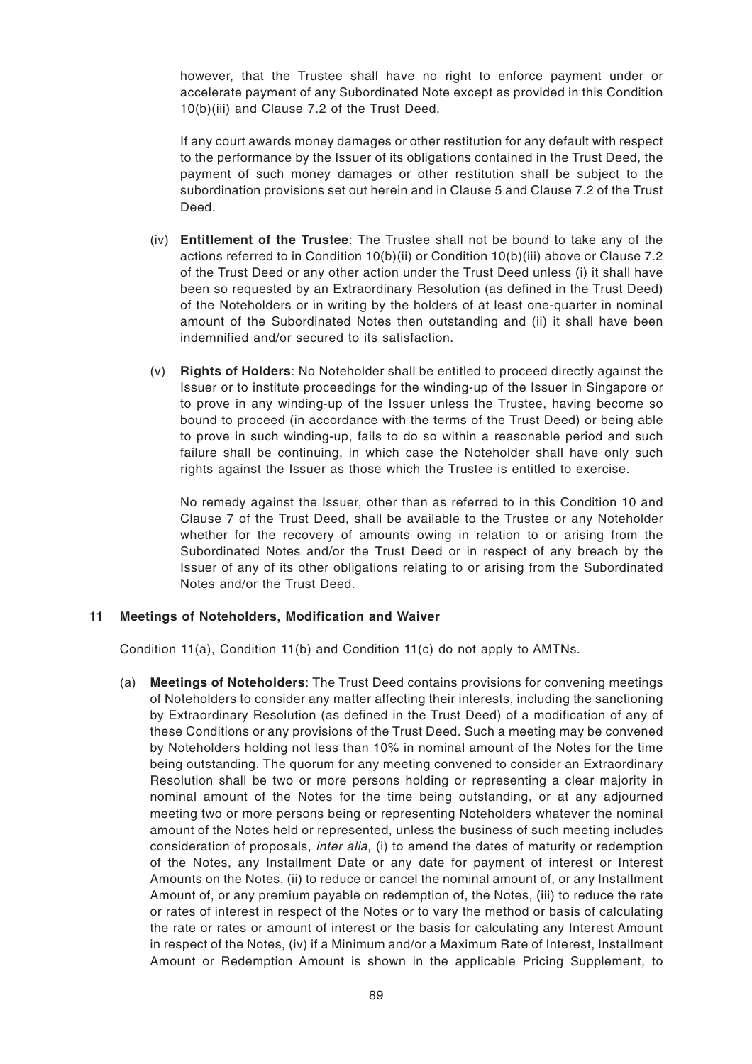however, that the Trustee shall have no right to enforce payment under or accelerate payment of any Subordinated Note except as provided in this Condition 10(b)(iii) and Clause 7.2 of the Trust Deed.

If any court awards money damages or other restitution for any default with respect to the performance by the Issuer of its obligations contained in the Trust Deed, the payment of such money damages or other restitution shall be subject to the subordination provisions set out herein and in Clause 5 and Clause 7.2 of the Trust Deed.

(iv) **Entitlement of the Trustee**: The Trustee shall not be bound to take any of the actions referred to in Condition 10(b)(ii) or Condition 10(b)(iii) above or Clause 7.2 of the Trust Deed or any other action under the Trust Deed unless (i) it shall have been so requested by an Extraordinary Resolution (as defined in the Trust Deed) of the Noteholders or in writing by the holders of at least one-quarter in nominal amount of the Subordinated Notes then outstanding and (ii) it shall have been indemnified and/or secured to its satisfaction.

(v) **Rights of Holders**: No Noteholder shall be entitled to proceed directly against the Issuer or to institute proceedings for the winding-up of the Issuer in Singapore or to prove in any winding-up of the Issuer unless the Trustee, having become so bound to proceed (in accordance with the terms of the Trust Deed) or being able to prove in such winding-up, fails to do so within a reasonable period and such failure shall be continuing, in which case the Noteholder shall have only such rights against the Issuer as those which the Trustee is entitled to exercise.

No remedy against the Issuer, other than as referred to in this Condition 10 and Clause 7 of the Trust Deed, shall be available to the Trustee or any Noteholder whether for the recovery of amounts owing in relation to or arising from the Subordinated Notes and/or the Trust Deed or in respect of any breach by the Issuer of any of its other obligations relating to or arising from the Subordinated Notes and/or the Trust Deed.

## 11 Meetings of Noteholders, Modification and Waiver

Condition 11(a), Condition 11(b) and Condition 11(c) do not apply to AMTNs.

(a) **Meetings of Noteholders**: The Trust Deed contains provisions for convening meetings of Noteholders to consider any matter affecting their interests, including the sanctioning by Extraordinary Resolution (as defined in the Trust Deed) of a modification of any of these Conditions or any provisions of the Trust Deed. Such a meeting may be convened by Noteholders holding not less than 10% in nominal amount of the Notes for the time being outstanding. The quorum for any meeting convened to consider an Extraordinary Resolution shall be two or more persons holding or representing a clear majority in nominal amount of the Notes for the time being outstanding, or at any adjourned meeting two or more persons being or representing Noteholders whatever the nominal amount of the Notes held or represented, unless the business of such meeting includes consideration of proposals, *inter alia*, (i) to amend the dates of maturity or redemption of the Notes, any Installment Date or any date for payment of interest or Interest Amounts on the Notes, (ii) to reduce or cancel the nominal amount of, or any Installment Amount of, or any premium payable on redemption of, the Notes, (iii) to reduce the rate or rates of interest in respect of the Notes or to vary the method or basis of calculating the rate or rates or amount of interest or the basis for calculating any Interest Amount in respect of the Notes, (iv) if a Minimum and/or a Maximum Rate of Interest, Installment Amount or Redemption Amount is shown in the applicable Pricing Supplement, to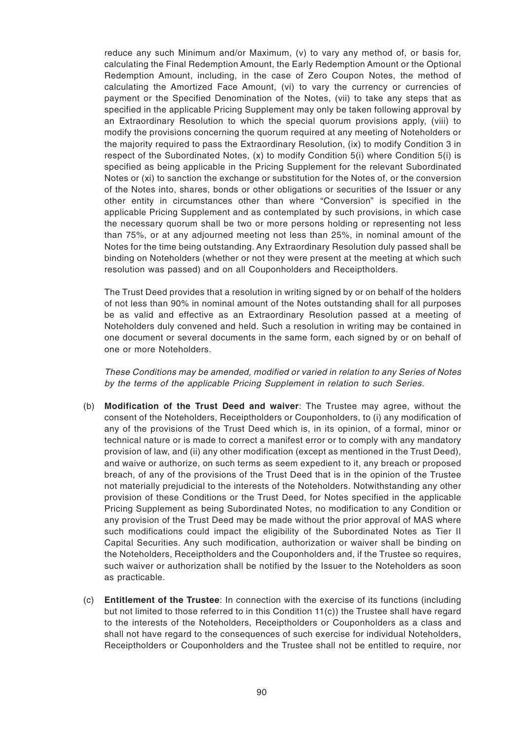reduce any such Minimum and/or Maximum, (v) to vary any method of, or basis for, calculating the Final Redemption Amount, the Early Redemption Amount or the Optional Redemption Amount, including, in the case of Zero Coupon Notes, the method of calculating the Amortized Face Amount, (vi) to vary the currency or currencies of payment or the Specified Denomination of the Notes, (vii) to take any steps that as specified in the applicable Pricing Supplement may only be taken following approval by an Extraordinary Resolution to which the special quorum provisions apply, (viii) to modify the provisions concerning the quorum required at any meeting of Noteholders or the majority required to pass the Extraordinary Resolution, (ix) to modify Condition 3 in respect of the Subordinated Notes, (x) to modify Condition 5(i) where Condition 5(i) is specified as being applicable in the Pricing Supplement for the relevant Subordinated Notes or (xi) to sanction the exchange or substitution for the Notes of, or the conversion of the Notes into, shares, bonds or other obligations or securities of the Issuer or any other entity in circumstances other than where "Conversion" is specified in the applicable Pricing Supplement and as contemplated by such provisions, in which case the necessary quorum shall be two or more persons holding or representing not less than 75%, or at any adjourned meeting not less than 25%, in nominal amount of the Notes for the time being outstanding. Any Extraordinary Resolution duly passed shall be binding on Noteholders (whether or not they were present at the meeting at which such resolution was passed) and on all Couponholders and Receiptholders.

The Trust Deed provides that a resolution in writing signed by or on behalf of the holders of not less than 90% in nominal amount of the Notes outstanding shall for all purposes be as valid and effective as an Extraordinary Resolution passed at a meeting of Noteholders duly convened and held. Such a resolution in writing may be contained in one document or several documents in the same form, each signed by or on behalf of one or more Noteholders.

*These Conditions may be amended, modified or varied in relation to any Series of Notes by the terms of the applicable Pricing Supplement in relation to such Series.*

(b) **Modification of the Trust Deed and waiver**: The Trustee may agree, without the consent of the Noteholders, Receiptholders or Couponholders, to (i) any modification of any of the provisions of the Trust Deed which is, in its opinion, of a formal, minor or technical nature or is made to correct a manifest error or to comply with any mandatory provision of law, and (ii) any other modification (except as mentioned in the Trust Deed), and waive or authorize, on such terms as seem expedient to it, any breach or proposed breach, of any of the provisions of the Trust Deed that is in the opinion of the Trustee not materially prejudicial to the interests of the Noteholders. Notwithstanding any other provision of these Conditions or the Trust Deed, for Notes specified in the applicable Pricing Supplement as being Subordinated Notes, no modification to any Condition or any provision of the Trust Deed may be made without the prior approval of MAS where such modifications could impact the eligibility of the Subordinated Notes as Tier II Capital Securities. Any such modification, authorization or waiver shall be binding on the Noteholders, Receiptholders and the Couponholders and, if the Trustee so requires, such waiver or authorization shall be notified by the Issuer to the Noteholders as soon as practicable.

(c) **Entitlement of the Trustee**: In connection with the exercise of its functions (including but not limited to those referred to in this Condition 11(c)) the Trustee shall have regard to the interests of the Noteholders, Receiptholders or Couponholders as a class and shall not have regard to the consequences of such exercise for individual Noteholders, Receiptholders or Couponholders and the Trustee shall not be entitled to require, nor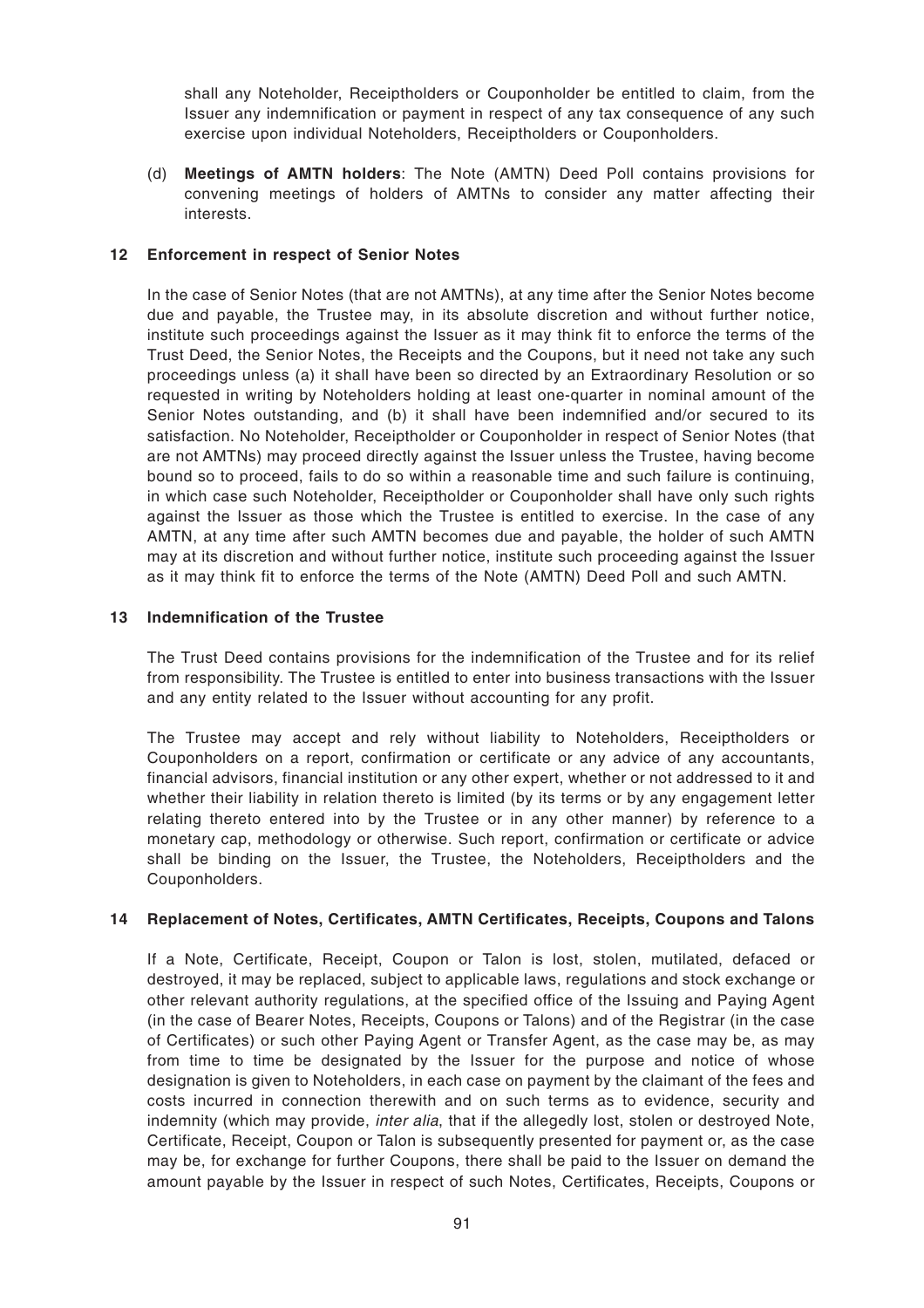shall any Noteholder, Receiptholders or Couponholder be entitled to claim, from the Issuer any indemnification or payment in respect of any tax consequence of any such exercise upon individual Noteholders, Receiptholders or Couponholders.

(d) **Meetings of AMTN holders**: The Note (AMTN) Deed Poll contains provisions for convening meetings of holders of AMTNs to consider any matter affecting their interests.

## 12 Enforcement in respect of Senior Notes

In the case of Senior Notes (that are not AMTNs), at any time after the Senior Notes become due and payable, the Trustee may, in its absolute discretion and without further notice, institute such proceedings against the Issuer as it may think fit to enforce the terms of the Trust Deed, the Senior Notes, the Receipts and the Coupons, but it need not take any such proceedings unless (a) it shall have been so directed by an Extraordinary Resolution or so requested in writing by Noteholders holding at least one-quarter in nominal amount of the Senior Notes outstanding, and (b) it shall have been indemnified and/or secured to its satisfaction. No Noteholder, Receiptholder or Couponholder in respect of Senior Notes (that are not AMTNs) may proceed directly against the Issuer unless the Trustee, having become bound so to proceed, fails to do so within a reasonable time and such failure is continuing, in which case such Noteholder, Receiptholder or Couponholder shall have only such rights against the Issuer as those which the Trustee is entitled to exercise. In the case of any AMTN, at any time after such AMTN becomes due and payable, the holder of such AMTN may at its discretion and without further notice, institute such proceeding against the Issuer as it may think fit to enforce the terms of the Note (AMTN) Deed Poll and such AMTN.

## 13 Indemnification of the Trustee

The Trust Deed contains provisions for the indemnification of the Trustee and for its relief from responsibility. The Trustee is entitled to enter into business transactions with the Issuer and any entity related to the Issuer without accounting for any profit.

The Trustee may accept and rely without liability to Noteholders, Receiptholders or Couponholders on a report, confirmation or certificate or any advice of any accountants, financial advisors, financial institution or any other expert, whether or not addressed to it and whether their liability in relation thereto is limited (by its terms or by any engagement letter relating thereto entered into by the Trustee or in any other manner) by reference to a monetary cap, methodology or otherwise. Such report, confirmation or certificate or advice shall be binding on the Issuer, the Trustee, the Noteholders, Receiptholders and the Couponholders.

## 14 Replacement of Notes, Certificates, AMTN Certificates, Receipts, Coupons and Talons

If a Note, Certificate, Receipt, Coupon or Talon is lost, stolen, mutilated, defaced or destroyed, it may be replaced, subject to applicable laws, regulations and stock exchange or other relevant authority regulations, at the specified office of the Issuing and Paying Agent (in the case of Bearer Notes, Receipts, Coupons or Talons) and of the Registrar (in the case of Certificates) or such other Paying Agent or Transfer Agent, as the case may be, as may from time to time be designated by the Issuer for the purpose and notice of whose designation is given to Noteholders, in each case on payment by the claimant of the fees and costs incurred in connection therewith and on such terms as to evidence, security and indemnity (which may provide, *inter alia*, that if the allegedly lost, stolen or destroyed Note, Certificate, Receipt, Coupon or Talon is subsequently presented for payment or, as the case may be, for exchange for further Coupons, there shall be paid to the Issuer on demand the amount payable by the Issuer in respect of such Notes, Certificates, Receipts, Coupons or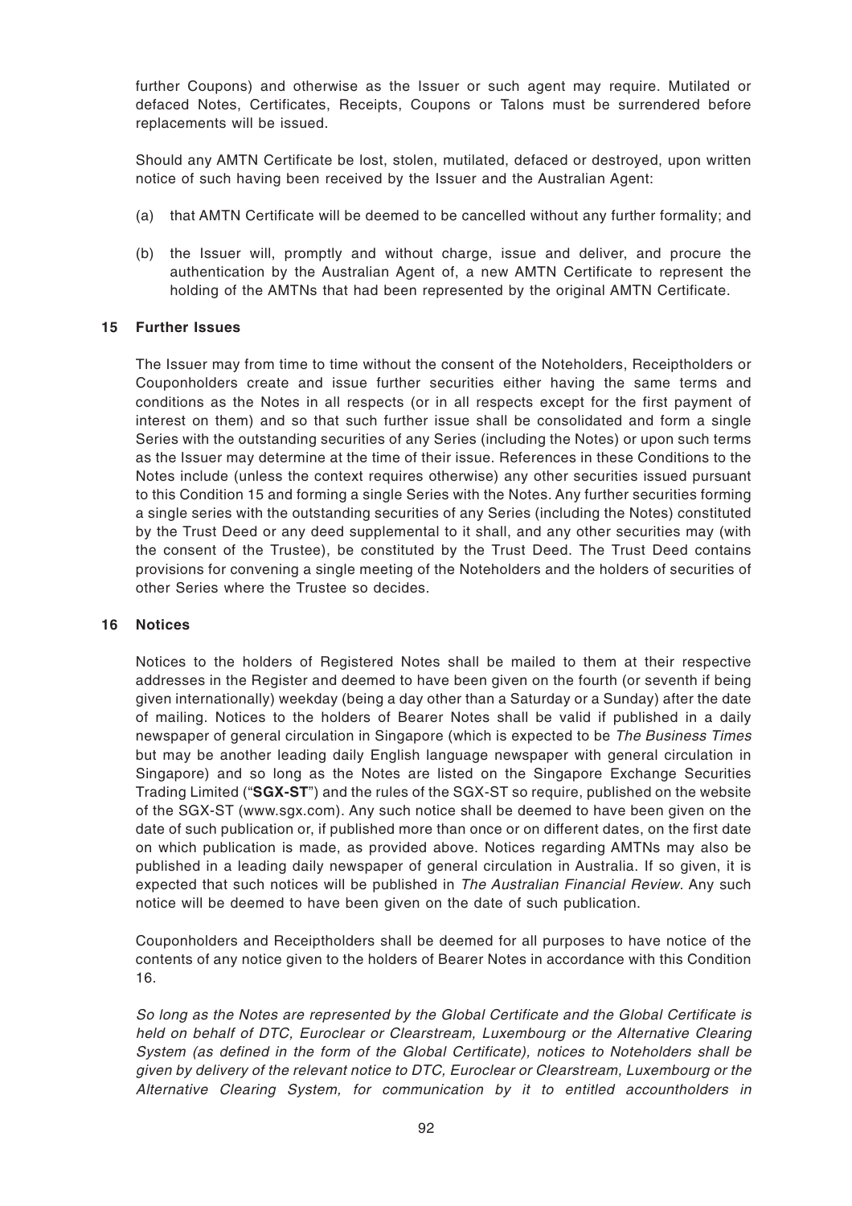further Coupons) and otherwise as the Issuer or such agent may require. Mutilated or defaced Notes, Certificates, Receipts, Coupons or Talons must be surrendered before replacements will be issued.

Should any AMTN Certificate be lost, stolen, mutilated, defaced or destroyed, upon written notice of such having been received by the Issuer and the Australian Agent:

(a) that AMTN Certificate will be deemed to be cancelled without any further formality; and

(b) the Issuer will, promptly and without charge, issue and deliver, and procure the authentication by the Australian Agent of, a new AMTN Certificate to represent the holding of the AMTNs that had been represented by the original AMTN Certificate.

### 15 Further Issues

The Issuer may from time to time without the consent of the Noteholders, Receiptholders or Couponholders create and issue further securities either having the same terms and conditions as the Notes in all respects (or in all respects except for the first payment of interest on them) and so that such further issue shall be consolidated and form a single Series with the outstanding securities of any Series (including the Notes) or upon such terms as the Issuer may determine at the time of their issue. References in these Conditions to the Notes include (unless the context requires otherwise) any other securities issued pursuant to this Condition 15 and forming a single Series with the Notes. Any further securities forming a single series with the outstanding securities of any Series (including the Notes) constituted by the Trust Deed or any deed supplemental to it shall, and any other securities may (with the consent of the Trustee), be constituted by the Trust Deed. The Trust Deed contains provisions for convening a single meeting of the Noteholders and the holders of securities of other Series where the Trustee so decides.

### 16 Notices

Notices to the holders of Registered Notes shall be mailed to them at their respective addresses in the Register and deemed to have been given on the fourth (or seventh if being given internationally) weekday (being a day other than a Saturday or a Sunday) after the date of mailing. Notices to the holders of Bearer Notes shall be valid if published in a daily newspaper of general circulation in Singapore (which is expected to be *The Business Times* but may be another leading daily English language newspaper with general circulation in Singapore) and so long as the Notes are listed on the Singapore Exchange Securities Trading Limited ("**SGX-ST**") and the rules of the SGX-ST so require, published on the website of the SGX-ST (www.sgx.com). Any such notice shall be deemed to have been given on the date of such publication or, if published more than once or on different dates, on the first date on which publication is made, as provided above. Notices regarding AMTNs may also be published in a leading daily newspaper of general circulation in Australia. If so given, it is expected that such notices will be published in *The Australian Financial Review*. Any such notice will be deemed to have been given on the date of such publication.

Couponholders and Receiptholders shall be deemed for all purposes to have notice of the contents of any notice given to the holders of Bearer Notes in accordance with this Condition 16.

*So long as the Notes are represented by the Global Certificate and the Global Certificate is held on behalf of DTC, Euroclear or Clearstream, Luxembourg or the Alternative Clearing System (as defined in the form of the Global Certificate), notices to Noteholders shall be given by delivery of the relevant notice to DTC, Euroclear or Clearstream, Luxembourg or the Alternative Clearing System, for communication by it to entitled accountholders in*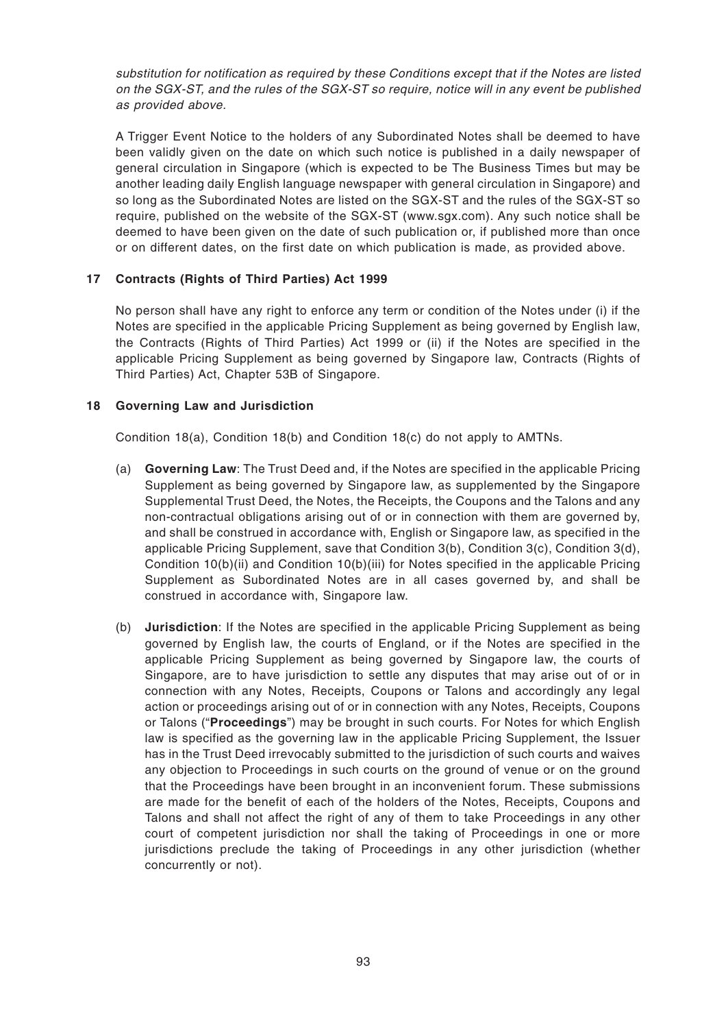*substitution for notification as required by these Conditions except that if the Notes are listed on the SGX-ST, and the rules of the SGX-ST so require, notice will in any event be published as provided above.*

A Trigger Event Notice to the holders of any Subordinated Notes shall be deemed to have been validly given on the date on which such notice is published in a daily newspaper of general circulation in Singapore (which is expected to be The Business Times but may be another leading daily English language newspaper with general circulation in Singapore) and so long as the Subordinated Notes are listed on the SGX-ST and the rules of the SGX-ST so require, published on the website of the SGX-ST (www.sgx.com). Any such notice shall be deemed to have been given on the date of such publication or, if published more than once or on different dates, on the first date on which publication is made, as provided above.

## 17 Contracts (Rights of Third Parties) Act 1999

No person shall have any right to enforce any term or condition of the Notes under (i) if the Notes are specified in the applicable Pricing Supplement as being governed by English law, the Contracts (Rights of Third Parties) Act 1999 or (ii) if the Notes are specified in the applicable Pricing Supplement as being governed by Singapore law, Contracts (Rights of Third Parties) Act, Chapter 53B of Singapore.

## 18 Governing Law and Jurisdiction

Condition 18(a), Condition 18(b) and Condition 18(c) do not apply to AMTNs.

(a) **Governing Law**: The Trust Deed and, if the Notes are specified in the applicable Pricing Supplement as being governed by Singapore law, as supplemented by the Singapore Supplemental Trust Deed, the Notes, the Receipts, the Coupons and the Talons and any non-contractual obligations arising out of or in connection with them are governed by, and shall be construed in accordance with, English or Singapore law, as specified in the applicable Pricing Supplement, save that Condition 3(b), Condition 3(c), Condition 3(d), Condition 10(b)(ii) and Condition 10(b)(iii) for Notes specified in the applicable Pricing Supplement as Subordinated Notes are in all cases governed by, and shall be construed in accordance with, Singapore law.

(b) **Jurisdiction**: If the Notes are specified in the applicable Pricing Supplement as being governed by English law, the courts of England, or if the Notes are specified in the applicable Pricing Supplement as being governed by Singapore law, the courts of Singapore, are to have jurisdiction to settle any disputes that may arise out of or in connection with any Notes, Receipts, Coupons or Talons and accordingly any legal action or proceedings arising out of or in connection with any Notes, Receipts, Coupons or Talons ("**Proceedings**") may be brought in such courts. For Notes for which English law is specified as the governing law in the applicable Pricing Supplement, the Issuer has in the Trust Deed irrevocably submitted to the jurisdiction of such courts and waives any objection to Proceedings in such courts on the ground of venue or on the ground that the Proceedings have been brought in an inconvenient forum. These submissions are made for the benefit of each of the holders of the Notes, Receipts, Coupons and Talons and shall not affect the right of any of them to take Proceedings in any other court of competent jurisdiction nor shall the taking of Proceedings in one or more jurisdictions preclude the taking of Proceedings in any other jurisdiction (whether concurrently or not).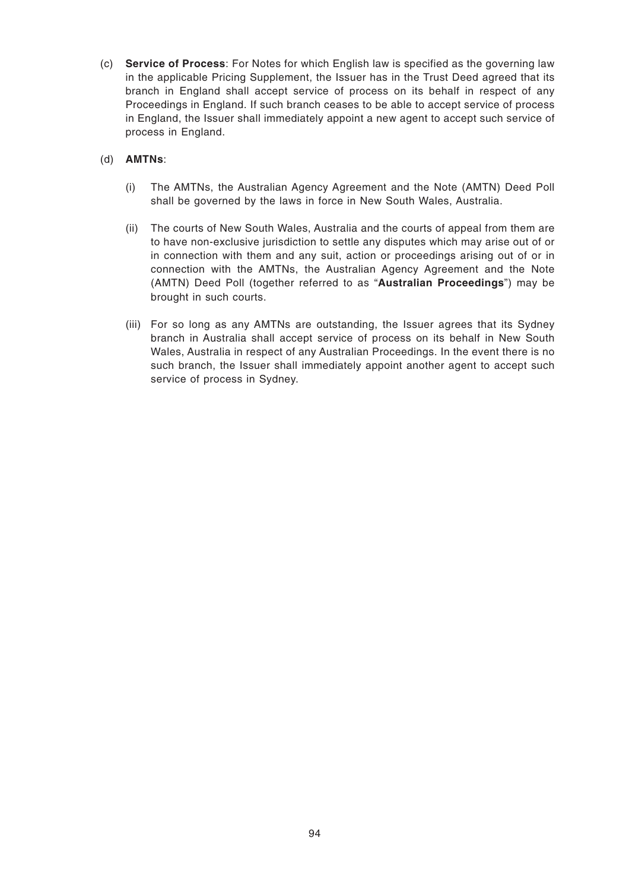(c) **Service of Process**: For Notes for which English law is specified as the governing law in the applicable Pricing Supplement, the Issuer has in the Trust Deed agreed that its branch in England shall accept service of process on its behalf in respect of any Proceedings in England. If such branch ceases to be able to accept service of process in England, the Issuer shall immediately appoint a new agent to accept such service of process in England.

(d) **AMTNs**:

(i) The AMTNs, the Australian Agency Agreement and the Note (AMTN) Deed Poll shall be governed by the laws in force in New South Wales, Australia.

(ii) The courts of New South Wales, Australia and the courts of appeal from them are to have non-exclusive jurisdiction to settle any disputes which may arise out of or in connection with them and any suit, action or proceedings arising out of or in connection with the AMTNs, the Australian Agency Agreement and the Note (AMTN) Deed Poll (together referred to as "**Australian Proceedings**") may be brought in such courts.

(iii) For so long as any AMTNs are outstanding, the Issuer agrees that its Sydney branch in Australia shall accept service of process on its behalf in New South Wales, Australia in respect of any Australian Proceedings. In the event there is no such branch, the Issuer shall immediately appoint another agent to accept such service of process in Sydney.